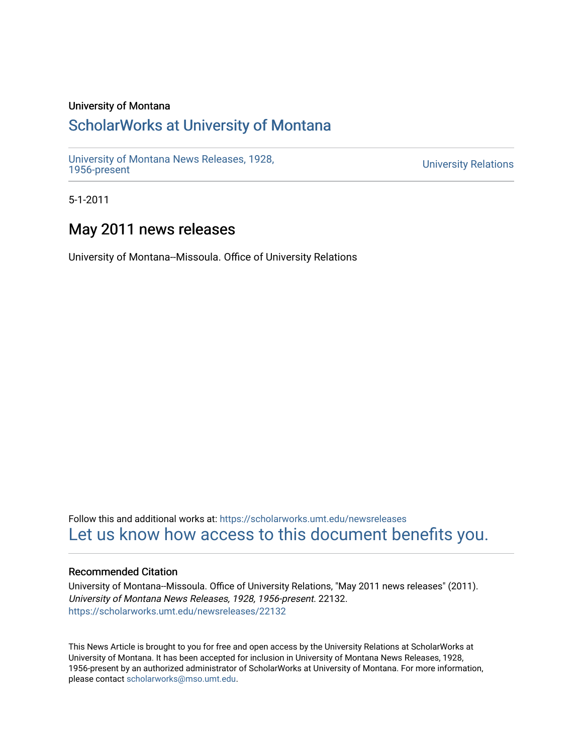University of Montana

# ScholarWorks at University of Montana

University of Montana News Releases, 1928, 1956-present

University Relations

5-1-2011

## May 2011 news releases

University of Montana--Missoula. Office of University Relations

Follow this and additional works at: https://scholarworks.umt.edu/newsreleases

Let us know how access to this document benefits you.

### Recommended Citation

University of Montana--Missoula. Office of University Relations, "May 2011 news releases" (2011). *University of Montana News Releases, 1928, 1956-present*. 22132.
https://scholarworks.umt.edu/newsreleases/22132

This News Article is brought to you for free and open access by the University Relations at ScholarWorks at University of Montana. It has been accepted for inclusion in University of Montana News Releases, 1928, 1956-present by an authorized administrator of ScholarWorks at University of Montana. For more information, please contact scholarworks@mso.umt.edu.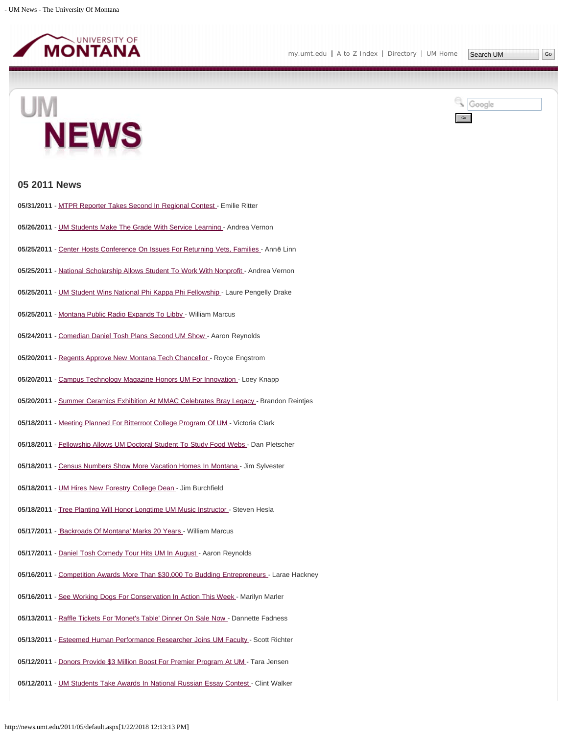## 05 2011 News

**05/31/2011** - MTPR Reporter Takes Second In Regional Contest - Emilie Ritter

**05/26/2011** - UM Students Make The Grade With Service Learning - Andrea Vernon

**05/25/2011** - Center Hosts Conference On Issues For Returning Vets, Families - Annē Linn

**05/25/2011** - National Scholarship Allows Student To Work With Nonprofit - Andrea Vernon

**05/25/2011** - UM Student Wins National Phi Kappa Phi Fellowship - Laure Pengelly Drake

**05/25/2011** - Montana Public Radio Expands To Libby - William Marcus

**05/24/2011** - Comedian Daniel Tosh Plans Second UM Show - Aaron Reynolds

**05/20/2011** - Regents Approve New Montana Tech Chancellor - Royce Engstrom

**05/20/2011** - Campus Technology Magazine Honors UM For Innovation - Loey Knapp

**05/20/2011** - Summer Ceramics Exhibition At MMAC Celebrates Bray Legacy - Brandon Reintjes

**05/18/2011** - Meeting Planned For Bitterroot College Program Of UM - Victoria Clark

**05/18/2011** - Fellowship Allows UM Doctoral Student To Study Food Webs - Dan Pletscher

**05/18/2011** - Census Numbers Show More Vacation Homes In Montana - Jim Sylvester

**05/18/2011** - UM Hires New Forestry College Dean - Jim Burchfield

**05/18/2011** - Tree Planting Will Honor Longtime UM Music Instructor - Steven Hesla

**05/17/2011** - 'Backroads Of Montana' Marks 20 Years - William Marcus

**05/17/2011** - Daniel Tosh Comedy Tour Hits UM In August - Aaron Reynolds

**05/16/2011** - Competition Awards More Than $30,000 To Budding Entrepreneurs - Larae Hackney

**05/16/2011** - See Working Dogs For Conservation In Action This Week - Marilyn Marler

**05/13/2011** - Raffle Tickets For 'Monet's Table' Dinner On Sale Now - Dannette Fadness

**05/13/2011** - Esteemed Human Performance Researcher Joins UM Faculty - Scott Richter

**05/12/2011** - Donors Provide $3 Million Boost For Premier Program At UM - Tara Jensen

**05/12/2011** - UM Students Take Awards In National Russian Essay Contest - Clint Walker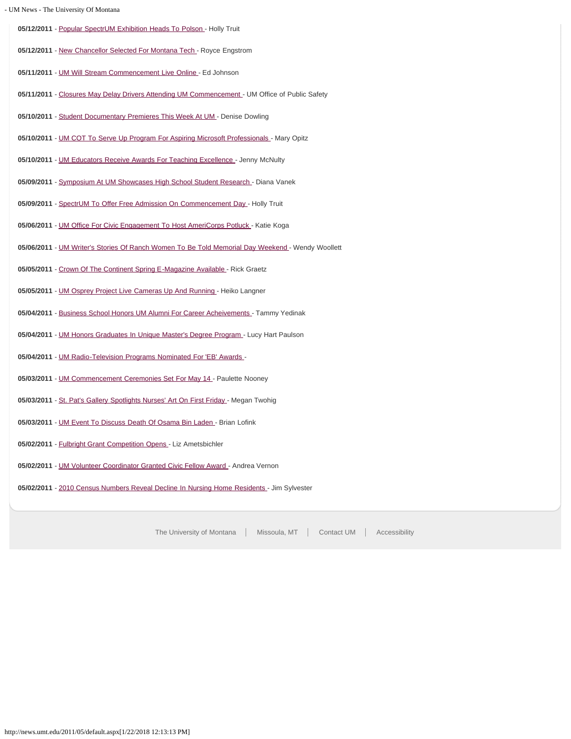**05/12/2011** - Popular SpectrUM Exhibition Heads To Polson - Holly Truit

**05/12/2011** - New Chancellor Selected For Montana Tech - Royce Engstrom

**05/11/2011** - UM Will Stream Commencement Live Online - Ed Johnson

**05/11/2011** - Closures May Delay Drivers Attending UM Commencement - UM Office of Public Safety

**05/10/2011** - Student Documentary Premieres This Week At UM - Denise Dowling

**05/10/2011** - UM COT To Serve Up Program For Aspiring Microsoft Professionals - Mary Opitz

**05/10/2011** - UM Educators Receive Awards For Teaching Excellence - Jenny McNulty

**05/09/2011** - Symposium At UM Showcases High School Student Research - Diana Vanek

**05/09/2011** - SpectrUM To Offer Free Admission On Commencement Day - Holly Truit

**05/06/2011** - UM Office For Civic Engagement To Host AmeriCorps Potluck - Katie Koga

**05/06/2011** - UM Writer's Stories Of Ranch Women To Be Told Memorial Day Weekend - Wendy Woollett

**05/05/2011** - Crown Of The Continent Spring E-Magazine Available - Rick Graetz

**05/05/2011** - UM Osprey Project Live Cameras Up And Running - Heiko Langner

**05/04/2011** - Business School Honors UM Alumni For Career Acheivements - Tammy Yedinak

**05/04/2011** - UM Honors Graduates In Unique Master's Degree Program - Lucy Hart Paulson

**05/04/2011** - UM Radio-Television Programs Nominated For 'EB' Awards -

**05/03/2011** - UM Commencement Ceremonies Set For May 14 - Paulette Nooney

**05/03/2011** - St. Pat's Gallery Spotlights Nurses' Art On First Friday - Megan Twohig

**05/03/2011** - UM Event To Discuss Death Of Osama Bin Laden - Brian Lofink

**05/02/2011** - Fulbright Grant Competition Opens - Liz Ametsbichler

**05/02/2011** - UM Volunteer Coordinator Granted Civic Fellow Award - Andrea Vernon

**05/02/2011** - 2010 Census Numbers Reveal Decline In Nursing Home Residents - Jim Sylvester

The University of Montana | Missoula, MT | Contact UM | Accessibility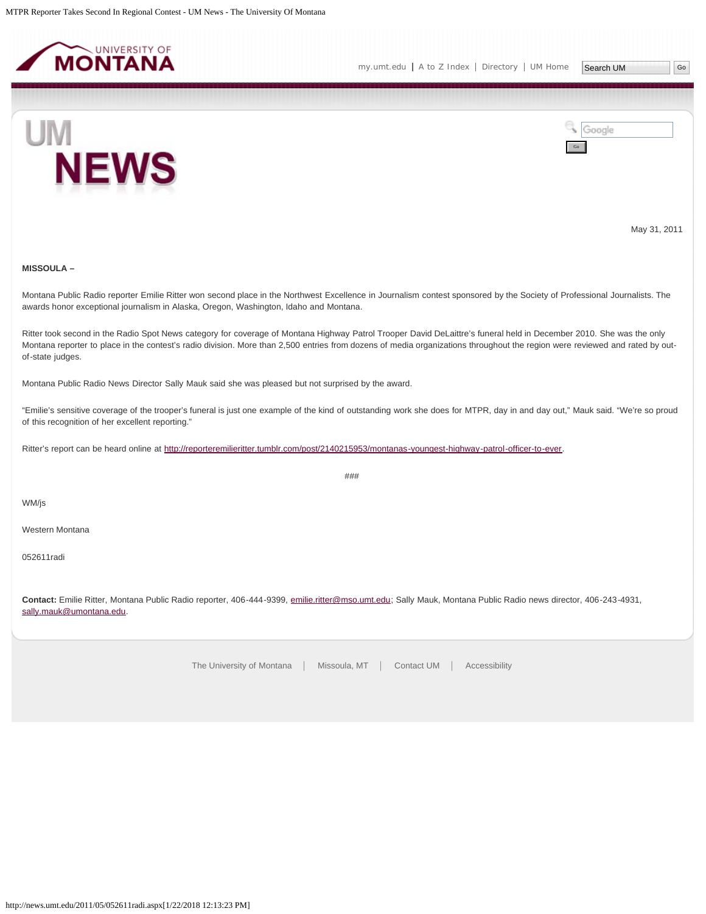May 31, 2011

**MISSOULA –**

Montana Public Radio reporter Emilie Ritter won second place in the Northwest Excellence in Journalism contest sponsored by the Society of Professional Journalists. The awards honor exceptional journalism in Alaska, Oregon, Washington, Idaho and Montana.

Ritter took second in the Radio Spot News category for coverage of Montana Highway Patrol Trooper David DeLaittre's funeral held in December 2010. She was the only Montana reporter to place in the contest's radio division. More than 2,500 entries from dozens of media organizations throughout the region were reviewed and rated by out-of-state judges.

Montana Public Radio News Director Sally Mauk said she was pleased but not surprised by the award.

"Emilie's sensitive coverage of the trooper's funeral is just one example of the kind of outstanding work she does for MTPR, day in and day out," Mauk said. "We're so proud of this recognition of her excellent reporting."

Ritter's report can be heard online at http://reporteremilieritter.tumblr.com/post/2140215953/montanas-youngest-highway-patrol-officer-to-ever.

###

WM/js

Western Montana

052611radi

**Contact:** Emilie Ritter, Montana Public Radio reporter, 406-444-9399, emilie.ritter@mso.umt.edu; Sally Mauk, Montana Public Radio news director, 406-243-4931, sally.mauk@umontana.edu.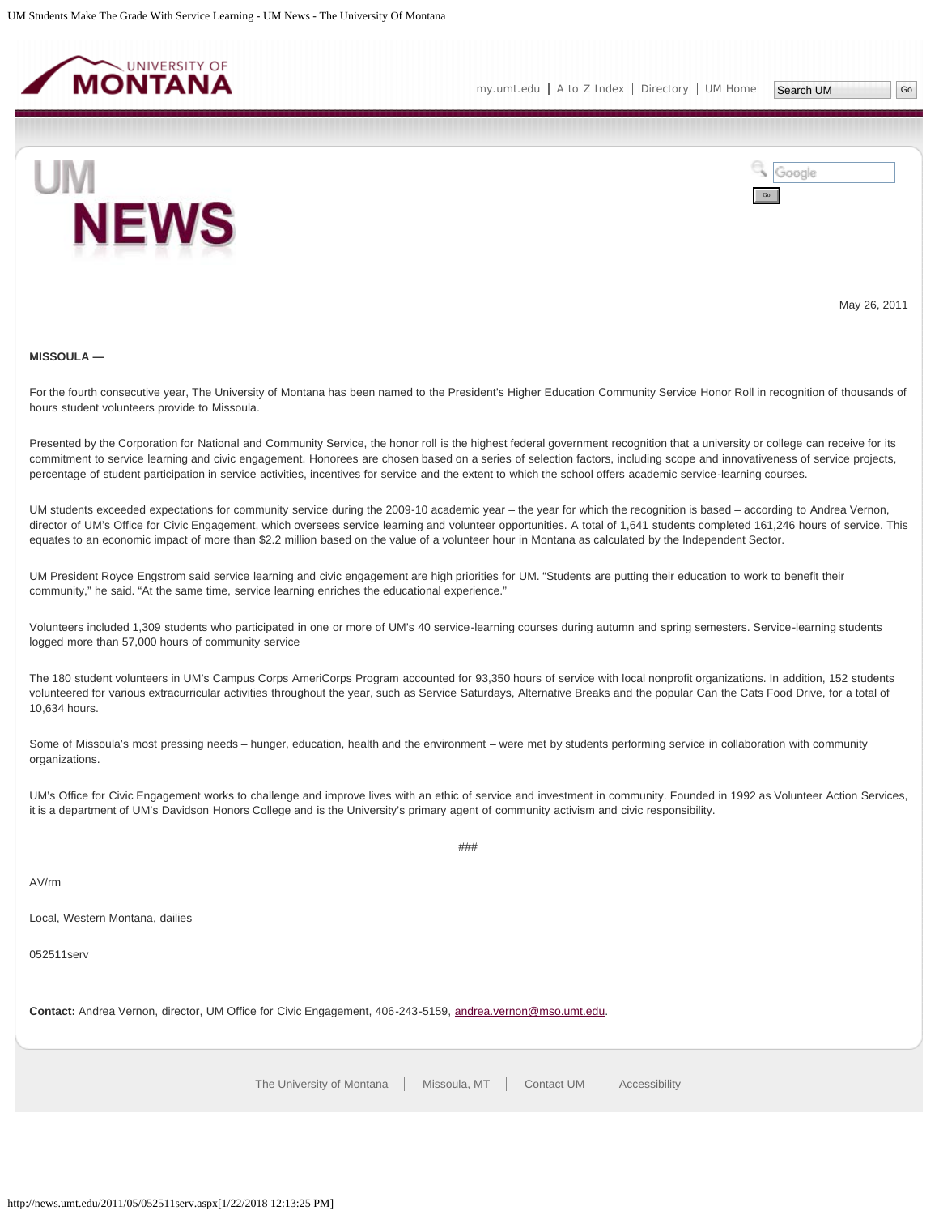May 26, 2011

**MISSOULA —**

For the fourth consecutive year, The University of Montana has been named to the President's Higher Education Community Service Honor Roll in recognition of thousands of hours student volunteers provide to Missoula.

Presented by the Corporation for National and Community Service, the honor roll is the highest federal government recognition that a university or college can receive for its commitment to service learning and civic engagement. Honorees are chosen based on a series of selection factors, including scope and innovativeness of service projects, percentage of student participation in service activities, incentives for service and the extent to which the school offers academic service-learning courses.

UM students exceeded expectations for community service during the 2009-10 academic year – the year for which the recognition is based – according to Andrea Vernon, director of UM's Office for Civic Engagement, which oversees service learning and volunteer opportunities. A total of 1,641 students completed 161,246 hours of service. This equates to an economic impact of more than $2.2 million based on the value of a volunteer hour in Montana as calculated by the Independent Sector.

UM President Royce Engstrom said service learning and civic engagement are high priorities for UM. "Students are putting their education to work to benefit their community," he said. "At the same time, service learning enriches the educational experience."

Volunteers included 1,309 students who participated in one or more of UM's 40 service-learning courses during autumn and spring semesters. Service-learning students logged more than 57,000 hours of community service

The 180 student volunteers in UM's Campus Corps AmeriCorps Program accounted for 93,350 hours of service with local nonprofit organizations. In addition, 152 students volunteered for various extracurricular activities throughout the year, such as Service Saturdays, Alternative Breaks and the popular Can the Cats Food Drive, for a total of 10,634 hours.

Some of Missoula's most pressing needs – hunger, education, health and the environment – were met by students performing service in collaboration with community organizations.

UM's Office for Civic Engagement works to challenge and improve lives with an ethic of service and investment in community. Founded in 1992 as Volunteer Action Services, it is a department of UM's Davidson Honors College and is the University's primary agent of community activism and civic responsibility.

###

AV/rm

Local, Western Montana, dailies

052511serv

**Contact:** Andrea Vernon, director, UM Office for Civic Engagement, 406-243-5159, andrea.vernon@mso.umt.edu.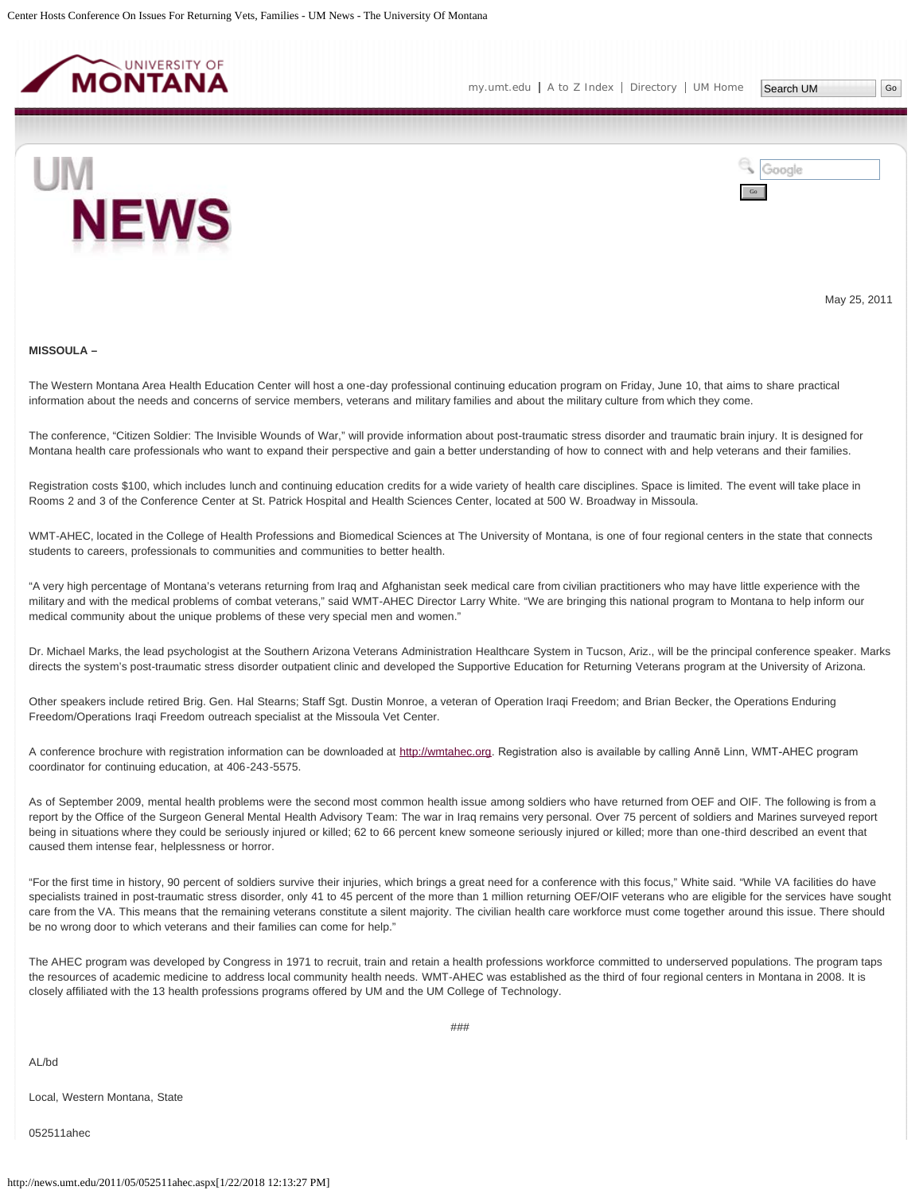May 25, 2011

**MISSOULA –**

The Western Montana Area Health Education Center will host a one-day professional continuing education program on Friday, June 10, that aims to share practical information about the needs and concerns of service members, veterans and military families and about the military culture from which they come.

The conference, "Citizen Soldier: The Invisible Wounds of War," will provide information about post-traumatic stress disorder and traumatic brain injury. It is designed for Montana health care professionals who want to expand their perspective and gain a better understanding of how to connect with and help veterans and their families.

Registration costs $100, which includes lunch and continuing education credits for a wide variety of health care disciplines. Space is limited. The event will take place in Rooms 2 and 3 of the Conference Center at St. Patrick Hospital and Health Sciences Center, located at 500 W. Broadway in Missoula.

WMT-AHEC, located in the College of Health Professions and Biomedical Sciences at The University of Montana, is one of four regional centers in the state that connects students to careers, professionals to communities and communities to better health.

"A very high percentage of Montana's veterans returning from Iraq and Afghanistan seek medical care from civilian practitioners who may have little experience with the military and with the medical problems of combat veterans," said WMT-AHEC Director Larry White. "We are bringing this national program to Montana to help inform our medical community about the unique problems of these very special men and women."

Dr. Michael Marks, the lead psychologist at the Southern Arizona Veterans Administration Healthcare System in Tucson, Ariz., will be the principal conference speaker. Marks directs the system's post-traumatic stress disorder outpatient clinic and developed the Supportive Education for Returning Veterans program at the University of Arizona.

Other speakers include retired Brig. Gen. Hal Stearns; Staff Sgt. Dustin Monroe, a veteran of Operation Iraqi Freedom; and Brian Becker, the Operations Enduring Freedom/Operations Iraqi Freedom outreach specialist at the Missoula Vet Center.

A conference brochure with registration information can be downloaded at http://wmtahec.org. Registration also is available by calling Annē Linn, WMT-AHEC program coordinator for continuing education, at 406-243-5575.

As of September 2009, mental health problems were the second most common health issue among soldiers who have returned from OEF and OIF. The following is from a report by the Office of the Surgeon General Mental Health Advisory Team: The war in Iraq remains very personal. Over 75 percent of soldiers and Marines surveyed report being in situations where they could be seriously injured or killed; 62 to 66 percent knew someone seriously injured or killed; more than one-third described an event that caused them intense fear, helplessness or horror.

"For the first time in history, 90 percent of soldiers survive their injuries, which brings a great need for a conference with this focus," White said. "While VA facilities do have specialists trained in post-traumatic stress disorder, only 41 to 45 percent of the more than 1 million returning OEF/OIF veterans who are eligible for the services have sought care from the VA. This means that the remaining veterans constitute a silent majority. The civilian health care workforce must come together around this issue. There should be no wrong door to which veterans and their families can come for help."

The AHEC program was developed by Congress in 1971 to recruit, train and retain a health professions workforce committed to underserved populations. The program taps the resources of academic medicine to address local community health needs. WMT-AHEC was established as the third of four regional centers in Montana in 2008. It is closely affiliated with the 13 health professions programs offered by UM and the UM College of Technology.

###

AL/bd

Local, Western Montana, State

052511ahec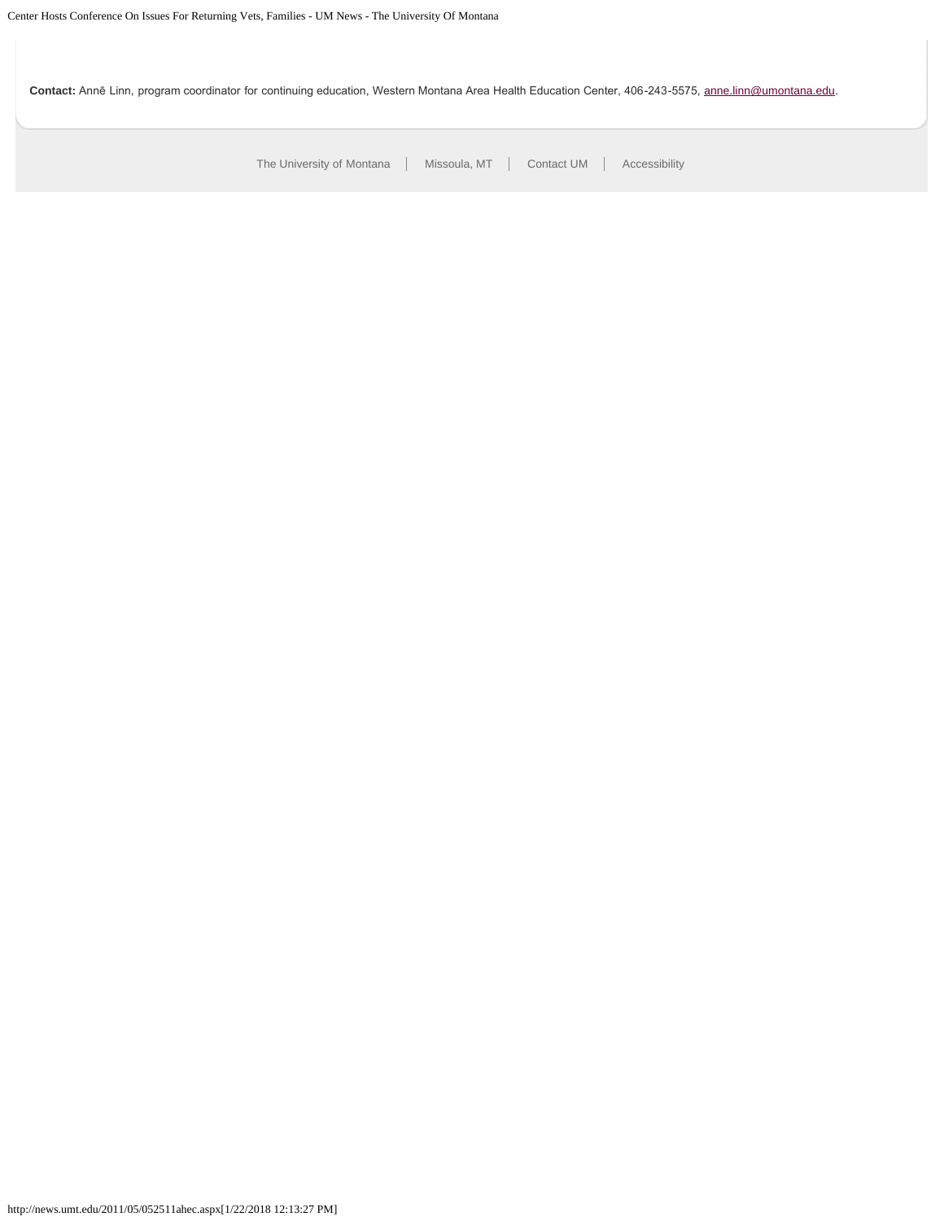**Contact:** Annē Linn, program coordinator for continuing education, Western Montana Area Health Education Center, 406-243-5575, anne.linn@umontana.edu.

The University of Montana | Missoula, MT | Contact UM | Accessibility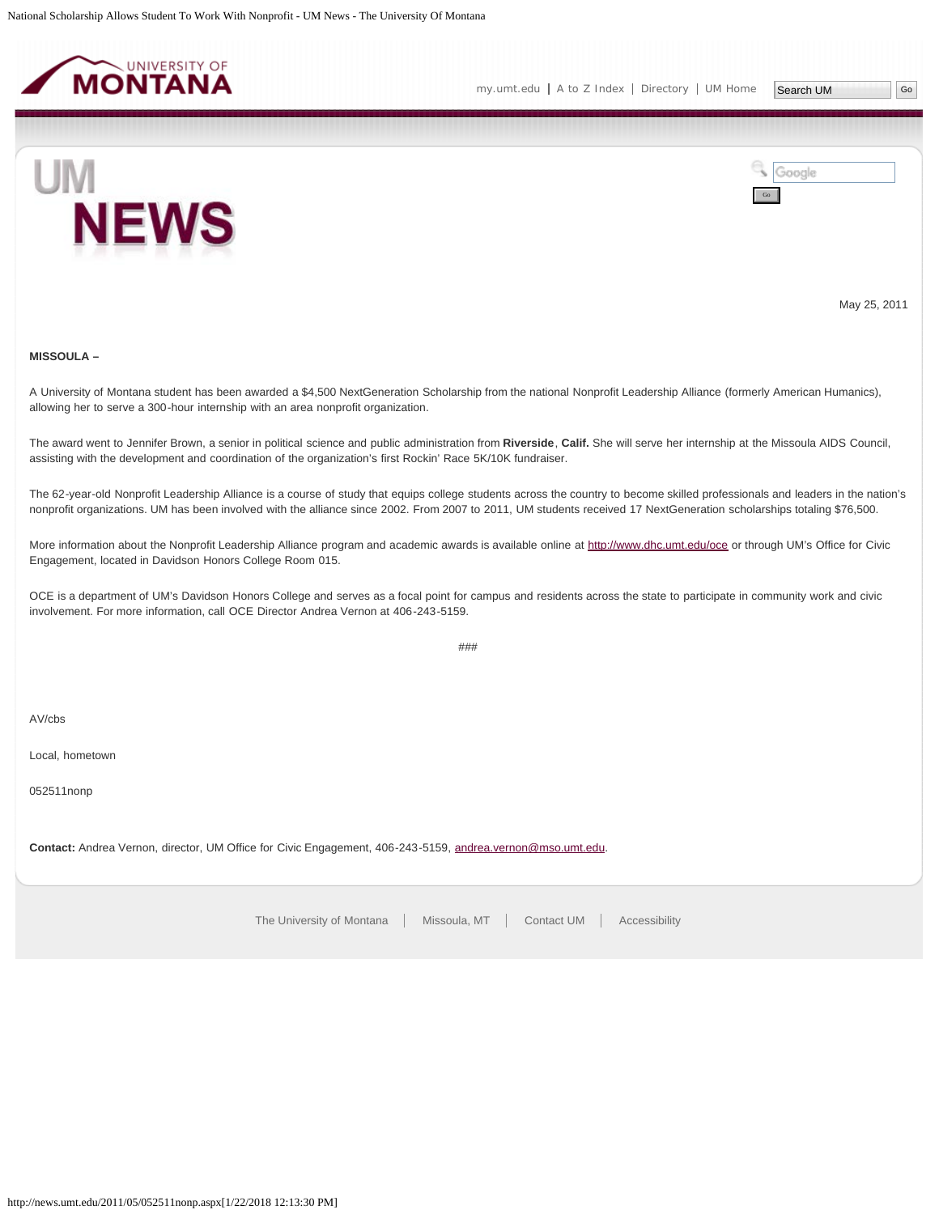May 25, 2011

**MISSOULA –**

A University of Montana student has been awarded a $4,500 NextGeneration Scholarship from the national Nonprofit Leadership Alliance (formerly American Humanics), allowing her to serve a 300-hour internship with an area nonprofit organization.

The award went to Jennifer Brown, a senior in political science and public administration from **Riverside**, **Calif.** She will serve her internship at the Missoula AIDS Council, assisting with the development and coordination of the organization's first Rockin' Race 5K/10K fundraiser.

The 62-year-old Nonprofit Leadership Alliance is a course of study that equips college students across the country to become skilled professionals and leaders in the nation's nonprofit organizations. UM has been involved with the alliance since 2002. From 2007 to 2011, UM students received 17 NextGeneration scholarships totaling $76,500.

More information about the Nonprofit Leadership Alliance program and academic awards is available online at http://www.dhc.umt.edu/oce or through UM's Office for Civic Engagement, located in Davidson Honors College Room 015.

OCE is a department of UM's Davidson Honors College and serves as a focal point for campus and residents across the state to participate in community work and civic involvement. For more information, call OCE Director Andrea Vernon at 406-243-5159.

###

AV/cbs

Local, hometown

052511nonp

**Contact:** Andrea Vernon, director, UM Office for Civic Engagement, 406-243-5159, andrea.vernon@mso.umt.edu.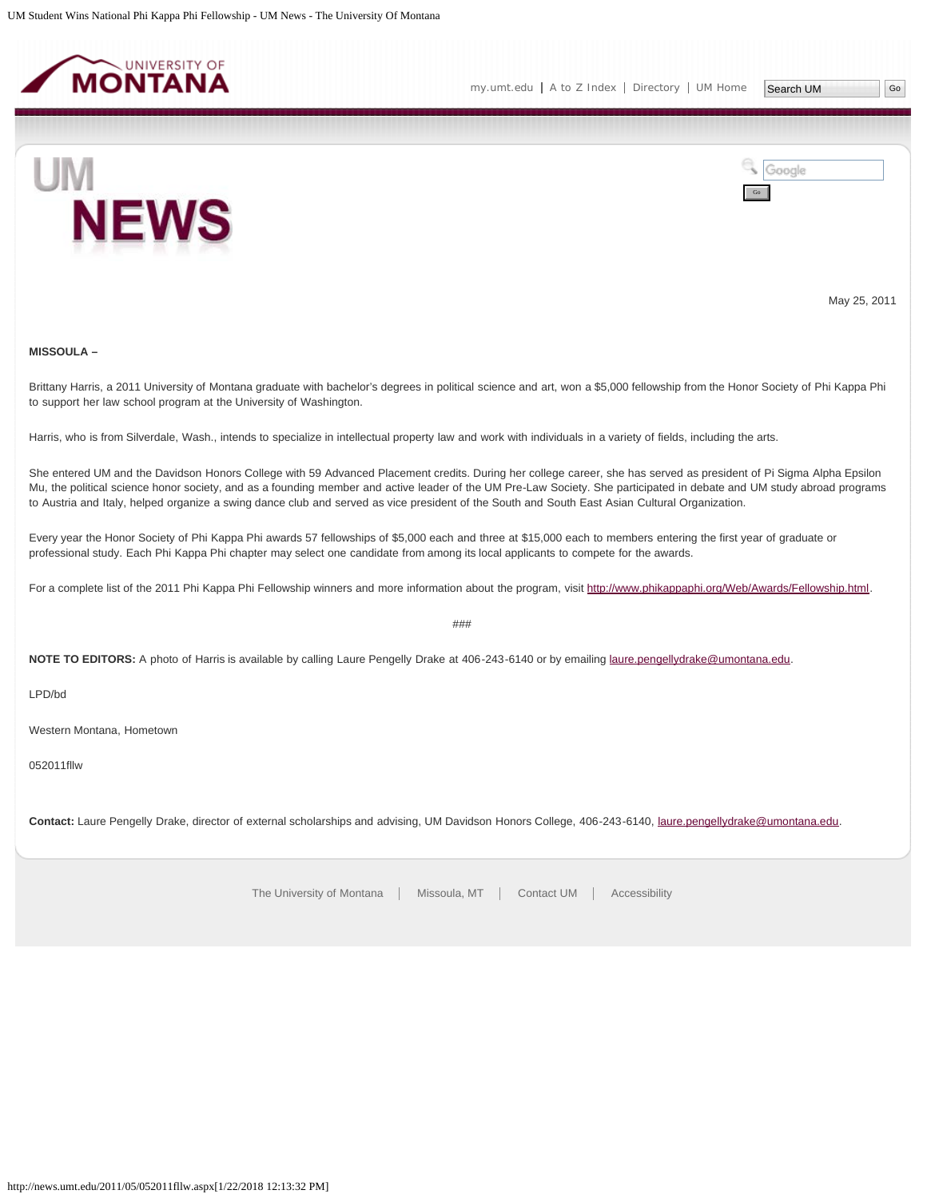May 25, 2011

**MISSOULA –**

Brittany Harris, a 2011 University of Montana graduate with bachelor's degrees in political science and art, won a $5,000 fellowship from the Honor Society of Phi Kappa Phi to support her law school program at the University of Washington.

Harris, who is from Silverdale, Wash., intends to specialize in intellectual property law and work with individuals in a variety of fields, including the arts.

She entered UM and the Davidson Honors College with 59 Advanced Placement credits. During her college career, she has served as president of Pi Sigma Alpha Epsilon Mu, the political science honor society, and as a founding member and active leader of the UM Pre-Law Society. She participated in debate and UM study abroad programs to Austria and Italy, helped organize a swing dance club and served as vice president of the South and South East Asian Cultural Organization.

Every year the Honor Society of Phi Kappa Phi awards 57 fellowships of $5,000 each and three at $15,000 each to members entering the first year of graduate or professional study. Each Phi Kappa Phi chapter may select one candidate from among its local applicants to compete for the awards.

For a complete list of the 2011 Phi Kappa Phi Fellowship winners and more information about the program, visit http://www.phikappaphi.org/Web/Awards/Fellowship.html.

###

**NOTE TO EDITORS:** A photo of Harris is available by calling Laure Pengelly Drake at 406-243-6140 or by emailing laure.pengellydrake@umontana.edu.

LPD/bd

Western Montana, Hometown

052011fllw

**Contact:** Laure Pengelly Drake, director of external scholarships and advising, UM Davidson Honors College, 406-243-6140, laure.pengellydrake@umontana.edu.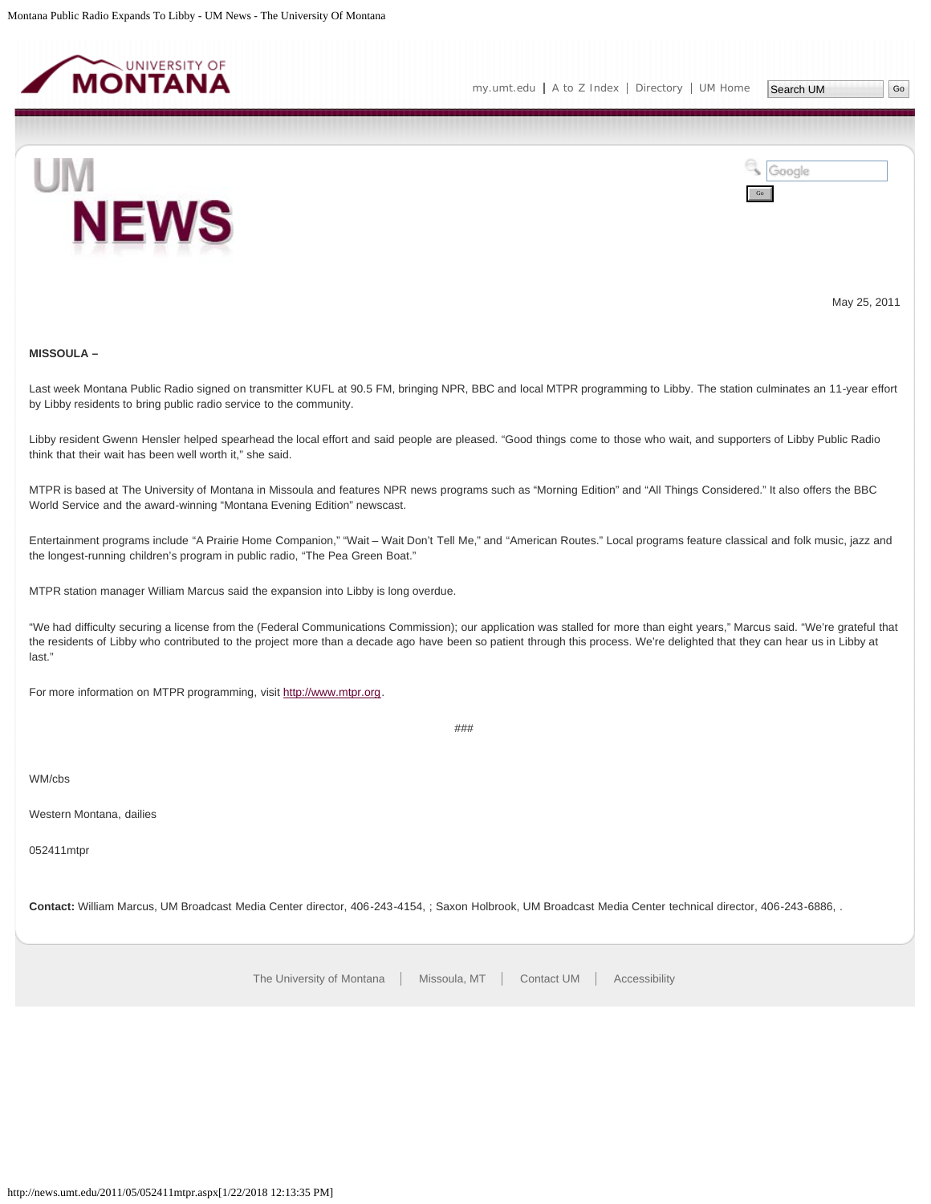May 25, 2011

**MISSOULA –**

Last week Montana Public Radio signed on transmitter KUFL at 90.5 FM, bringing NPR, BBC and local MTPR programming to Libby. The station culminates an 11-year effort by Libby residents to bring public radio service to the community.

Libby resident Gwenn Hensler helped spearhead the local effort and said people are pleased. "Good things come to those who wait, and supporters of Libby Public Radio think that their wait has been well worth it," she said.

MTPR is based at The University of Montana in Missoula and features NPR news programs such as "Morning Edition" and "All Things Considered." It also offers the BBC World Service and the award-winning "Montana Evening Edition" newscast.

Entertainment programs include "A Prairie Home Companion," "Wait – Wait Don't Tell Me," and "American Routes." Local programs feature classical and folk music, jazz and the longest-running children's program in public radio, "The Pea Green Boat."

MTPR station manager William Marcus said the expansion into Libby is long overdue.

"We had difficulty securing a license from the (Federal Communications Commission); our application was stalled for more than eight years," Marcus said. "We're grateful that the residents of Libby who contributed to the project more than a decade ago have been so patient through this process. We're delighted that they can hear us in Libby at last."

For more information on MTPR programming, visit http://www.mtpr.org.

###

WM/cbs

Western Montana, dailies

052411mtpr

**Contact:** William Marcus, UM Broadcast Media Center director, 406-243-4154, ; Saxon Holbrook, UM Broadcast Media Center technical director, 406-243-6886, .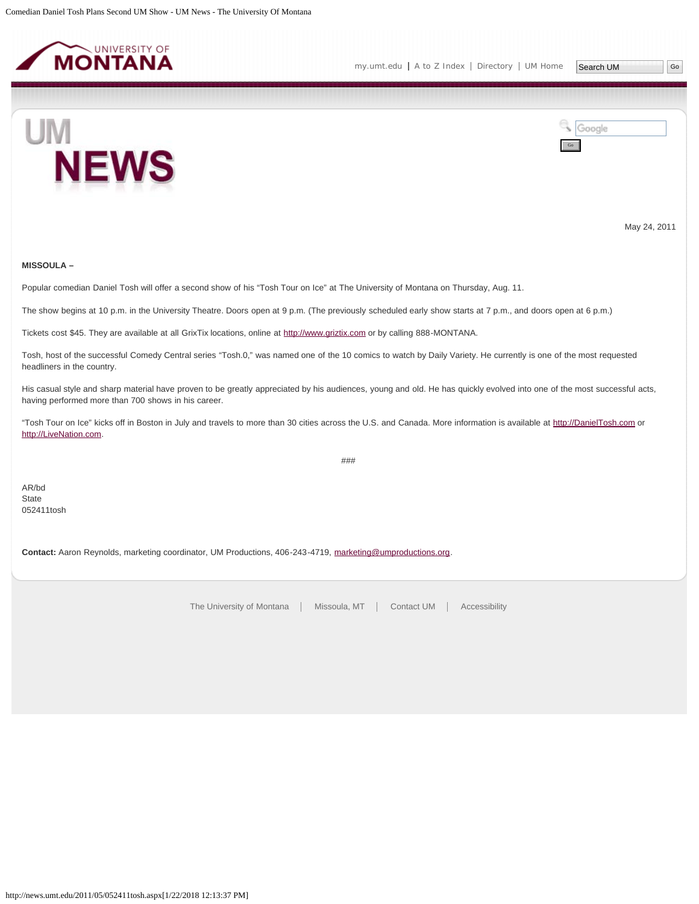May 24, 2011

**MISSOULA –**

Popular comedian Daniel Tosh will offer a second show of his “Tosh Tour on Ice” at The University of Montana on Thursday, Aug. 11.

The show begins at 10 p.m. in the University Theatre. Doors open at 9 p.m. (The previously scheduled early show starts at 7 p.m., and doors open at 6 p.m.)

Tickets cost $45. They are available at all GrixTix locations, online at http://www.griztix.com or by calling 888-MONTANA.

Tosh, host of the successful Comedy Central series “Tosh.0,” was named one of the 10 comics to watch by Daily Variety. He currently is one of the most requested headliners in the country.

His casual style and sharp material have proven to be greatly appreciated by his audiences, young and old. He has quickly evolved into one of the most successful acts, having performed more than 700 shows in his career.

“Tosh Tour on Ice” kicks off in Boston in July and travels to more than 30 cities across the U.S. and Canada. More information is available at http://DanielTosh.com or http://LiveNation.com.

###

AR/bd
State
052411tosh

**Contact:** Aaron Reynolds, marketing coordinator, UM Productions, 406-243-4719, marketing@umproductions.org.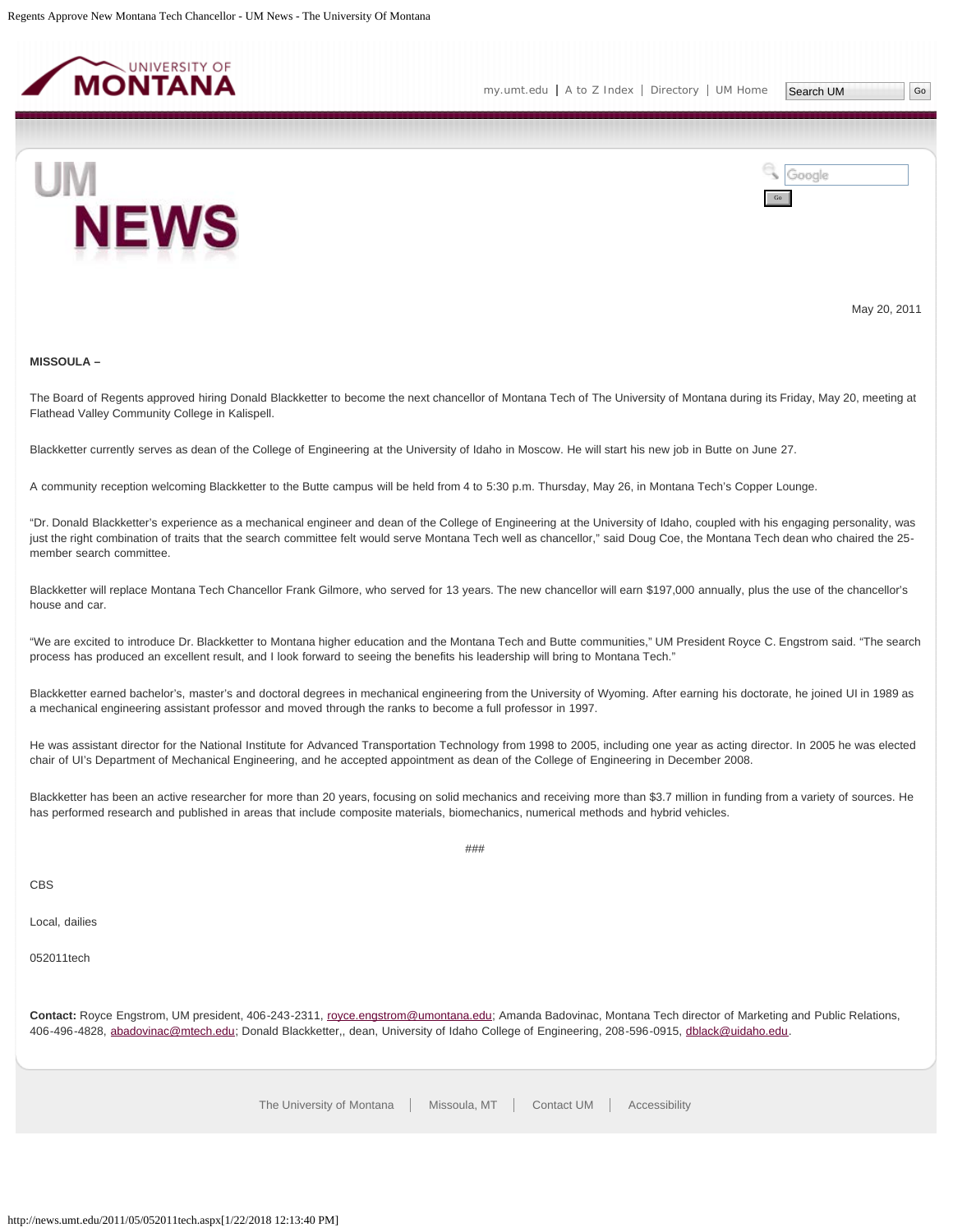May 20, 2011

**MISSOULA –**

The Board of Regents approved hiring Donald Blackketter to become the next chancellor of Montana Tech of The University of Montana during its Friday, May 20, meeting at Flathead Valley Community College in Kalispell.

Blackketter currently serves as dean of the College of Engineering at the University of Idaho in Moscow. He will start his new job in Butte on June 27.

A community reception welcoming Blackketter to the Butte campus will be held from 4 to 5:30 p.m. Thursday, May 26, in Montana Tech's Copper Lounge.

"Dr. Donald Blackketter's experience as a mechanical engineer and dean of the College of Engineering at the University of Idaho, coupled with his engaging personality, was just the right combination of traits that the search committee felt would serve Montana Tech well as chancellor," said Doug Coe, the Montana Tech dean who chaired the 25-member search committee.

Blackketter will replace Montana Tech Chancellor Frank Gilmore, who served for 13 years. The new chancellor will earn $197,000 annually, plus the use of the chancellor's house and car.

"We are excited to introduce Dr. Blackketter to Montana higher education and the Montana Tech and Butte communities," UM President Royce C. Engstrom said. "The search process has produced an excellent result, and I look forward to seeing the benefits his leadership will bring to Montana Tech."

Blackketter earned bachelor's, master's and doctoral degrees in mechanical engineering from the University of Wyoming. After earning his doctorate, he joined UI in 1989 as a mechanical engineering assistant professor and moved through the ranks to become a full professor in 1997.

He was assistant director for the National Institute for Advanced Transportation Technology from 1998 to 2005, including one year as acting director. In 2005 he was elected chair of UI's Department of Mechanical Engineering, and he accepted appointment as dean of the College of Engineering in December 2008.

Blackketter has been an active researcher for more than 20 years, focusing on solid mechanics and receiving more than $3.7 million in funding from a variety of sources. He has performed research and published in areas that include composite materials, biomechanics, numerical methods and hybrid vehicles.

###

CBS

Local, dailies

052011tech

**Contact:** Royce Engstrom, UM president, 406-243-2311, royce.engstrom@umontana.edu; Amanda Badovinac, Montana Tech director of Marketing and Public Relations, 406-496-4828, abadovinac@mtech.edu; Donald Blackketter,, dean, University of Idaho College of Engineering, 208-596-0915, dblack@uidaho.edu.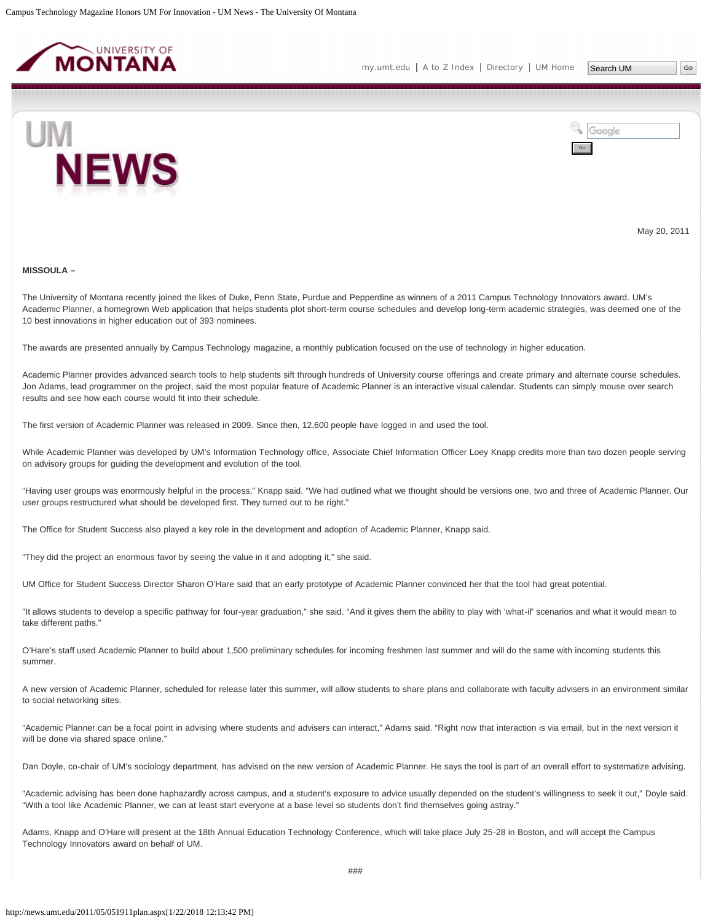May 20, 2011

**MISSOULA –**

The University of Montana recently joined the likes of Duke, Penn State, Purdue and Pepperdine as winners of a 2011 Campus Technology Innovators award. UM's Academic Planner, a homegrown Web application that helps students plot short-term course schedules and develop long-term academic strategies, was deemed one of the 10 best innovations in higher education out of 393 nominees.

The awards are presented annually by Campus Technology magazine, a monthly publication focused on the use of technology in higher education.

Academic Planner provides advanced search tools to help students sift through hundreds of University course offerings and create primary and alternate course schedules. Jon Adams, lead programmer on the project, said the most popular feature of Academic Planner is an interactive visual calendar. Students can simply mouse over search results and see how each course would fit into their schedule.

The first version of Academic Planner was released in 2009. Since then, 12,600 people have logged in and used the tool.

While Academic Planner was developed by UM's Information Technology office, Associate Chief Information Officer Loey Knapp credits more than two dozen people serving on advisory groups for guiding the development and evolution of the tool.

"Having user groups was enormously helpful in the process," Knapp said. "We had outlined what we thought should be versions one, two and three of Academic Planner. Our user groups restructured what should be developed first. They turned out to be right."

The Office for Student Success also played a key role in the development and adoption of Academic Planner, Knapp said.

"They did the project an enormous favor by seeing the value in it and adopting it," she said.

UM Office for Student Success Director Sharon O'Hare said that an early prototype of Academic Planner convinced her that the tool had great potential.

"It allows students to develop a specific pathway for four-year graduation," she said. "And it gives them the ability to play with 'what-if' scenarios and what it would mean to take different paths."

O'Hare's staff used Academic Planner to build about 1,500 preliminary schedules for incoming freshmen last summer and will do the same with incoming students this summer.

A new version of Academic Planner, scheduled for release later this summer, will allow students to share plans and collaborate with faculty advisers in an environment similar to social networking sites.

"Academic Planner can be a focal point in advising where students and advisers can interact," Adams said. "Right now that interaction is via email, but in the next version it will be done via shared space online."

Dan Doyle, co-chair of UM's sociology department, has advised on the new version of Academic Planner. He says the tool is part of an overall effort to systematize advising.

"Academic advising has been done haphazardly across campus, and a student's exposure to advice usually depended on the student's willingness to seek it out," Doyle said. "With a tool like Academic Planner, we can at least start everyone at a base level so students don't find themselves going astray."

Adams, Knapp and O'Hare will present at the 18th Annual Education Technology Conference, which will take place July 25-28 in Boston, and will accept the Campus Technology Innovators award on behalf of UM.

###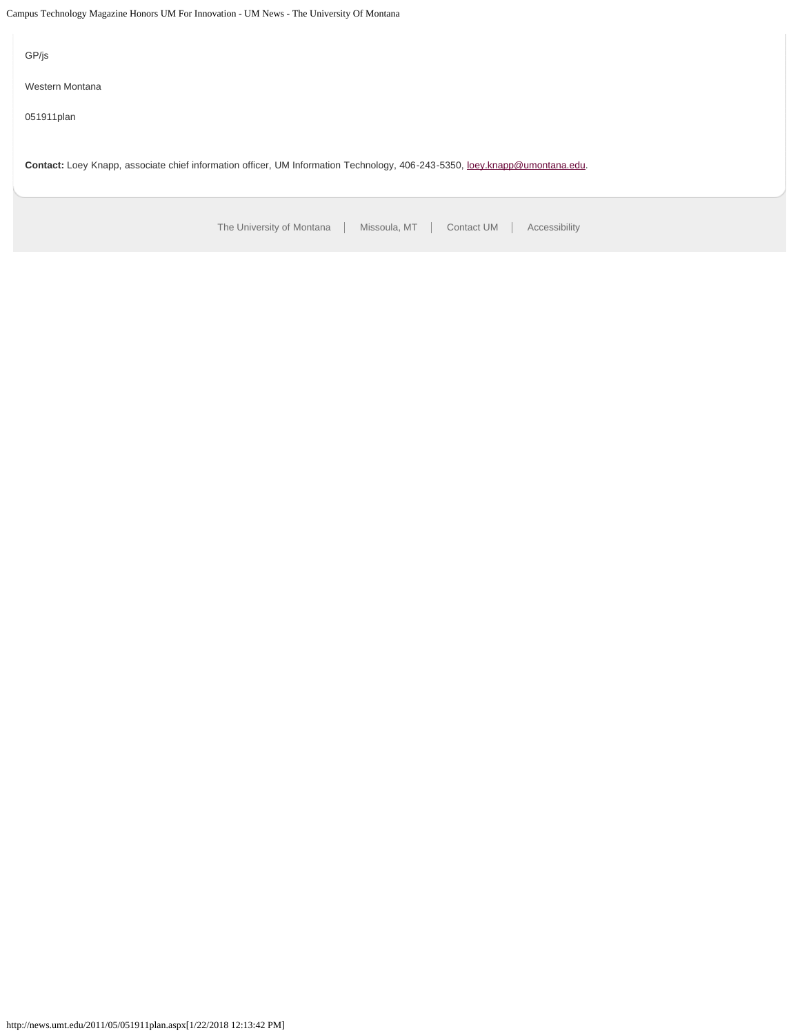GP/js

Western Montana

051911plan

**Contact:** Loey Knapp, associate chief information officer, UM Information Technology, 406-243-5350, loey.knapp@umontana.edu.

The University of Montana | Missoula, MT | Contact UM | Accessibility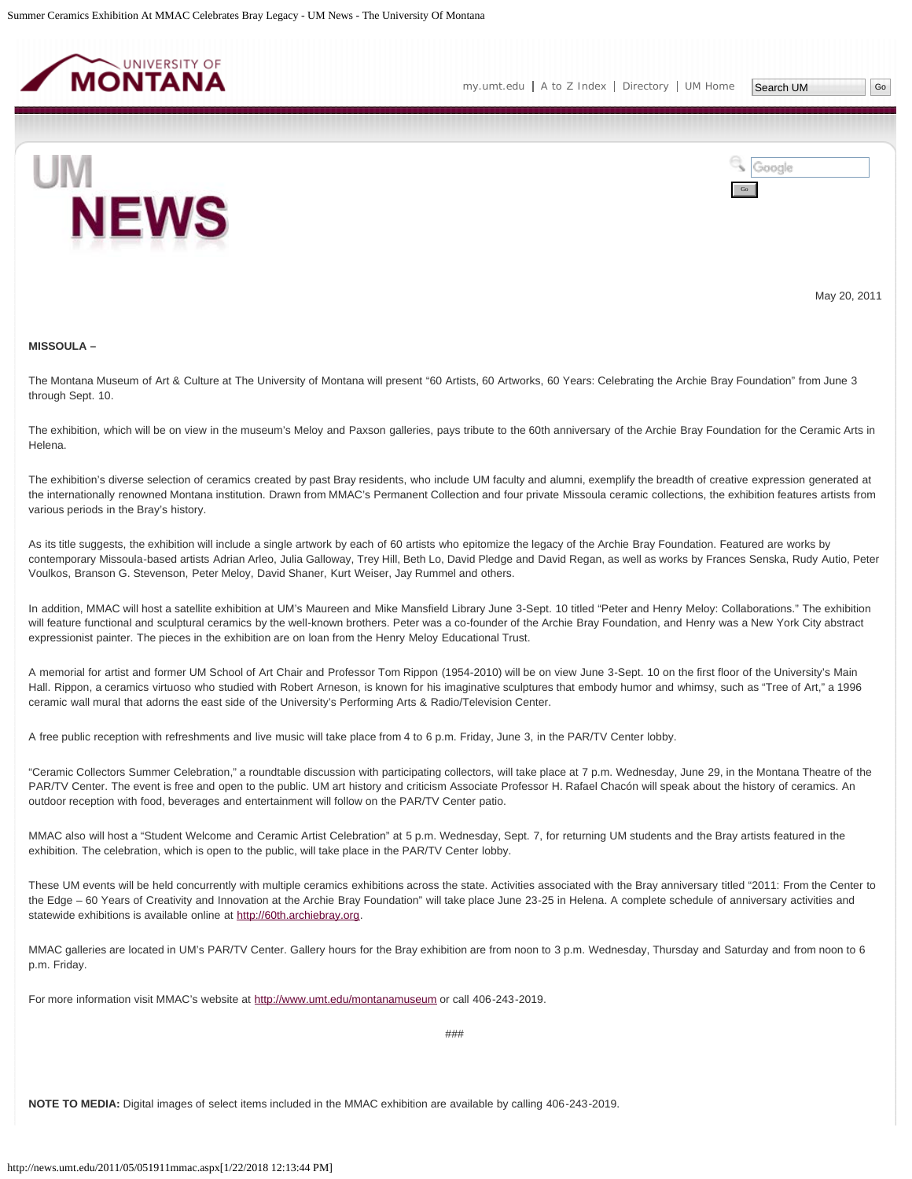May 20, 2011

**MISSOULA –**

The Montana Museum of Art & Culture at The University of Montana will present “60 Artists, 60 Artworks, 60 Years: Celebrating the Archie Bray Foundation” from June 3 through Sept. 10.

The exhibition, which will be on view in the museum’s Meloy and Paxson galleries, pays tribute to the 60th anniversary of the Archie Bray Foundation for the Ceramic Arts in Helena.

The exhibition’s diverse selection of ceramics created by past Bray residents, who include UM faculty and alumni, exemplify the breadth of creative expression generated at the internationally renowned Montana institution. Drawn from MMAC’s Permanent Collection and four private Missoula ceramic collections, the exhibition features artists from various periods in the Bray’s history.

As its title suggests, the exhibition will include a single artwork by each of 60 artists who epitomize the legacy of the Archie Bray Foundation. Featured are works by contemporary Missoula-based artists Adrian Arleo, Julia Galloway, Trey Hill, Beth Lo, David Pledge and David Regan, as well as works by Frances Senska, Rudy Autio, Peter Voulkos, Branson G. Stevenson, Peter Meloy, David Shaner, Kurt Weiser, Jay Rummel and others.

In addition, MMAC will host a satellite exhibition at UM’s Maureen and Mike Mansfield Library June 3-Sept. 10 titled “Peter and Henry Meloy: Collaborations.” The exhibition will feature functional and sculptural ceramics by the well-known brothers. Peter was a co-founder of the Archie Bray Foundation, and Henry was a New York City abstract expressionist painter. The pieces in the exhibition are on loan from the Henry Meloy Educational Trust.

A memorial for artist and former UM School of Art Chair and Professor Tom Rippon (1954-2010) will be on view June 3-Sept. 10 on the first floor of the University’s Main Hall. Rippon, a ceramics virtuoso who studied with Robert Arneson, is known for his imaginative sculptures that embody humor and whimsy, such as “Tree of Art,” a 1996 ceramic wall mural that adorns the east side of the University’s Performing Arts & Radio/Television Center.

A free public reception with refreshments and live music will take place from 4 to 6 p.m. Friday, June 3, in the PAR/TV Center lobby.

“Ceramic Collectors Summer Celebration,” a roundtable discussion with participating collectors, will take place at 7 p.m. Wednesday, June 29, in the Montana Theatre of the PAR/TV Center. The event is free and open to the public. UM art history and criticism Associate Professor H. Rafael Chacón will speak about the history of ceramics. An outdoor reception with food, beverages and entertainment will follow on the PAR/TV Center patio.

MMAC also will host a “Student Welcome and Ceramic Artist Celebration” at 5 p.m. Wednesday, Sept. 7, for returning UM students and the Bray artists featured in the exhibition. The celebration, which is open to the public, will take place in the PAR/TV Center lobby.

These UM events will be held concurrently with multiple ceramics exhibitions across the state. Activities associated with the Bray anniversary titled “2011: From the Center to the Edge – 60 Years of Creativity and Innovation at the Archie Bray Foundation” will take place June 23-25 in Helena. A complete schedule of anniversary activities and statewide exhibitions is available online at http://60th.archiebray.org.

MMAC galleries are located in UM’s PAR/TV Center. Gallery hours for the Bray exhibition are from noon to 3 p.m. Wednesday, Thursday and Saturday and from noon to 6 p.m. Friday.

For more information visit MMAC’s website at http://www.umt.edu/montanamuseum or call 406-243-2019.

###

**NOTE TO MEDIA:** Digital images of select items included in the MMAC exhibition are available by calling 406-243-2019.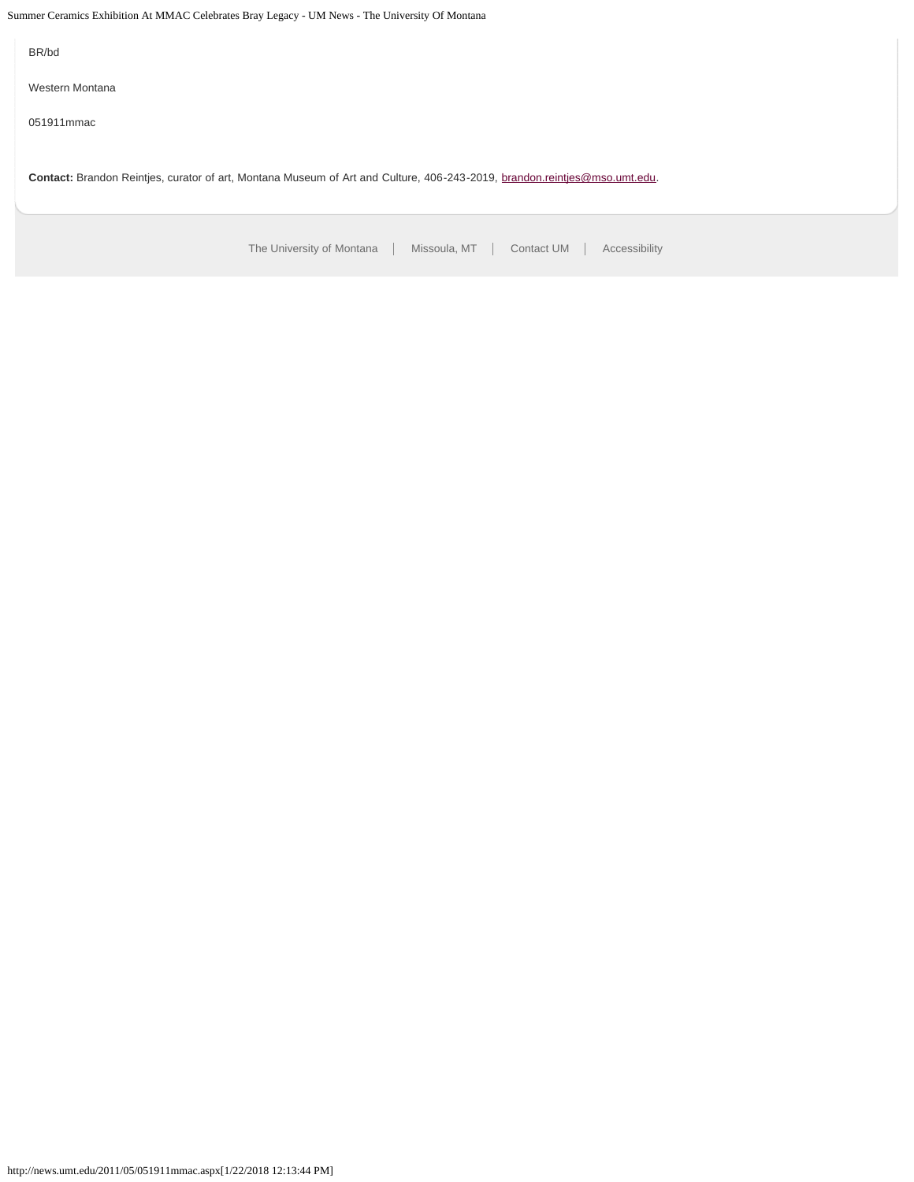BR/bd

Western Montana

051911mmac

**Contact:** Brandon Reintjes, curator of art, Montana Museum of Art and Culture, 406-243-2019, brandon.reintjes@mso.umt.edu.

The University of Montana | Missoula, MT | Contact UM | Accessibility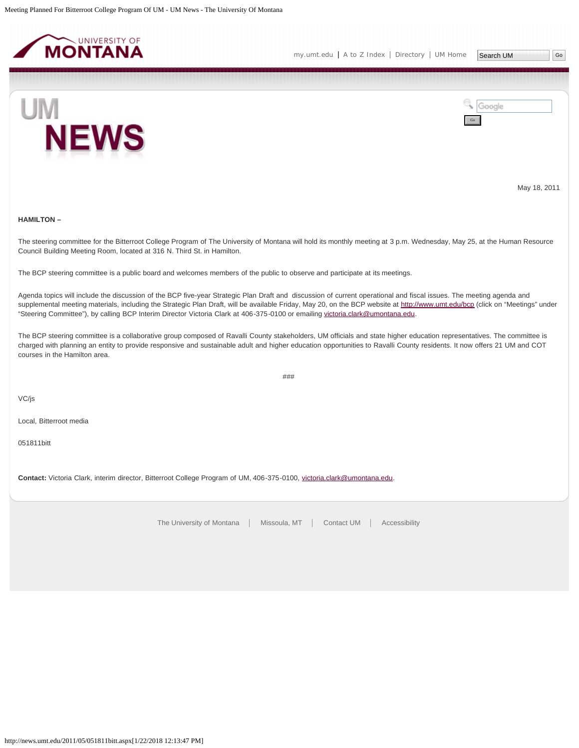May 18, 2011

**HAMILTON –**

The steering committee for the Bitterroot College Program of The University of Montana will hold its monthly meeting at 3 p.m. Wednesday, May 25, at the Human Resource Council Building Meeting Room, located at 316 N. Third St. in Hamilton.

The BCP steering committee is a public board and welcomes members of the public to observe and participate at its meetings.

Agenda topics will include the discussion of the BCP five-year Strategic Plan Draft and discussion of current operational and fiscal issues. The meeting agenda and supplemental meeting materials, including the Strategic Plan Draft, will be available Friday, May 20, on the BCP website at http://www.umt.edu/bcp (click on "Meetings" under "Steering Committee"), by calling BCP Interim Director Victoria Clark at 406-375-0100 or emailing victoria.clark@umontana.edu.

The BCP steering committee is a collaborative group composed of Ravalli County stakeholders, UM officials and state higher education representatives. The committee is charged with planning an entity to provide responsive and sustainable adult and higher education opportunities to Ravalli County residents. It now offers 21 UM and COT courses in the Hamilton area.

###

VC/js

Local, Bitterroot media

051811bitt

**Contact:** Victoria Clark, interim director, Bitterroot College Program of UM, 406-375-0100, victoria.clark@umontana.edu.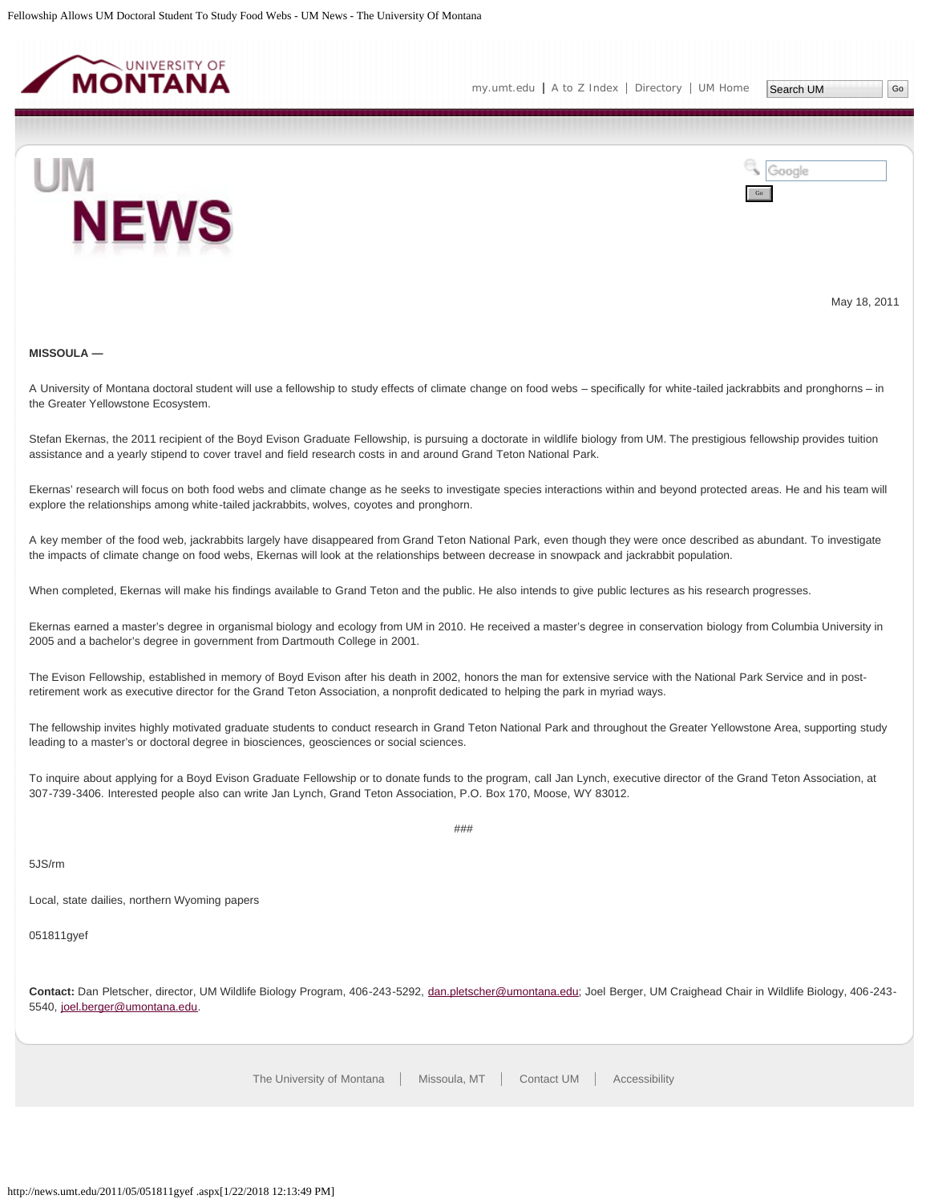May 18, 2011

**MISSOULA —**

A University of Montana doctoral student will use a fellowship to study effects of climate change on food webs – specifically for white-tailed jackrabbits and pronghorns – in the Greater Yellowstone Ecosystem.

Stefan Ekernas, the 2011 recipient of the Boyd Evison Graduate Fellowship, is pursuing a doctorate in wildlife biology from UM. The prestigious fellowship provides tuition assistance and a yearly stipend to cover travel and field research costs in and around Grand Teton National Park.

Ekernas' research will focus on both food webs and climate change as he seeks to investigate species interactions within and beyond protected areas. He and his team will explore the relationships among white-tailed jackrabbits, wolves, coyotes and pronghorn.

A key member of the food web, jackrabbits largely have disappeared from Grand Teton National Park, even though they were once described as abundant. To investigate the impacts of climate change on food webs, Ekernas will look at the relationships between decrease in snowpack and jackrabbit population.

When completed, Ekernas will make his findings available to Grand Teton and the public. He also intends to give public lectures as his research progresses.

Ekernas earned a master's degree in organismal biology and ecology from UM in 2010. He received a master's degree in conservation biology from Columbia University in 2005 and a bachelor's degree in government from Dartmouth College in 2001.

The Evison Fellowship, established in memory of Boyd Evison after his death in 2002, honors the man for extensive service with the National Park Service and in post-retirement work as executive director for the Grand Teton Association, a nonprofit dedicated to helping the park in myriad ways.

The fellowship invites highly motivated graduate students to conduct research in Grand Teton National Park and throughout the Greater Yellowstone Area, supporting study leading to a master's or doctoral degree in biosciences, geosciences or social sciences.

To inquire about applying for a Boyd Evison Graduate Fellowship or to donate funds to the program, call Jan Lynch, executive director of the Grand Teton Association, at 307-739-3406. Interested people also can write Jan Lynch, Grand Teton Association, P.O. Box 170, Moose, WY 83012.

###

5JS/rm

Local, state dailies, northern Wyoming papers

051811gyef

**Contact:** Dan Pletscher, director, UM Wildlife Biology Program, 406-243-5292, dan.pletscher@umontana.edu; Joel Berger, UM Craighead Chair in Wildlife Biology, 406-243-5540, joel.berger@umontana.edu.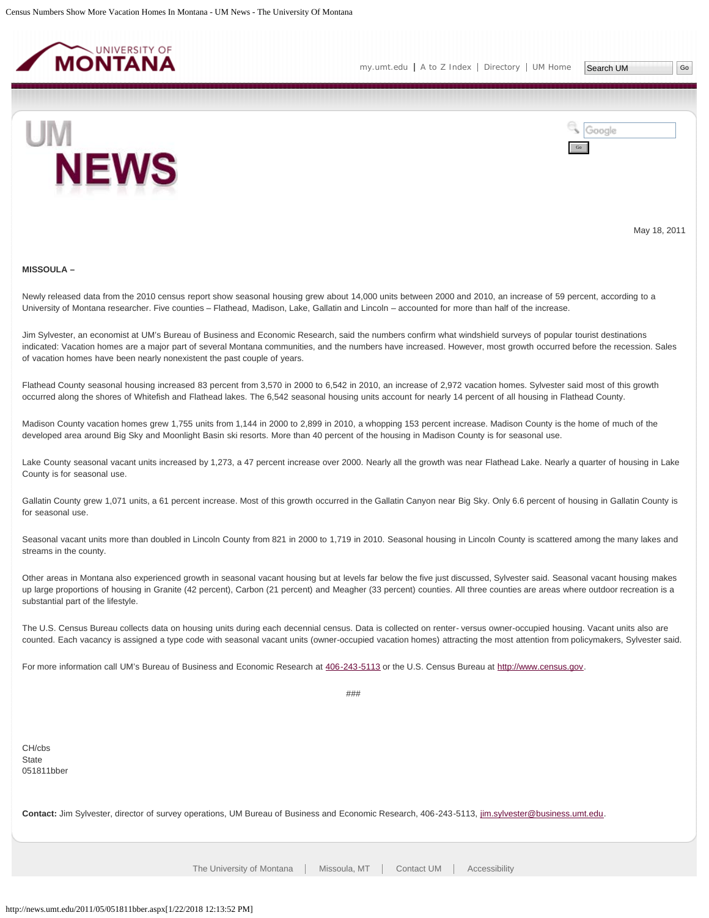May 18, 2011

**MISSOULA –**

Newly released data from the 2010 census report show seasonal housing grew about 14,000 units between 2000 and 2010, an increase of 59 percent, according to a University of Montana researcher. Five counties – Flathead, Madison, Lake, Gallatin and Lincoln – accounted for more than half of the increase.

Jim Sylvester, an economist at UM's Bureau of Business and Economic Research, said the numbers confirm what windshield surveys of popular tourist destinations indicated: Vacation homes are a major part of several Montana communities, and the numbers have increased. However, most growth occurred before the recession. Sales of vacation homes have been nearly nonexistent the past couple of years.

Flathead County seasonal housing increased 83 percent from 3,570 in 2000 to 6,542 in 2010, an increase of 2,972 vacation homes. Sylvester said most of this growth occurred along the shores of Whitefish and Flathead lakes. The 6,542 seasonal housing units account for nearly 14 percent of all housing in Flathead County.

Madison County vacation homes grew 1,755 units from 1,144 in 2000 to 2,899 in 2010, a whopping 153 percent increase. Madison County is the home of much of the developed area around Big Sky and Moonlight Basin ski resorts. More than 40 percent of the housing in Madison County is for seasonal use.

Lake County seasonal vacant units increased by 1,273, a 47 percent increase over 2000. Nearly all the growth was near Flathead Lake. Nearly a quarter of housing in Lake County is for seasonal use.

Gallatin County grew 1,071 units, a 61 percent increase. Most of this growth occurred in the Gallatin Canyon near Big Sky. Only 6.6 percent of housing in Gallatin County is for seasonal use.

Seasonal vacant units more than doubled in Lincoln County from 821 in 2000 to 1,719 in 2010. Seasonal housing in Lincoln County is scattered among the many lakes and streams in the county.

Other areas in Montana also experienced growth in seasonal vacant housing but at levels far below the five just discussed, Sylvester said. Seasonal vacant housing makes up large proportions of housing in Granite (42 percent), Carbon (21 percent) and Meagher (33 percent) counties. All three counties are areas where outdoor recreation is a substantial part of the lifestyle.

The U.S. Census Bureau collects data on housing units during each decennial census. Data is collected on renter- versus owner-occupied housing. Vacant units also are counted. Each vacancy is assigned a type code with seasonal vacant units (owner-occupied vacation homes) attracting the most attention from policymakers, Sylvester said.

For more information call UM's Bureau of Business and Economic Research at 406-243-5113 or the U.S. Census Bureau at http://www.census.gov.

###

CH/cbs
State
051811bber

**Contact:** Jim Sylvester, director of survey operations, UM Bureau of Business and Economic Research, 406-243-5113, jim.sylvester@business.umt.edu.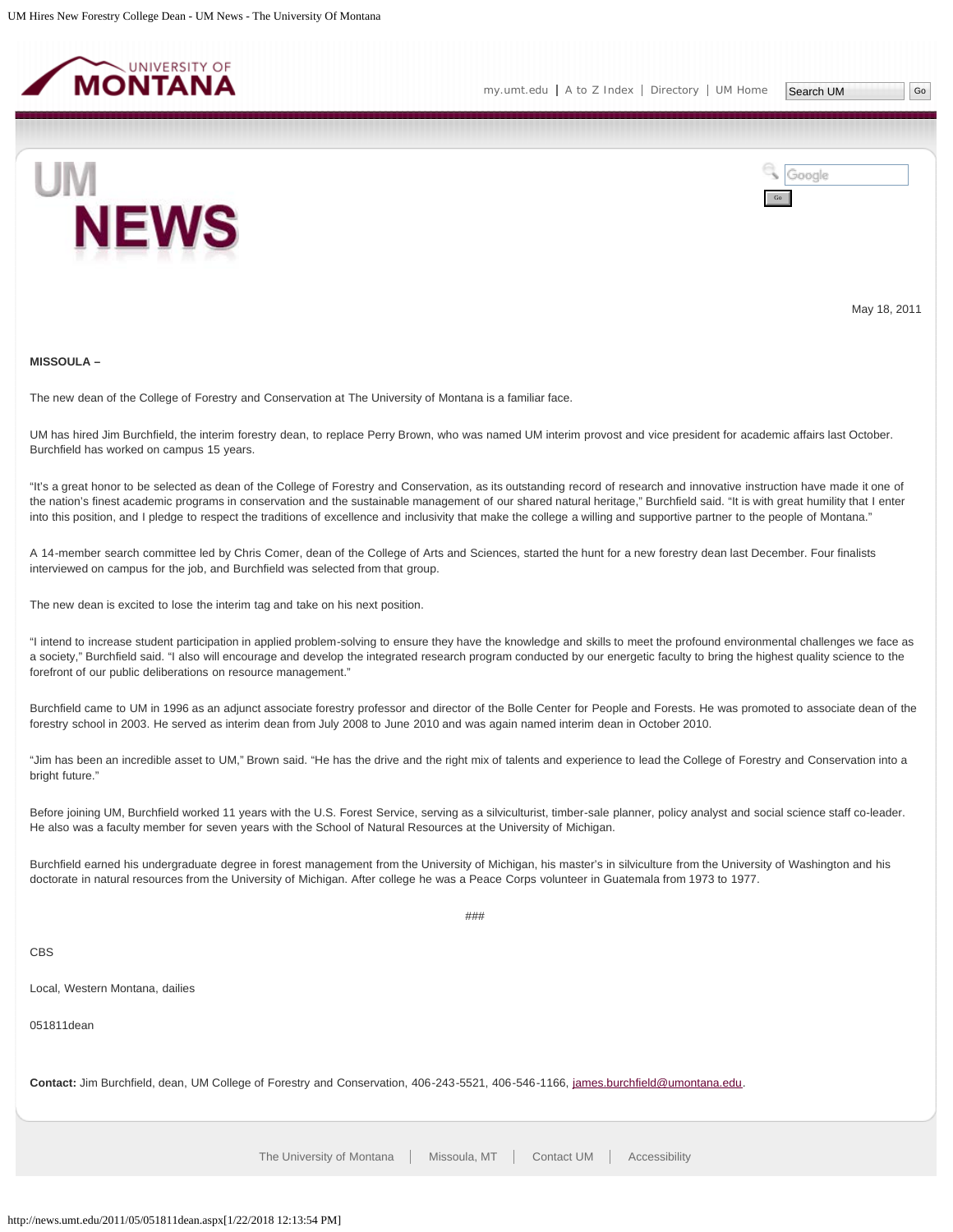May 18, 2011

**MISSOULA –**

The new dean of the College of Forestry and Conservation at The University of Montana is a familiar face.

UM has hired Jim Burchfield, the interim forestry dean, to replace Perry Brown, who was named UM interim provost and vice president for academic affairs last October. Burchfield has worked on campus 15 years.

"It's a great honor to be selected as dean of the College of Forestry and Conservation, as its outstanding record of research and innovative instruction have made it one of the nation's finest academic programs in conservation and the sustainable management of our shared natural heritage," Burchfield said. "It is with great humility that I enter into this position, and I pledge to respect the traditions of excellence and inclusivity that make the college a willing and supportive partner to the people of Montana."

A 14-member search committee led by Chris Comer, dean of the College of Arts and Sciences, started the hunt for a new forestry dean last December. Four finalists interviewed on campus for the job, and Burchfield was selected from that group.

The new dean is excited to lose the interim tag and take on his next position.

"I intend to increase student participation in applied problem-solving to ensure they have the knowledge and skills to meet the profound environmental challenges we face as a society," Burchfield said. "I also will encourage and develop the integrated research program conducted by our energetic faculty to bring the highest quality science to the forefront of our public deliberations on resource management."

Burchfield came to UM in 1996 as an adjunct associate forestry professor and director of the Bolle Center for People and Forests. He was promoted to associate dean of the forestry school in 2003. He served as interim dean from July 2008 to June 2010 and was again named interim dean in October 2010.

"Jim has been an incredible asset to UM," Brown said. "He has the drive and the right mix of talents and experience to lead the College of Forestry and Conservation into a bright future."

Before joining UM, Burchfield worked 11 years with the U.S. Forest Service, serving as a silviculturist, timber-sale planner, policy analyst and social science staff co-leader. He also was a faculty member for seven years with the School of Natural Resources at the University of Michigan.

Burchfield earned his undergraduate degree in forest management from the University of Michigan, his master's in silviculture from the University of Washington and his doctorate in natural resources from the University of Michigan. After college he was a Peace Corps volunteer in Guatemala from 1973 to 1977.

###

CBS

Local, Western Montana, dailies

051811dean

**Contact:** Jim Burchfield, dean, UM College of Forestry and Conservation, 406-243-5521, 406-546-1166, james.burchfield@umontana.edu.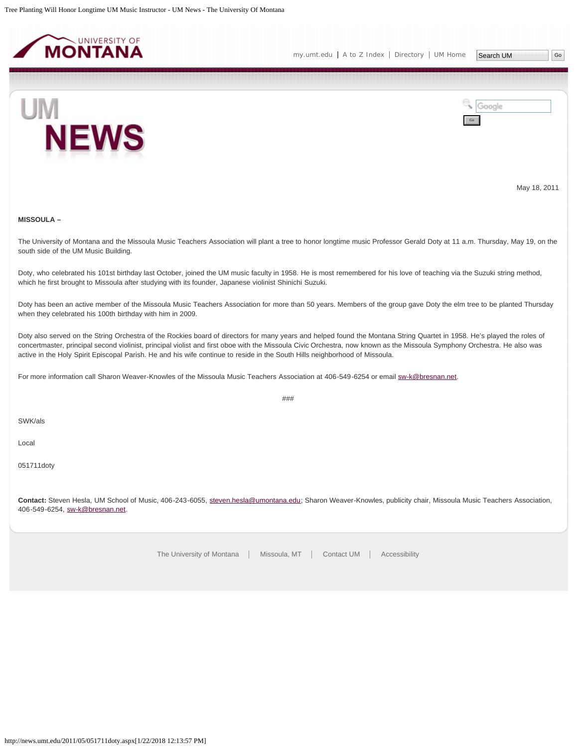May 18, 2011

**MISSOULA –**

The University of Montana and the Missoula Music Teachers Association will plant a tree to honor longtime music Professor Gerald Doty at 11 a.m. Thursday, May 19, on the south side of the UM Music Building.

Doty, who celebrated his 101st birthday last October, joined the UM music faculty in 1958. He is most remembered for his love of teaching via the Suzuki string method, which he first brought to Missoula after studying with its founder, Japanese violinist Shinichi Suzuki.

Doty has been an active member of the Missoula Music Teachers Association for more than 50 years. Members of the group gave Doty the elm tree to be planted Thursday when they celebrated his 100th birthday with him in 2009.

Doty also served on the String Orchestra of the Rockies board of directors for many years and helped found the Montana String Quartet in 1958. He's played the roles of concertmaster, principal second violinist, principal violist and first oboe with the Missoula Civic Orchestra, now known as the Missoula Symphony Orchestra. He also was active in the Holy Spirit Episcopal Parish. He and his wife continue to reside in the South Hills neighborhood of Missoula.

For more information call Sharon Weaver-Knowles of the Missoula Music Teachers Association at 406-549-6254 or email sw-k@bresnan.net.

###

SWK/als

Local

051711doty

**Contact:** Steven Hesla, UM School of Music, 406-243-6055, steven.hesla@umontana.edu; Sharon Weaver-Knowles, publicity chair, Missoula Music Teachers Association, 406-549-6254, sw-k@bresnan.net.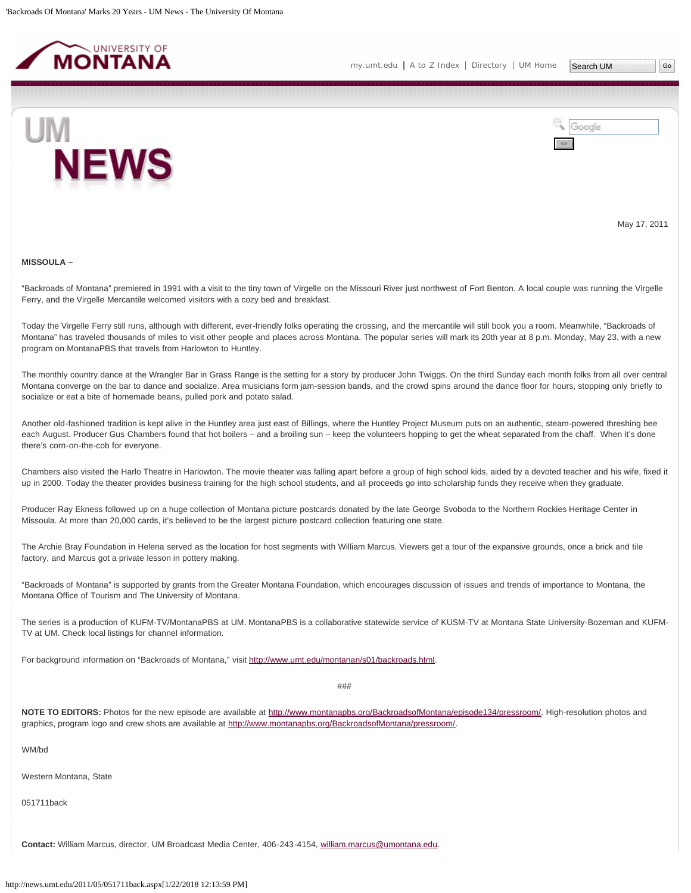May 17, 2011

**MISSOULA –**

"Backroads of Montana" premiered in 1991 with a visit to the tiny town of Virgelle on the Missouri River just northwest of Fort Benton. A local couple was running the Virgelle Ferry, and the Virgelle Mercantile welcomed visitors with a cozy bed and breakfast.

Today the Virgelle Ferry still runs, although with different, ever-friendly folks operating the crossing, and the mercantile will still book you a room. Meanwhile, "Backroads of Montana" has traveled thousands of miles to visit other people and places across Montana. The popular series will mark its 20th year at 8 p.m. Monday, May 23, with a new program on MontanaPBS that travels from Harlowton to Huntley.

The monthly country dance at the Wrangler Bar in Grass Range is the setting for a story by producer John Twiggs. On the third Sunday each month folks from all over central Montana converge on the bar to dance and socialize. Area musicians form jam-session bands, and the crowd spins around the dance floor for hours, stopping only briefly to socialize or eat a bite of homemade beans, pulled pork and potato salad.

Another old-fashioned tradition is kept alive in the Huntley area just east of Billings, where the Huntley Project Museum puts on an authentic, steam-powered threshing bee each August. Producer Gus Chambers found that hot boilers – and a broiling sun – keep the volunteers hopping to get the wheat separated from the chaff. When it's done there's corn-on-the-cob for everyone.

Chambers also visited the Harlo Theatre in Harlowton. The movie theater was falling apart before a group of high school kids, aided by a devoted teacher and his wife, fixed it up in 2000. Today the theater provides business training for the high school students, and all proceeds go into scholarship funds they receive when they graduate.

Producer Ray Ekness followed up on a huge collection of Montana picture postcards donated by the late George Svoboda to the Northern Rockies Heritage Center in Missoula. At more than 20,000 cards, it's believed to be the largest picture postcard collection featuring one state.

The Archie Bray Foundation in Helena served as the location for host segments with William Marcus. Viewers get a tour of the expansive grounds, once a brick and tile factory, and Marcus got a private lesson in pottery making.

"Backroads of Montana" is supported by grants from the Greater Montana Foundation, which encourages discussion of issues and trends of importance to Montana, the Montana Office of Tourism and The University of Montana.

The series is a production of KUFM-TV/MontanaPBS at UM. MontanaPBS is a collaborative statewide service of KUSM-TV at Montana State University-Bozeman and KUFM-TV at UM. Check local listings for channel information.

For background information on "Backroads of Montana," visit http://www.umt.edu/montanan/s01/backroads.html.

###

**NOTE TO EDITORS:** Photos for the new episode are available at http://www.montanapbs.org/BackroadsofMontana/episode134/pressroom/. High-resolution photos and graphics, program logo and crew shots are available at http://www.montanapbs.org/BackroadsofMontana/pressroom/.

WM/bd

Western Montana, State

051711back

**Contact:** William Marcus, director, UM Broadcast Media Center, 406-243-4154, william.marcus@umontana.edu.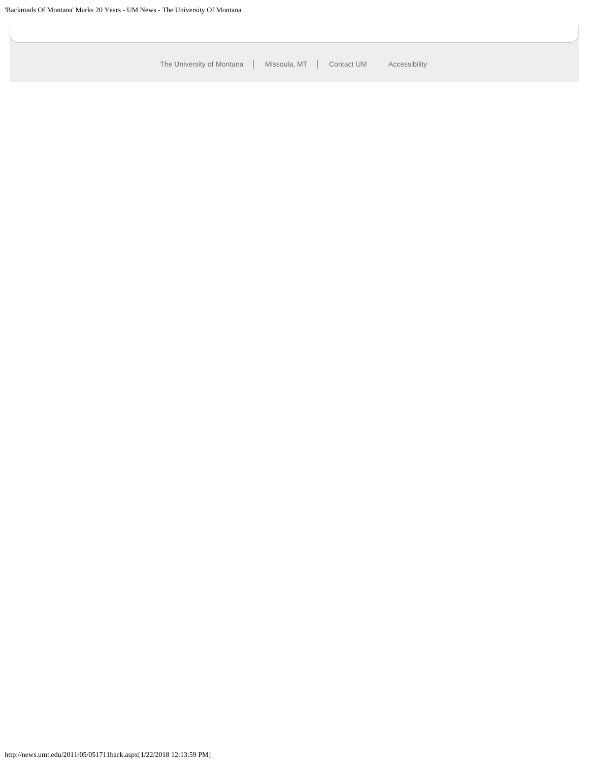The University of Montana | Missoula, MT | Contact UM | Accessibility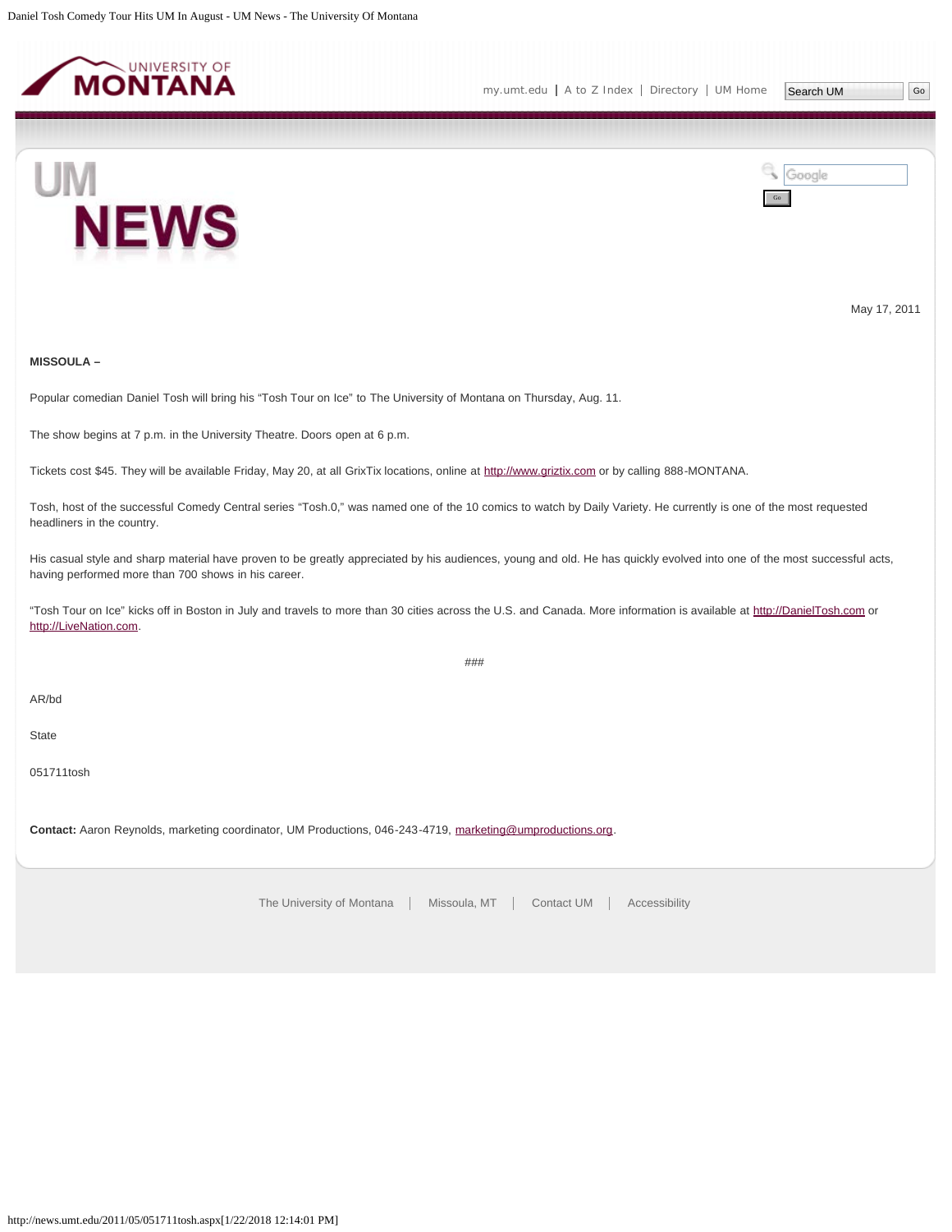May 17, 2011

**MISSOULA –**

Popular comedian Daniel Tosh will bring his “Tosh Tour on Ice” to The University of Montana on Thursday, Aug. 11.

The show begins at 7 p.m. in the University Theatre. Doors open at 6 p.m.

Tickets cost $45. They will be available Friday, May 20, at all GrixTix locations, online at http://www.griztix.com or by calling 888-MONTANA.

Tosh, host of the successful Comedy Central series “Tosh.0,” was named one of the 10 comics to watch by Daily Variety. He currently is one of the most requested headliners in the country.

His casual style and sharp material have proven to be greatly appreciated by his audiences, young and old. He has quickly evolved into one of the most successful acts, having performed more than 700 shows in his career.

“Tosh Tour on Ice” kicks off in Boston in July and travels to more than 30 cities across the U.S. and Canada. More information is available at http://DanielTosh.com or http://LiveNation.com.

###

AR/bd

State

051711tosh

**Contact:** Aaron Reynolds, marketing coordinator, UM Productions, 046-243-4719, marketing@umproductions.org.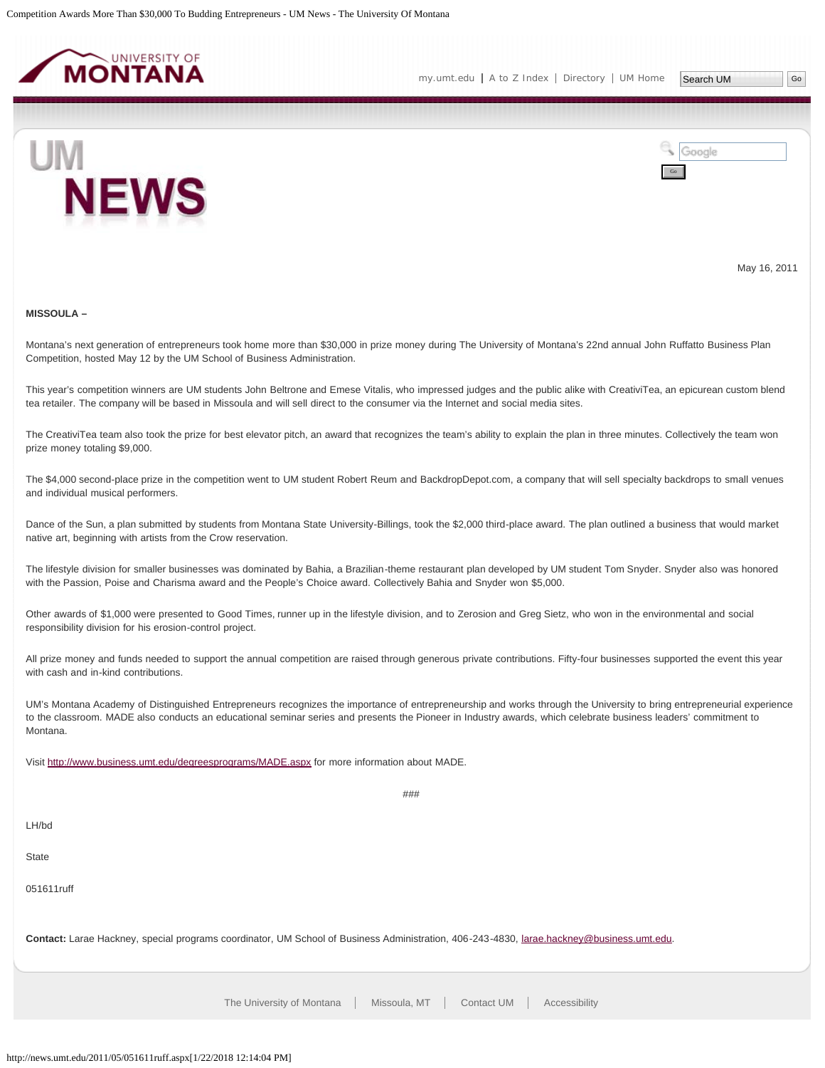May 16, 2011

**MISSOULA –**

Montana's next generation of entrepreneurs took home more than $30,000 in prize money during The University of Montana's 22nd annual John Ruffatto Business Plan Competition, hosted May 12 by the UM School of Business Administration.

This year's competition winners are UM students John Beltrone and Emese Vitalis, who impressed judges and the public alike with CreativiTea, an epicurean custom blend tea retailer. The company will be based in Missoula and will sell direct to the consumer via the Internet and social media sites.

The CreativiTea team also took the prize for best elevator pitch, an award that recognizes the team's ability to explain the plan in three minutes. Collectively the team won prize money totaling $9,000.

The $4,000 second-place prize in the competition went to UM student Robert Reum and BackdropDepot.com, a company that will sell specialty backdrops to small venues and individual musical performers.

Dance of the Sun, a plan submitted by students from Montana State University-Billings, took the $2,000 third-place award. The plan outlined a business that would market native art, beginning with artists from the Crow reservation.

The lifestyle division for smaller businesses was dominated by Bahia, a Brazilian-theme restaurant plan developed by UM student Tom Snyder. Snyder also was honored with the Passion, Poise and Charisma award and the People's Choice award. Collectively Bahia and Snyder won $5,000.

Other awards of $1,000 were presented to Good Times, runner up in the lifestyle division, and to Zerosion and Greg Sietz, who won in the environmental and social responsibility division for his erosion-control project.

All prize money and funds needed to support the annual competition are raised through generous private contributions. Fifty-four businesses supported the event this year with cash and in-kind contributions.

UM's Montana Academy of Distinguished Entrepreneurs recognizes the importance of entrepreneurship and works through the University to bring entrepreneurial experience to the classroom. MADE also conducts an educational seminar series and presents the Pioneer in Industry awards, which celebrate business leaders' commitment to Montana.

Visit [http://www.business.umt.edu/degreesprograms/MADE.aspx](http://www.business.umt.edu/degreesprograms/MADE.aspx) for more information about MADE.

###

LH/bd

State

051611ruff

**Contact:** Larae Hackney, special programs coordinator, UM School of Business Administration, 406-243-4830, [larae.hackney@business.umt.edu](mailto:larae.hackney@business.umt.edu).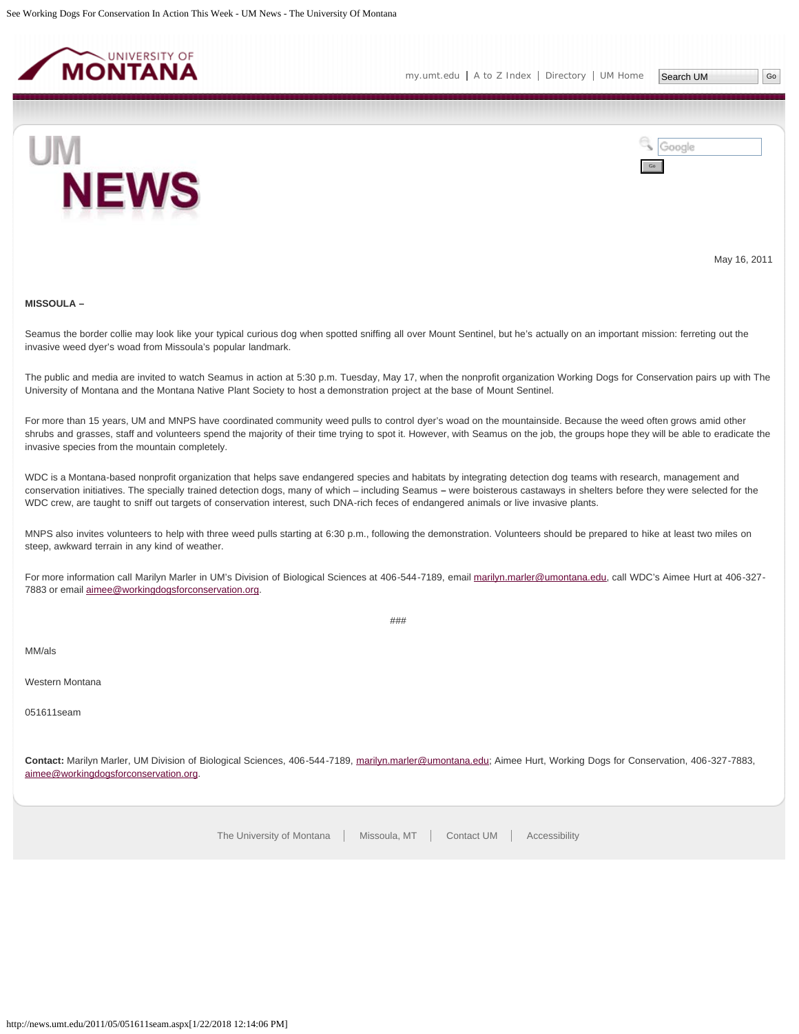May 16, 2011

**MISSOULA –**

Seamus the border collie may look like your typical curious dog when spotted sniffing all over Mount Sentinel, but he's actually on an important mission: ferreting out the invasive weed dyer's woad from Missoula's popular landmark.

The public and media are invited to watch Seamus in action at 5:30 p.m. Tuesday, May 17, when the nonprofit organization Working Dogs for Conservation pairs up with The University of Montana and the Montana Native Plant Society to host a demonstration project at the base of Mount Sentinel.

For more than 15 years, UM and MNPS have coordinated community weed pulls to control dyer's woad on the mountainside. Because the weed often grows amid other shrubs and grasses, staff and volunteers spend the majority of their time trying to spot it. However, with Seamus on the job, the groups hope they will be able to eradicate the invasive species from the mountain completely.

WDC is a Montana-based nonprofit organization that helps save endangered species and habitats by integrating detection dog teams with research, management and conservation initiatives. The specially trained detection dogs, many of which – including Seamus – were boisterous castaways in shelters before they were selected for the WDC crew, are taught to sniff out targets of conservation interest, such DNA-rich feces of endangered animals or live invasive plants.

MNPS also invites volunteers to help with three weed pulls starting at 6:30 p.m., following the demonstration. Volunteers should be prepared to hike at least two miles on steep, awkward terrain in any kind of weather.

For more information call Marilyn Marler in UM's Division of Biological Sciences at 406-544-7189, email marilyn.marler@umontana.edu, call WDC's Aimee Hurt at 406-327-7883 or email aimee@workingdogsforconservation.org.

###

MM/als

Western Montana

051611seam

**Contact:** Marilyn Marler, UM Division of Biological Sciences, 406-544-7189, marilyn.marler@umontana.edu; Aimee Hurt, Working Dogs for Conservation, 406-327-7883, aimee@workingdogsforconservation.org.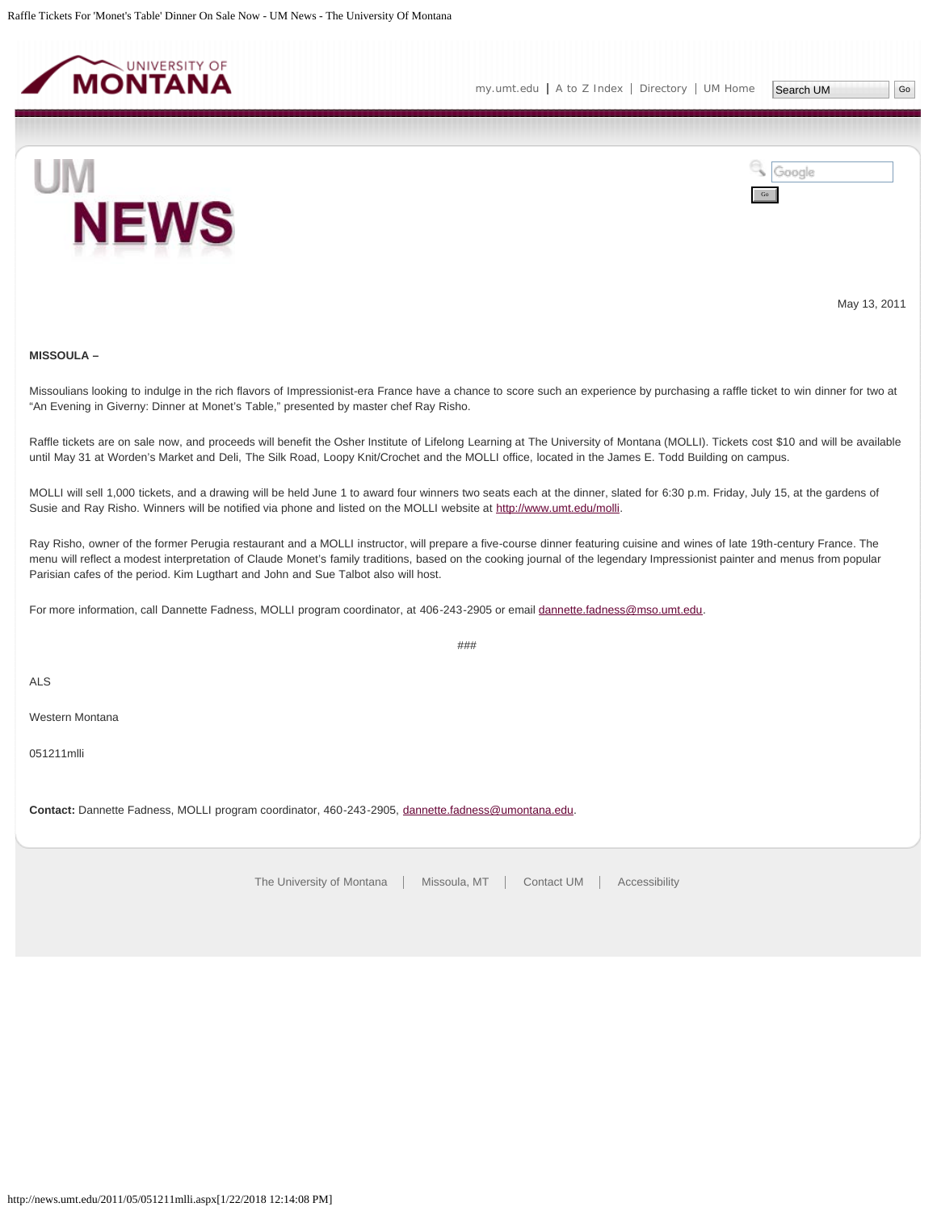May 13, 2011

**MISSOULA –**

Missoulians looking to indulge in the rich flavors of Impressionist-era France have a chance to score such an experience by purchasing a raffle ticket to win dinner for two at “An Evening in Giverny: Dinner at Monet’s Table,” presented by master chef Ray Risho.

Raffle tickets are on sale now, and proceeds will benefit the Osher Institute of Lifelong Learning at The University of Montana (MOLLI). Tickets cost $10 and will be available until May 31 at Worden’s Market and Deli, The Silk Road, Loopy Knit/Crochet and the MOLLI office, located in the James E. Todd Building on campus.

MOLLI will sell 1,000 tickets, and a drawing will be held June 1 to award four winners two seats each at the dinner, slated for 6:30 p.m. Friday, July 15, at the gardens of Susie and Ray Risho. Winners will be notified via phone and listed on the MOLLI website at http://www.umt.edu/molli.

Ray Risho, owner of the former Perugia restaurant and a MOLLI instructor, will prepare a five-course dinner featuring cuisine and wines of late 19th-century France. The menu will reflect a modest interpretation of Claude Monet’s family traditions, based on the cooking journal of the legendary Impressionist painter and menus from popular Parisian cafes of the period. Kim Lugthart and John and Sue Talbot also will host.

For more information, call Dannette Fadness, MOLLI program coordinator, at 406-243-2905 or email dannette.fadness@mso.umt.edu.

###

ALS

Western Montana

051211mlli

**Contact:** Dannette Fadness, MOLLI program coordinator, 460-243-2905, dannette.fadness@umontana.edu.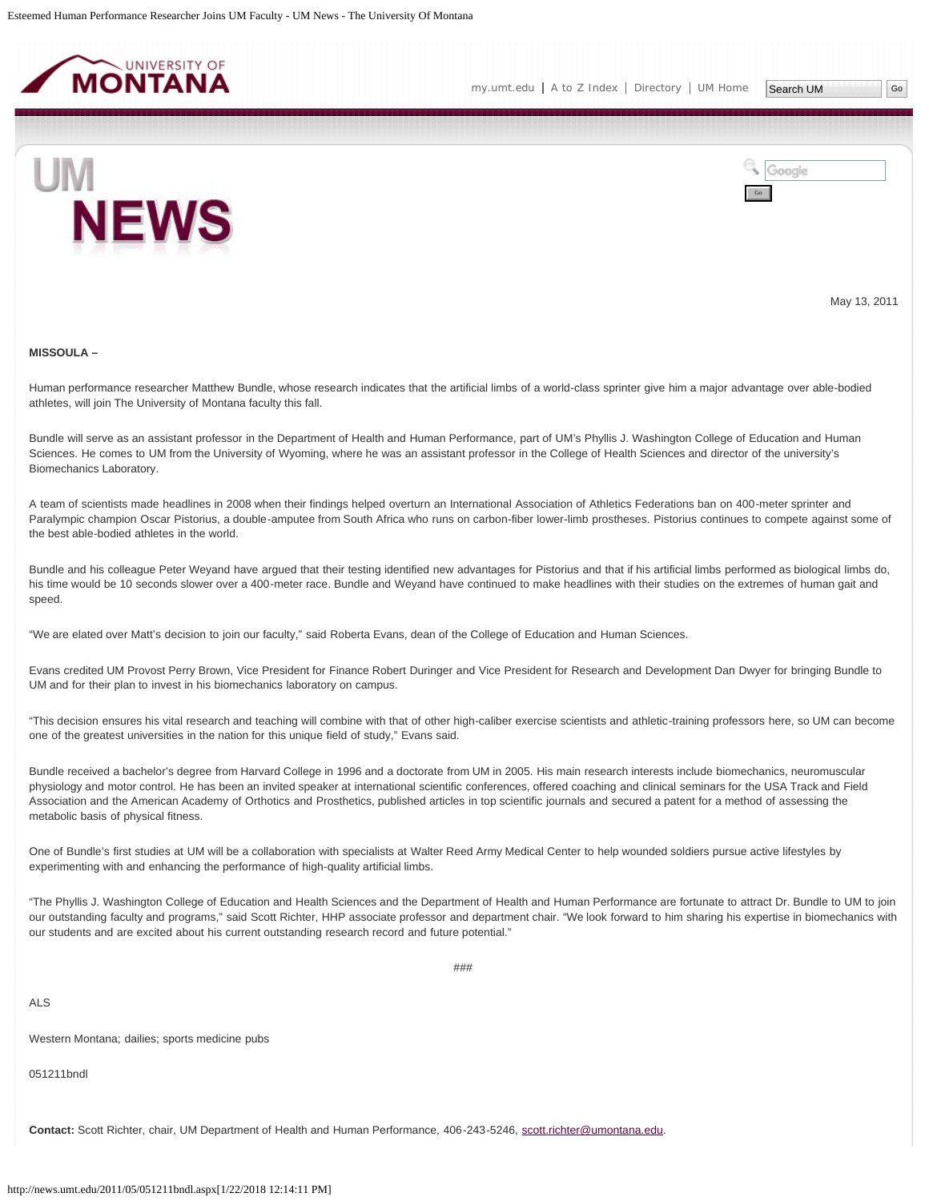May 13, 2011

**MISSOULA –**

Human performance researcher Matthew Bundle, whose research indicates that the artificial limbs of a world-class sprinter give him a major advantage over able-bodied athletes, will join The University of Montana faculty this fall.

Bundle will serve as an assistant professor in the Department of Health and Human Performance, part of UM's Phyllis J. Washington College of Education and Human Sciences. He comes to UM from the University of Wyoming, where he was an assistant professor in the College of Health Sciences and director of the university's Biomechanics Laboratory.

A team of scientists made headlines in 2008 when their findings helped overturn an International Association of Athletics Federations ban on 400-meter sprinter and Paralympic champion Oscar Pistorius, a double-amputee from South Africa who runs on carbon-fiber lower-limb prostheses. Pistorius continues to compete against some of the best able-bodied athletes in the world.

Bundle and his colleague Peter Weyand have argued that their testing identified new advantages for Pistorius and that if his artificial limbs performed as biological limbs do, his time would be 10 seconds slower over a 400-meter race. Bundle and Weyand have continued to make headlines with their studies on the extremes of human gait and speed.

"We are elated over Matt's decision to join our faculty," said Roberta Evans, dean of the College of Education and Human Sciences.

Evans credited UM Provost Perry Brown, Vice President for Finance Robert Duringer and Vice President for Research and Development Dan Dwyer for bringing Bundle to UM and for their plan to invest in his biomechanics laboratory on campus.

"This decision ensures his vital research and teaching will combine with that of other high-caliber exercise scientists and athletic-training professors here, so UM can become one of the greatest universities in the nation for this unique field of study," Evans said.

Bundle received a bachelor's degree from Harvard College in 1996 and a doctorate from UM in 2005. His main research interests include biomechanics, neuromuscular physiology and motor control. He has been an invited speaker at international scientific conferences, offered coaching and clinical seminars for the USA Track and Field Association and the American Academy of Orthotics and Prosthetics, published articles in top scientific journals and secured a patent for a method of assessing the metabolic basis of physical fitness.

One of Bundle's first studies at UM will be a collaboration with specialists at Walter Reed Army Medical Center to help wounded soldiers pursue active lifestyles by experimenting with and enhancing the performance of high-quality artificial limbs.

"The Phyllis J. Washington College of Education and Health Sciences and the Department of Health and Human Performance are fortunate to attract Dr. Bundle to UM to join our outstanding faculty and programs," said Scott Richter, HHP associate professor and department chair. "We look forward to him sharing his expertise in biomechanics with our students and are excited about his current outstanding research record and future potential."

###

ALS

Western Montana; dailies; sports medicine pubs

051211bndl

**Contact:** Scott Richter, chair, UM Department of Health and Human Performance, 406-243-5246, scott.richter@umontana.edu.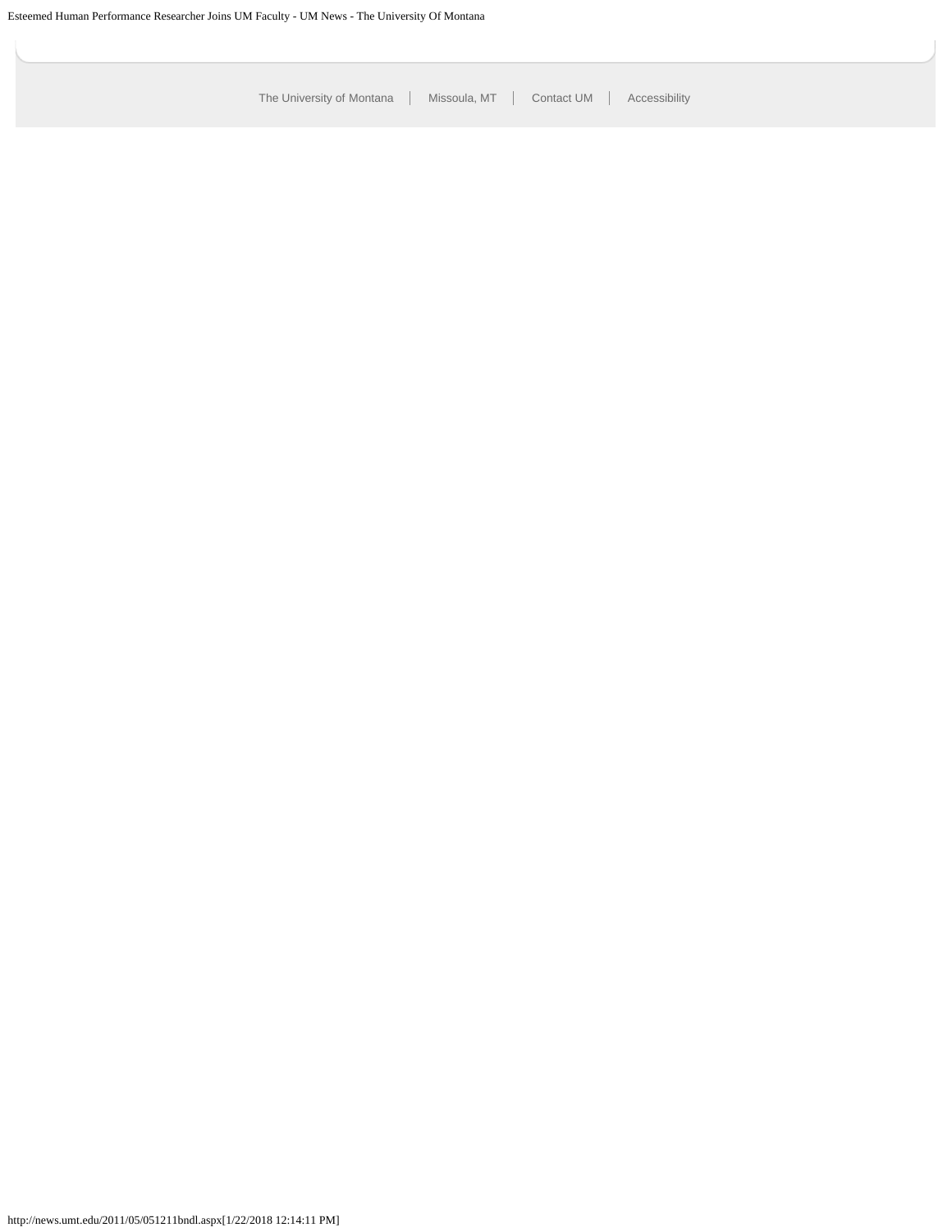The University of Montana | Missoula, MT | Contact UM | Accessibility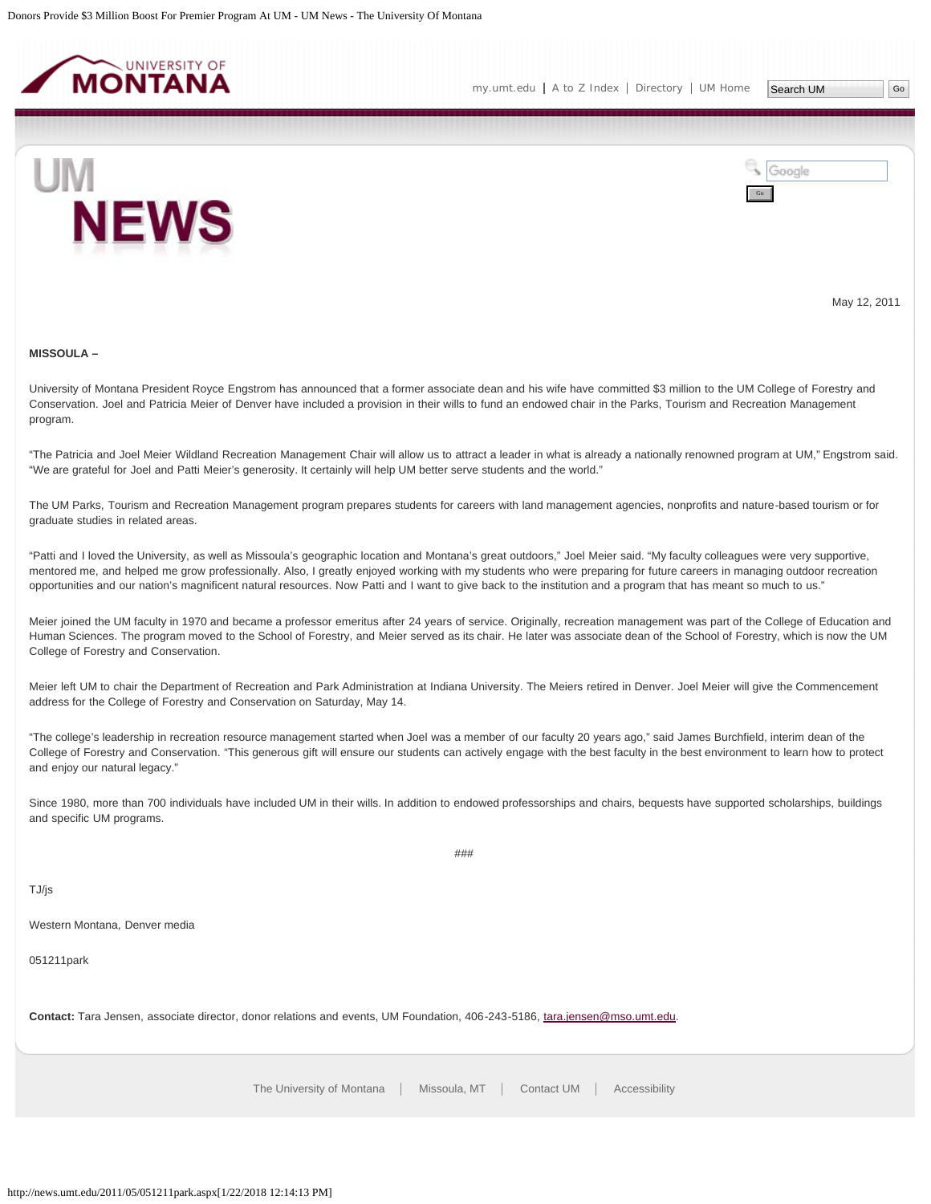May 12, 2011

**MISSOULA –**

University of Montana President Royce Engstrom has announced that a former associate dean and his wife have committed $3 million to the UM College of Forestry and Conservation. Joel and Patricia Meier of Denver have included a provision in their wills to fund an endowed chair in the Parks, Tourism and Recreation Management program.

"The Patricia and Joel Meier Wildland Recreation Management Chair will allow us to attract a leader in what is already a nationally renowned program at UM," Engstrom said. "We are grateful for Joel and Patti Meier's generosity. It certainly will help UM better serve students and the world."

The UM Parks, Tourism and Recreation Management program prepares students for careers with land management agencies, nonprofits and nature-based tourism or for graduate studies in related areas.

"Patti and I loved the University, as well as Missoula's geographic location and Montana's great outdoors," Joel Meier said. "My faculty colleagues were very supportive, mentored me, and helped me grow professionally. Also, I greatly enjoyed working with my students who were preparing for future careers in managing outdoor recreation opportunities and our nation's magnificent natural resources. Now Patti and I want to give back to the institution and a program that has meant so much to us."

Meier joined the UM faculty in 1970 and became a professor emeritus after 24 years of service. Originally, recreation management was part of the College of Education and Human Sciences. The program moved to the School of Forestry, and Meier served as its chair. He later was associate dean of the School of Forestry, which is now the UM College of Forestry and Conservation.

Meier left UM to chair the Department of Recreation and Park Administration at Indiana University. The Meiers retired in Denver. Joel Meier will give the Commencement address for the College of Forestry and Conservation on Saturday, May 14.

"The college's leadership in recreation resource management started when Joel was a member of our faculty 20 years ago," said James Burchfield, interim dean of the College of Forestry and Conservation. "This generous gift will ensure our students can actively engage with the best faculty in the best environment to learn how to protect and enjoy our natural legacy."

Since 1980, more than 700 individuals have included UM in their wills. In addition to endowed professorships and chairs, bequests have supported scholarships, buildings and specific UM programs.

###

TJ/js

Western Montana, Denver media

051211park

**Contact:** Tara Jensen, associate director, donor relations and events, UM Foundation, 406-243-5186, tara.jensen@mso.umt.edu.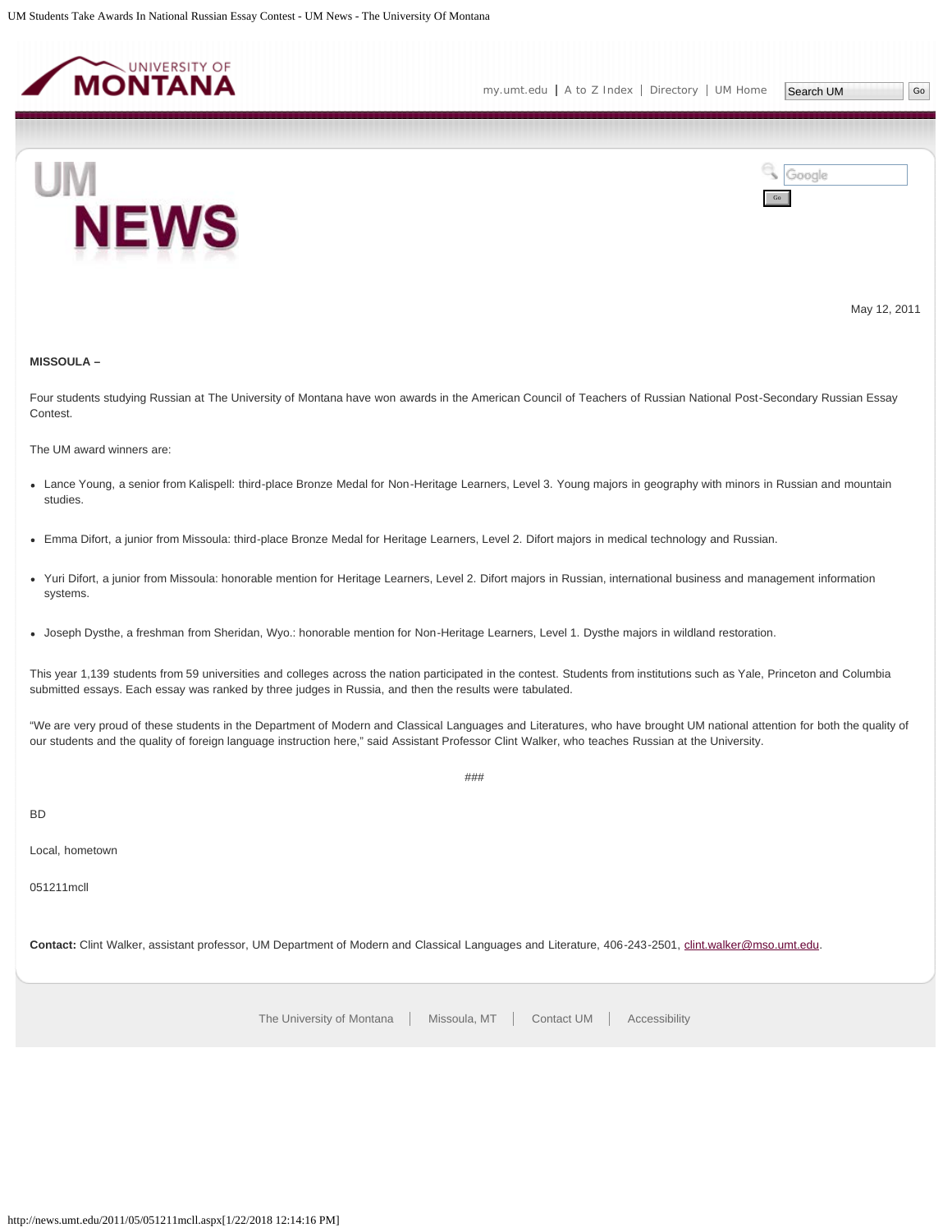May 12, 2011

**MISSOULA –**

Four students studying Russian at The University of Montana have won awards in the American Council of Teachers of Russian National Post-Secondary Russian Essay Contest.

The UM award winners are:

- Lance Young, a senior from Kalispell: third-place Bronze Medal for Non-Heritage Learners, Level 3. Young majors in geography with minors in Russian and mountain studies.
- Emma Difort, a junior from Missoula: third-place Bronze Medal for Heritage Learners, Level 2. Difort majors in medical technology and Russian.
- Yuri Difort, a junior from Missoula: honorable mention for Heritage Learners, Level 2. Difort majors in Russian, international business and management information systems.
- Joseph Dysthe, a freshman from Sheridan, Wyo.: honorable mention for Non-Heritage Learners, Level 1. Dysthe majors in wildland restoration.

This year 1,139 students from 59 universities and colleges across the nation participated in the contest. Students from institutions such as Yale, Princeton and Columbia submitted essays. Each essay was ranked by three judges in Russia, and then the results were tabulated.

"We are very proud of these students in the Department of Modern and Classical Languages and Literatures, who have brought UM national attention for both the quality of our students and the quality of foreign language instruction here," said Assistant Professor Clint Walker, who teaches Russian at the University.

###

BD

Local, hometown

051211mcll

**Contact:** Clint Walker, assistant professor, UM Department of Modern and Classical Languages and Literature, 406-243-2501, clint.walker@mso.umt.edu.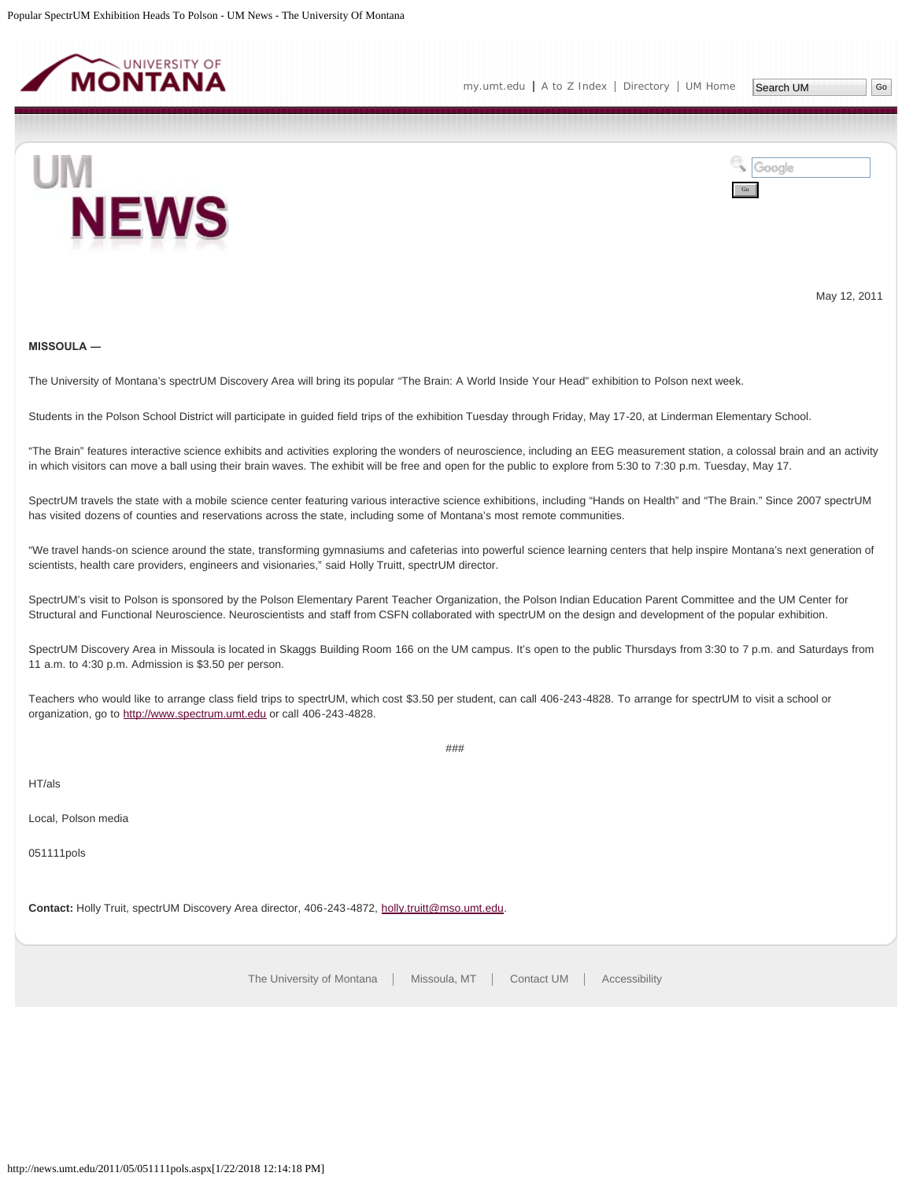May 12, 2011

**MISSOULA —**

The University of Montana's spectrUM Discovery Area will bring its popular "The Brain: A World Inside Your Head" exhibition to Polson next week.

Students in the Polson School District will participate in guided field trips of the exhibition Tuesday through Friday, May 17-20, at Linderman Elementary School.

"The Brain" features interactive science exhibits and activities exploring the wonders of neuroscience, including an EEG measurement station, a colossal brain and an activity in which visitors can move a ball using their brain waves. The exhibit will be free and open for the public to explore from 5:30 to 7:30 p.m. Tuesday, May 17.

SpectrUM travels the state with a mobile science center featuring various interactive science exhibitions, including "Hands on Health" and "The Brain." Since 2007 spectrUM has visited dozens of counties and reservations across the state, including some of Montana's most remote communities.

"We travel hands-on science around the state, transforming gymnasiums and cafeterias into powerful science learning centers that help inspire Montana's next generation of scientists, health care providers, engineers and visionaries," said Holly Truitt, spectrUM director.

SpectrUM's visit to Polson is sponsored by the Polson Elementary Parent Teacher Organization, the Polson Indian Education Parent Committee and the UM Center for Structural and Functional Neuroscience. Neuroscientists and staff from CSFN collaborated with spectrUM on the design and development of the popular exhibition.

SpectrUM Discovery Area in Missoula is located in Skaggs Building Room 166 on the UM campus. It's open to the public Thursdays from 3:30 to 7 p.m. and Saturdays from 11 a.m. to 4:30 p.m. Admission is $3.50 per person.

Teachers who would like to arrange class field trips to spectrUM, which cost $3.50 per student, can call 406-243-4828. To arrange for spectrUM to visit a school or organization, go to http://www.spectrum.umt.edu or call 406-243-4828.

###

HT/als

Local, Polson media

051111pols

**Contact:** Holly Truit, spectrUM Discovery Area director, 406-243-4872, holly.truitt@mso.umt.edu.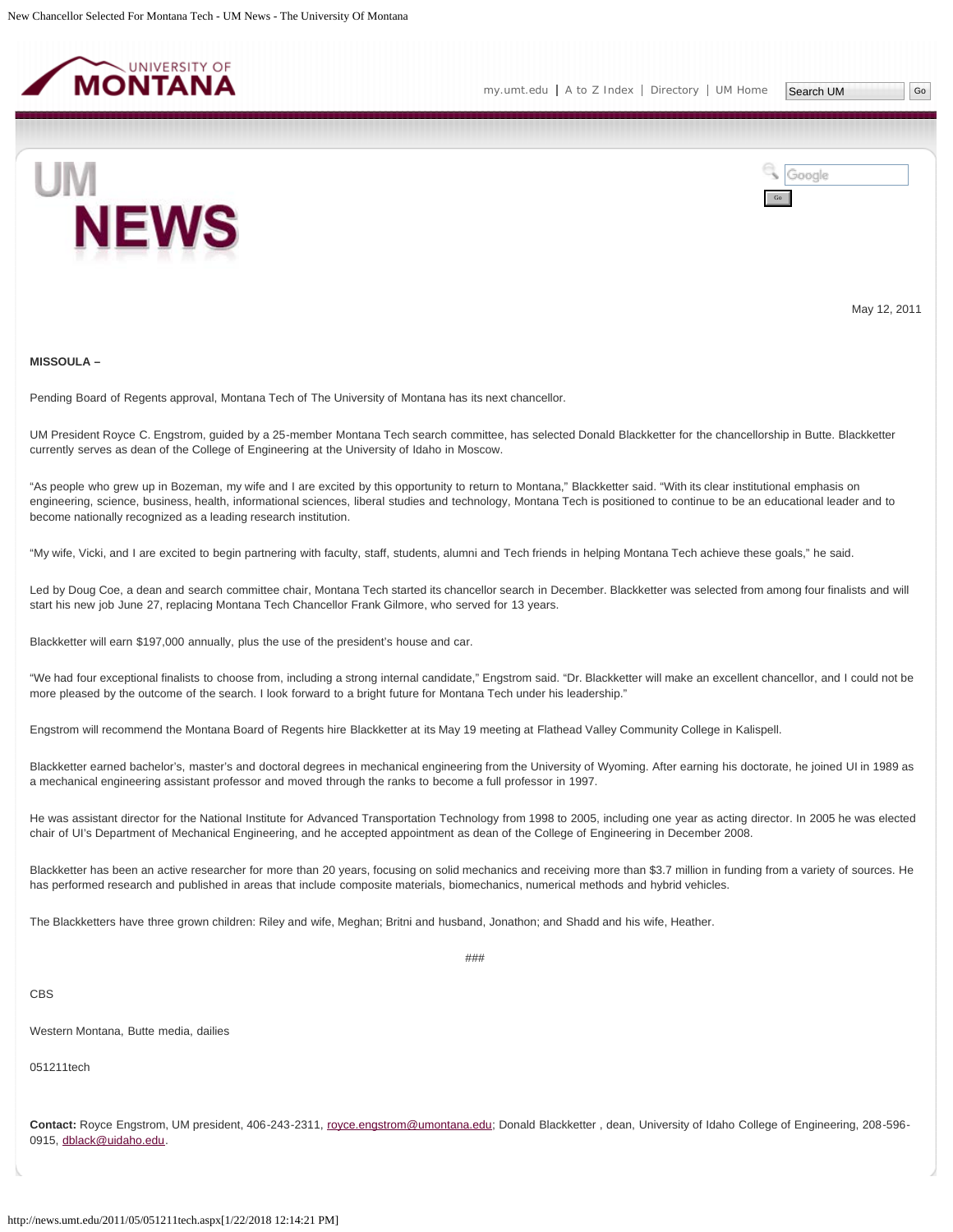May 12, 2011

**MISSOULA –**

Pending Board of Regents approval, Montana Tech of The University of Montana has its next chancellor.

UM President Royce C. Engstrom, guided by a 25-member Montana Tech search committee, has selected Donald Blackketter for the chancellorship in Butte. Blackketter currently serves as dean of the College of Engineering at the University of Idaho in Moscow.

"As people who grew up in Bozeman, my wife and I are excited by this opportunity to return to Montana," Blackketter said. "With its clear institutional emphasis on engineering, science, business, health, informational sciences, liberal studies and technology, Montana Tech is positioned to continue to be an educational leader and to become nationally recognized as a leading research institution.

"My wife, Vicki, and I are excited to begin partnering with faculty, staff, students, alumni and Tech friends in helping Montana Tech achieve these goals," he said.

Led by Doug Coe, a dean and search committee chair, Montana Tech started its chancellor search in December. Blackketter was selected from among four finalists and will start his new job June 27, replacing Montana Tech Chancellor Frank Gilmore, who served for 13 years.

Blackketter will earn $197,000 annually, plus the use of the president's house and car.

"We had four exceptional finalists to choose from, including a strong internal candidate," Engstrom said. "Dr. Blackketter will make an excellent chancellor, and I could not be more pleased by the outcome of the search. I look forward to a bright future for Montana Tech under his leadership."

Engstrom will recommend the Montana Board of Regents hire Blackketter at its May 19 meeting at Flathead Valley Community College in Kalispell.

Blackketter earned bachelor's, master's and doctoral degrees in mechanical engineering from the University of Wyoming. After earning his doctorate, he joined UI in 1989 as a mechanical engineering assistant professor and moved through the ranks to become a full professor in 1997.

He was assistant director for the National Institute for Advanced Transportation Technology from 1998 to 2005, including one year as acting director. In 2005 he was elected chair of UI's Department of Mechanical Engineering, and he accepted appointment as dean of the College of Engineering in December 2008.

Blackketter has been an active researcher for more than 20 years, focusing on solid mechanics and receiving more than $3.7 million in funding from a variety of sources. He has performed research and published in areas that include composite materials, biomechanics, numerical methods and hybrid vehicles.

The Blackketters have three grown children: Riley and wife, Meghan; Britni and husband, Jonathon; and Shadd and his wife, Heather.

###

CBS

Western Montana, Butte media, dailies

051211tech

**Contact:** Royce Engstrom, UM president, 406-243-2311, royce.engstrom@umontana.edu; Donald Blackketter , dean, University of Idaho College of Engineering, 208-596-0915, dblack@uidaho.edu.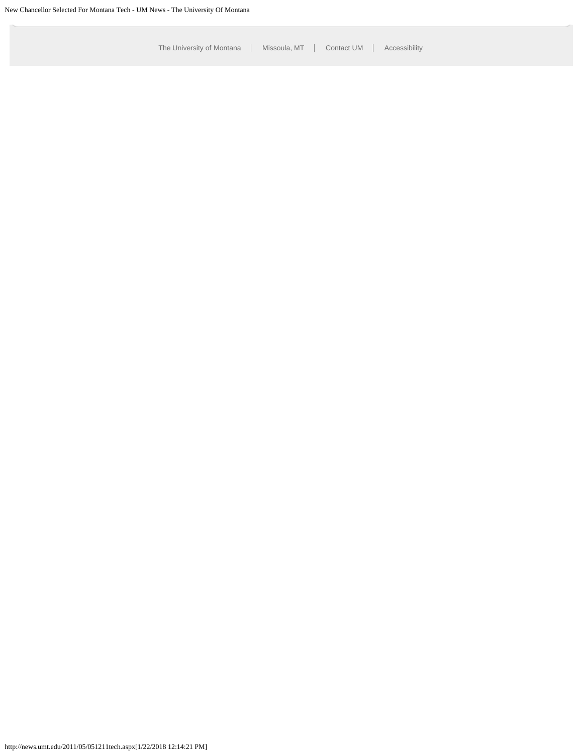The University of Montana | Missoula, MT | Contact UM | Accessibility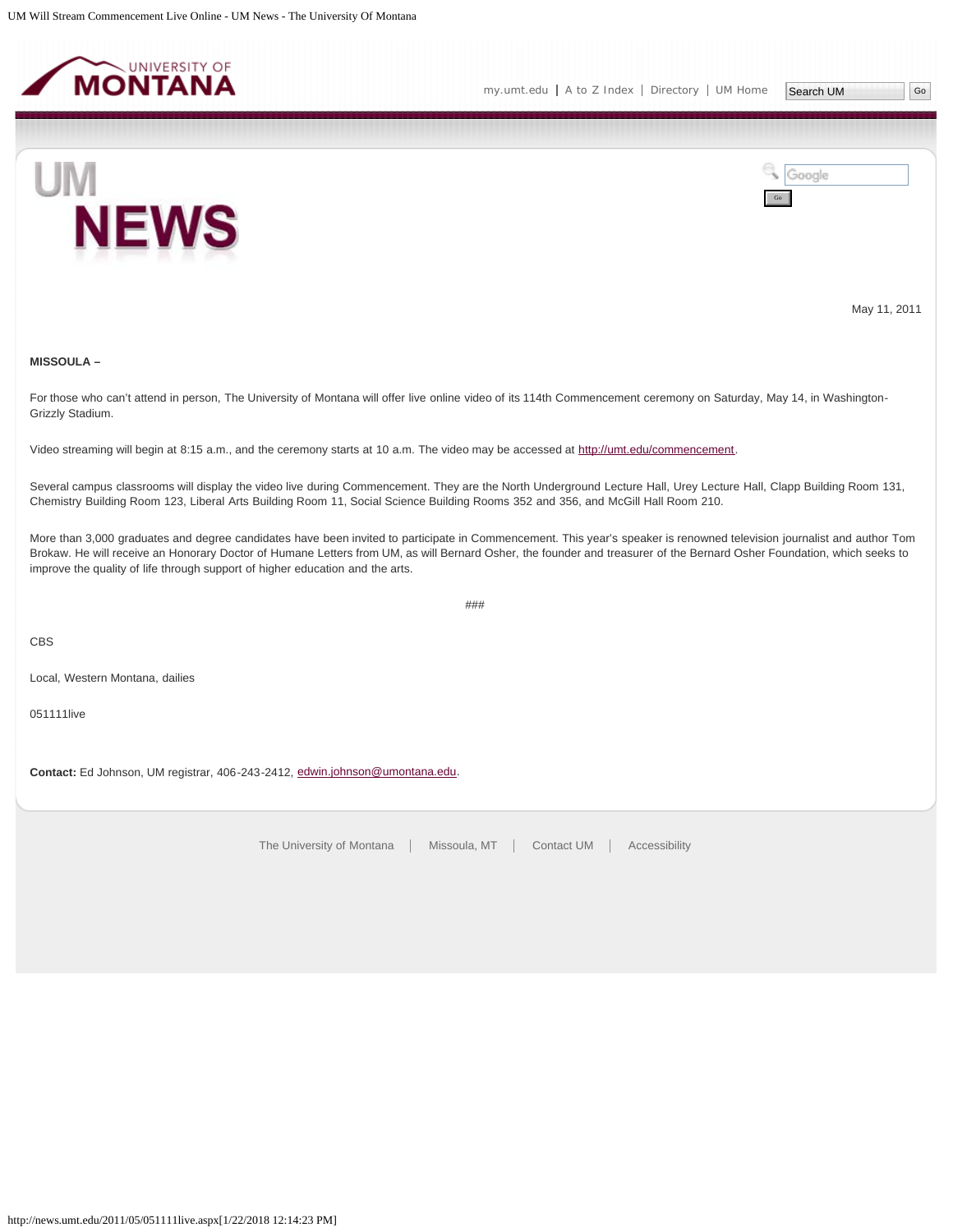May 11, 2011

**MISSOULA –**

For those who can't attend in person, The University of Montana will offer live online video of its 114th Commencement ceremony on Saturday, May 14, in Washington-Grizzly Stadium.

Video streaming will begin at 8:15 a.m., and the ceremony starts at 10 a.m. The video may be accessed at http://umt.edu/commencement.

Several campus classrooms will display the video live during Commencement. They are the North Underground Lecture Hall, Urey Lecture Hall, Clapp Building Room 131, Chemistry Building Room 123, Liberal Arts Building Room 11, Social Science Building Rooms 352 and 356, and McGill Hall Room 210.

More than 3,000 graduates and degree candidates have been invited to participate in Commencement. This year's speaker is renowned television journalist and author Tom Brokaw. He will receive an Honorary Doctor of Humane Letters from UM, as will Bernard Osher, the founder and treasurer of the Bernard Osher Foundation, which seeks to improve the quality of life through support of higher education and the arts.

###

CBS

Local, Western Montana, dailies

051111live

**Contact:** Ed Johnson, UM registrar, 406-243-2412, edwin.johnson@umontana.edu.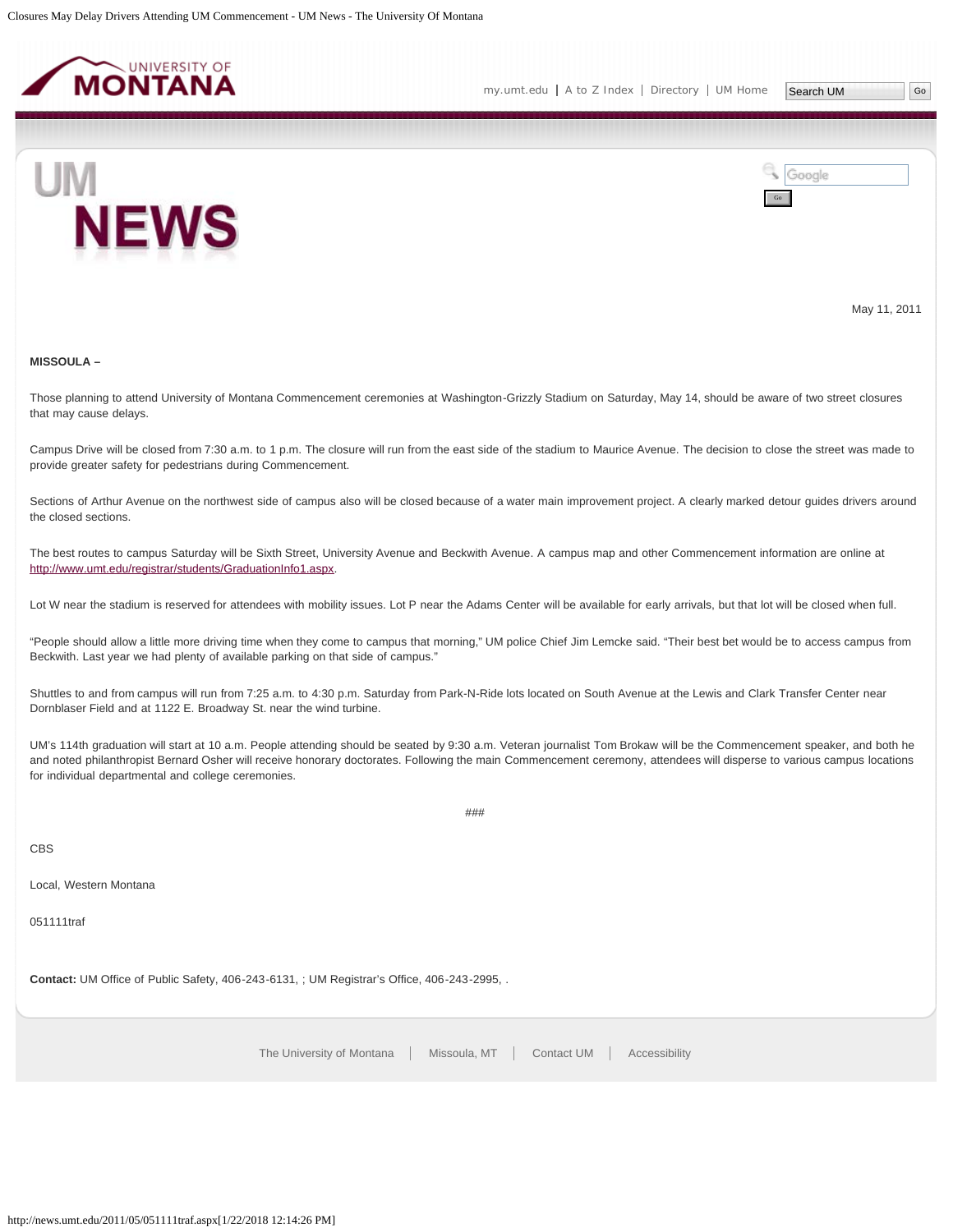May 11, 2011

**MISSOULA –**

Those planning to attend University of Montana Commencement ceremonies at Washington-Grizzly Stadium on Saturday, May 14, should be aware of two street closures that may cause delays.

Campus Drive will be closed from 7:30 a.m. to 1 p.m. The closure will run from the east side of the stadium to Maurice Avenue. The decision to close the street was made to provide greater safety for pedestrians during Commencement.

Sections of Arthur Avenue on the northwest side of campus also will be closed because of a water main improvement project. A clearly marked detour guides drivers around the closed sections.

The best routes to campus Saturday will be Sixth Street, University Avenue and Beckwith Avenue. A campus map and other Commencement information are online at http://www.umt.edu/registrar/students/GraduationInfo1.aspx.

Lot W near the stadium is reserved for attendees with mobility issues. Lot P near the Adams Center will be available for early arrivals, but that lot will be closed when full.

"People should allow a little more driving time when they come to campus that morning," UM police Chief Jim Lemcke said. "Their best bet would be to access campus from Beckwith. Last year we had plenty of available parking on that side of campus."

Shuttles to and from campus will run from 7:25 a.m. to 4:30 p.m. Saturday from Park-N-Ride lots located on South Avenue at the Lewis and Clark Transfer Center near Dornblaser Field and at 1122 E. Broadway St. near the wind turbine.

UM's 114th graduation will start at 10 a.m. People attending should be seated by 9:30 a.m. Veteran journalist Tom Brokaw will be the Commencement speaker, and both he and noted philanthropist Bernard Osher will receive honorary doctorates. Following the main Commencement ceremony, attendees will disperse to various campus locations for individual departmental and college ceremonies.

###

CBS

Local, Western Montana

051111traf

**Contact:** UM Office of Public Safety, 406-243-6131, ; UM Registrar's Office, 406-243-2995, .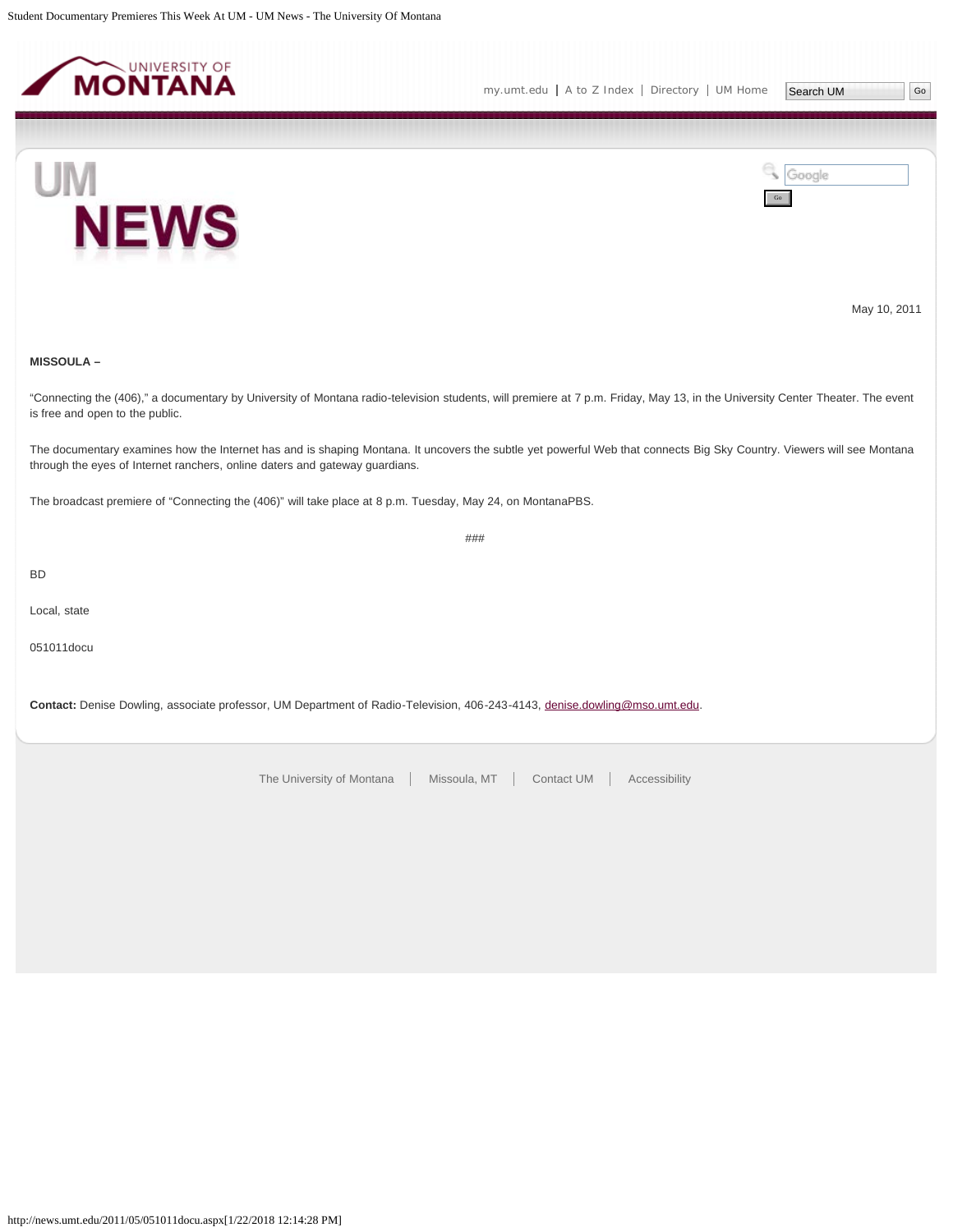May 10, 2011

**MISSOULA –**

"Connecting the (406)," a documentary by University of Montana radio-television students, will premiere at 7 p.m. Friday, May 13, in the University Center Theater. The event is free and open to the public.

The documentary examines how the Internet has and is shaping Montana. It uncovers the subtle yet powerful Web that connects Big Sky Country. Viewers will see Montana through the eyes of Internet ranchers, online daters and gateway guardians.

The broadcast premiere of "Connecting the (406)" will take place at 8 p.m. Tuesday, May 24, on MontanaPBS.

###

BD

Local, state

051011docu

**Contact:** Denise Dowling, associate professor, UM Department of Radio-Television, 406-243-4143, denise.dowling@mso.umt.edu.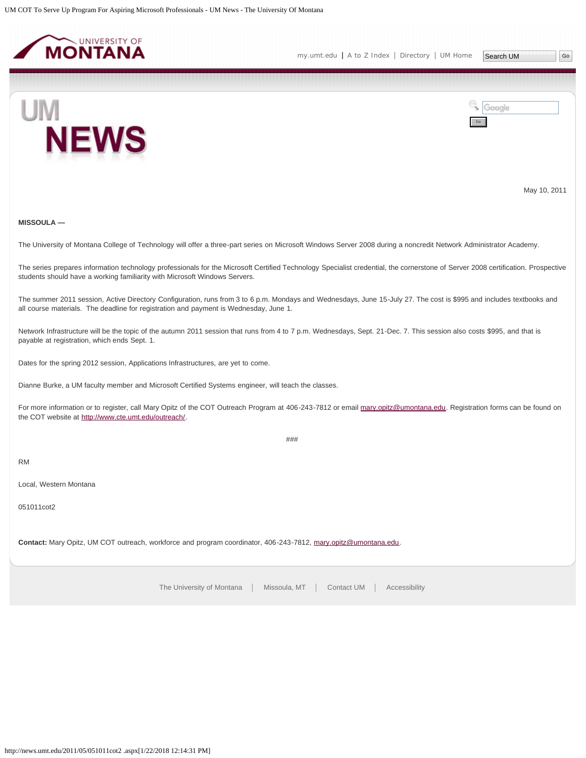May 10, 2011

**MISSOULA —**

The University of Montana College of Technology will offer a three-part series on Microsoft Windows Server 2008 during a noncredit Network Administrator Academy.

The series prepares information technology professionals for the Microsoft Certified Technology Specialist credential, the cornerstone of Server 2008 certification. Prospective students should have a working familiarity with Microsoft Windows Servers.

The summer 2011 session, Active Directory Configuration, runs from 3 to 6 p.m. Mondays and Wednesdays, June 15-July 27. The cost is $995 and includes textbooks and all course materials. The deadline for registration and payment is Wednesday, June 1.

Network Infrastructure will be the topic of the autumn 2011 session that runs from 4 to 7 p.m. Wednesdays, Sept. 21-Dec. 7. This session also costs $995, and that is payable at registration, which ends Sept. 1.

Dates for the spring 2012 session, Applications Infrastructures, are yet to come.

Dianne Burke, a UM faculty member and Microsoft Certified Systems engineer, will teach the classes.

For more information or to register, call Mary Opitz of the COT Outreach Program at 406-243-7812 or email mary.opitz@umontana.edu. Registration forms can be found on the COT website at http://www.cte.umt.edu/outreach/.

###

RM

Local, Western Montana

051011cot2

**Contact:** Mary Opitz, UM COT outreach, workforce and program coordinator, 406-243-7812, mary.opitz@umontana.edu.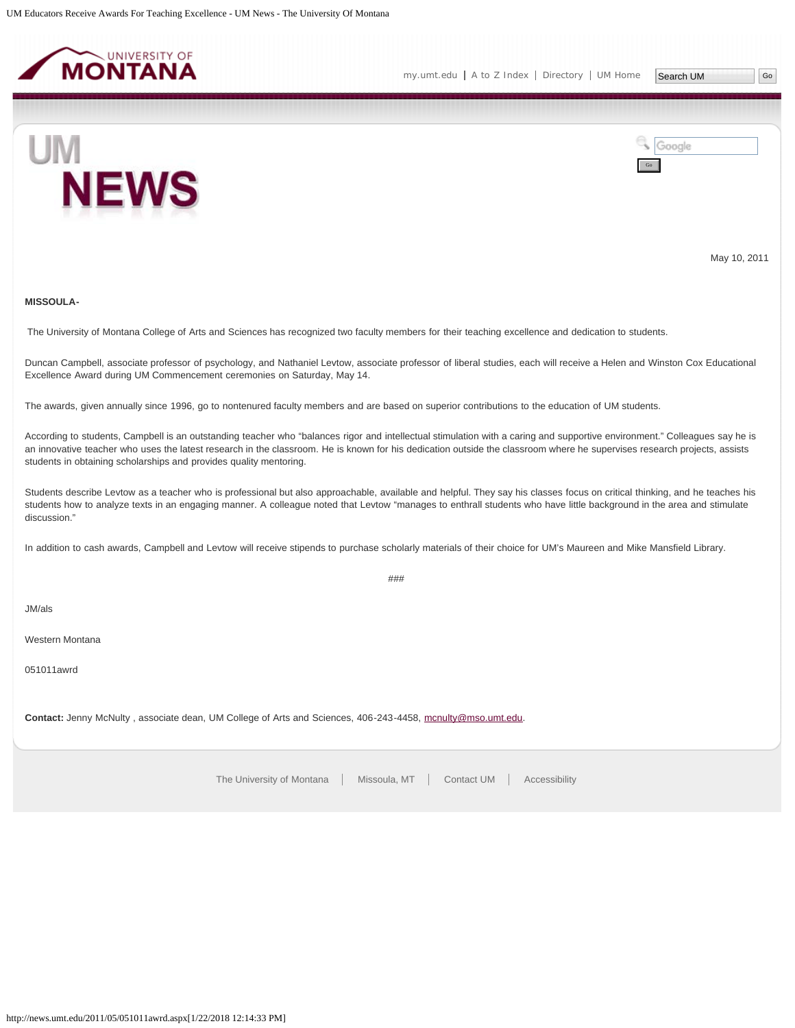May 10, 2011

**MISSOULA-**

The University of Montana College of Arts and Sciences has recognized two faculty members for their teaching excellence and dedication to students.

Duncan Campbell, associate professor of psychology, and Nathaniel Levtow, associate professor of liberal studies, each will receive a Helen and Winston Cox Educational Excellence Award during UM Commencement ceremonies on Saturday, May 14.

The awards, given annually since 1996, go to nontenured faculty members and are based on superior contributions to the education of UM students.

According to students, Campbell is an outstanding teacher who "balances rigor and intellectual stimulation with a caring and supportive environment." Colleagues say he is an innovative teacher who uses the latest research in the classroom. He is known for his dedication outside the classroom where he supervises research projects, assists students in obtaining scholarships and provides quality mentoring.

Students describe Levtow as a teacher who is professional but also approachable, available and helpful. They say his classes focus on critical thinking, and he teaches his students how to analyze texts in an engaging manner. A colleague noted that Levtow "manages to enthrall students who have little background in the area and stimulate discussion."

In addition to cash awards, Campbell and Levtow will receive stipends to purchase scholarly materials of their choice for UM's Maureen and Mike Mansfield Library.

###

JM/als

Western Montana

051011awrd

**Contact:** Jenny McNulty , associate dean, UM College of Arts and Sciences, 406-243-4458, mcnulty@mso.umt.edu.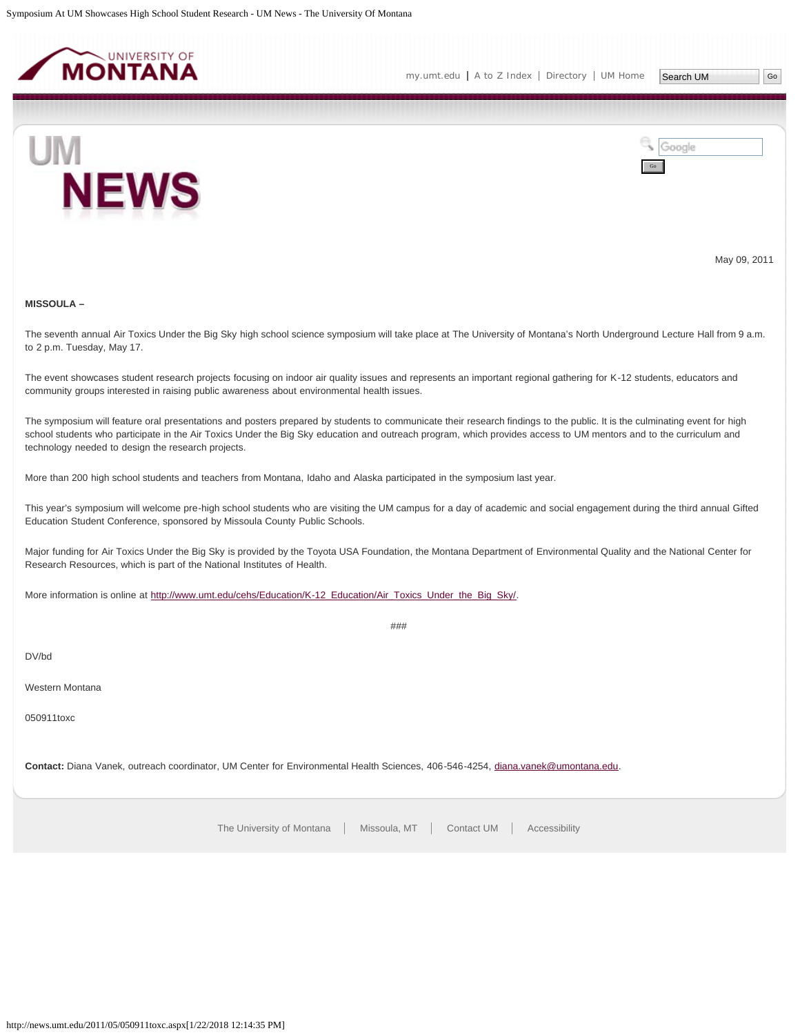May 09, 2011

**MISSOULA –**

The seventh annual Air Toxics Under the Big Sky high school science symposium will take place at The University of Montana's North Underground Lecture Hall from 9 a.m. to 2 p.m. Tuesday, May 17.

The event showcases student research projects focusing on indoor air quality issues and represents an important regional gathering for K-12 students, educators and community groups interested in raising public awareness about environmental health issues.

The symposium will feature oral presentations and posters prepared by students to communicate their research findings to the public. It is the culminating event for high school students who participate in the Air Toxics Under the Big Sky education and outreach program, which provides access to UM mentors and to the curriculum and technology needed to design the research projects.

More than 200 high school students and teachers from Montana, Idaho and Alaska participated in the symposium last year.

This year's symposium will welcome pre-high school students who are visiting the UM campus for a day of academic and social engagement during the third annual Gifted Education Student Conference, sponsored by Missoula County Public Schools.

Major funding for Air Toxics Under the Big Sky is provided by the Toyota USA Foundation, the Montana Department of Environmental Quality and the National Center for Research Resources, which is part of the National Institutes of Health.

More information is online at http://www.umt.edu/cehs/Education/K-12_Education/Air_Toxics_Under_the_Big_Sky/.

###

DV/bd

Western Montana

050911toxc

**Contact:** Diana Vanek, outreach coordinator, UM Center for Environmental Health Sciences, 406-546-4254, diana.vanek@umontana.edu.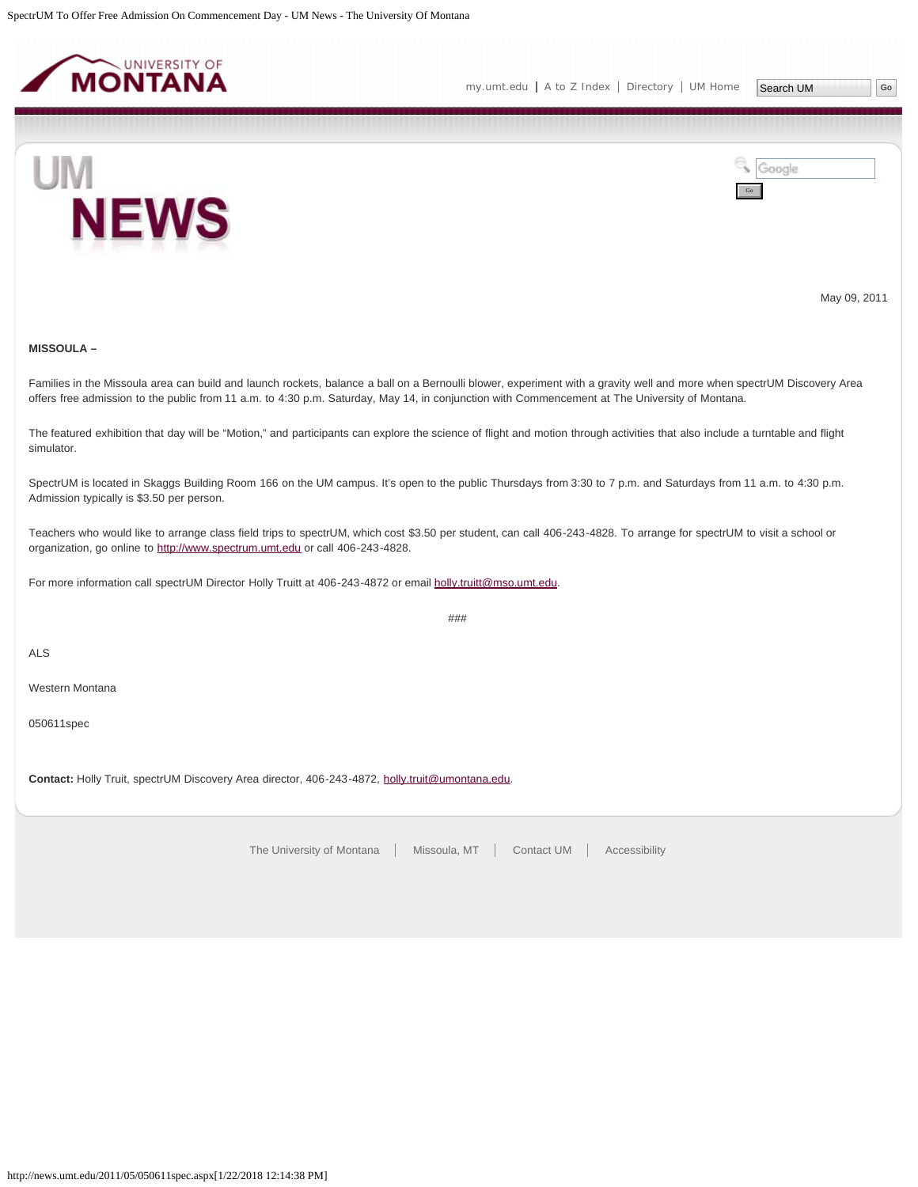May 09, 2011

**MISSOULA –**

Families in the Missoula area can build and launch rockets, balance a ball on a Bernoulli blower, experiment with a gravity well and more when spectrUM Discovery Area offers free admission to the public from 11 a.m. to 4:30 p.m. Saturday, May 14, in conjunction with Commencement at The University of Montana.

The featured exhibition that day will be “Motion,” and participants can explore the science of flight and motion through activities that also include a turntable and flight simulator.

SpectrUM is located in Skaggs Building Room 166 on the UM campus. It’s open to the public Thursdays from 3:30 to 7 p.m. and Saturdays from 11 a.m. to 4:30 p.m. Admission typically is $3.50 per person.

Teachers who would like to arrange class field trips to spectrUM, which cost $3.50 per student, can call 406-243-4828. To arrange for spectrUM to visit a school or organization, go online to http://www.spectrum.umt.edu or call 406-243-4828.

For more information call spectrUM Director Holly Truitt at 406-243-4872 or email holly.truitt@mso.umt.edu.

###

ALS

Western Montana

050611spec

**Contact:** Holly Truit, spectrUM Discovery Area director, 406-243-4872, holly.truit@umontana.edu.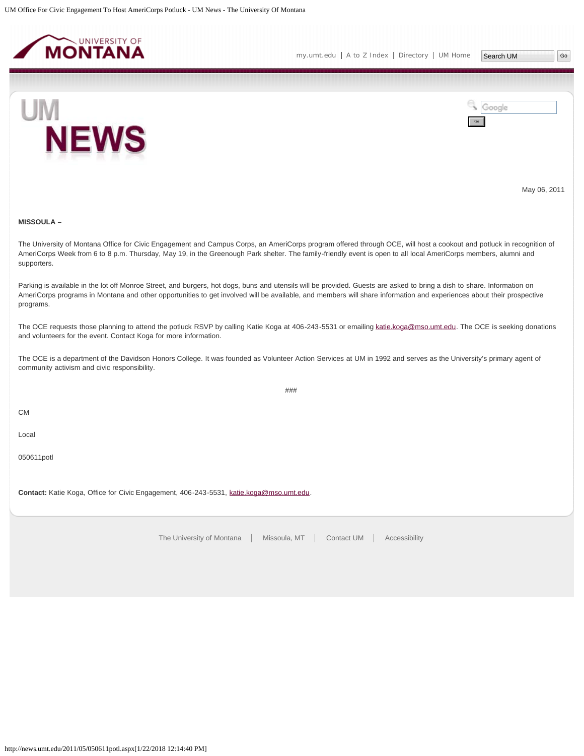May 06, 2011

**MISSOULA –**

The University of Montana Office for Civic Engagement and Campus Corps, an AmeriCorps program offered through OCE, will host a cookout and potluck in recognition of AmeriCorps Week from 6 to 8 p.m. Thursday, May 19, in the Greenough Park shelter. The family-friendly event is open to all local AmeriCorps members, alumni and supporters.

Parking is available in the lot off Monroe Street, and burgers, hot dogs, buns and utensils will be provided. Guests are asked to bring a dish to share. Information on AmeriCorps programs in Montana and other opportunities to get involved will be available, and members will share information and experiences about their prospective programs.

The OCE requests those planning to attend the potluck RSVP by calling Katie Koga at 406-243-5531 or emailing katie.koga@mso.umt.edu. The OCE is seeking donations and volunteers for the event. Contact Koga for more information.

The OCE is a department of the Davidson Honors College. It was founded as Volunteer Action Services at UM in 1992 and serves as the University's primary agent of community activism and civic responsibility.

###

CM

Local

050611potl

**Contact:** Katie Koga, Office for Civic Engagement, 406-243-5531, katie.koga@mso.umt.edu.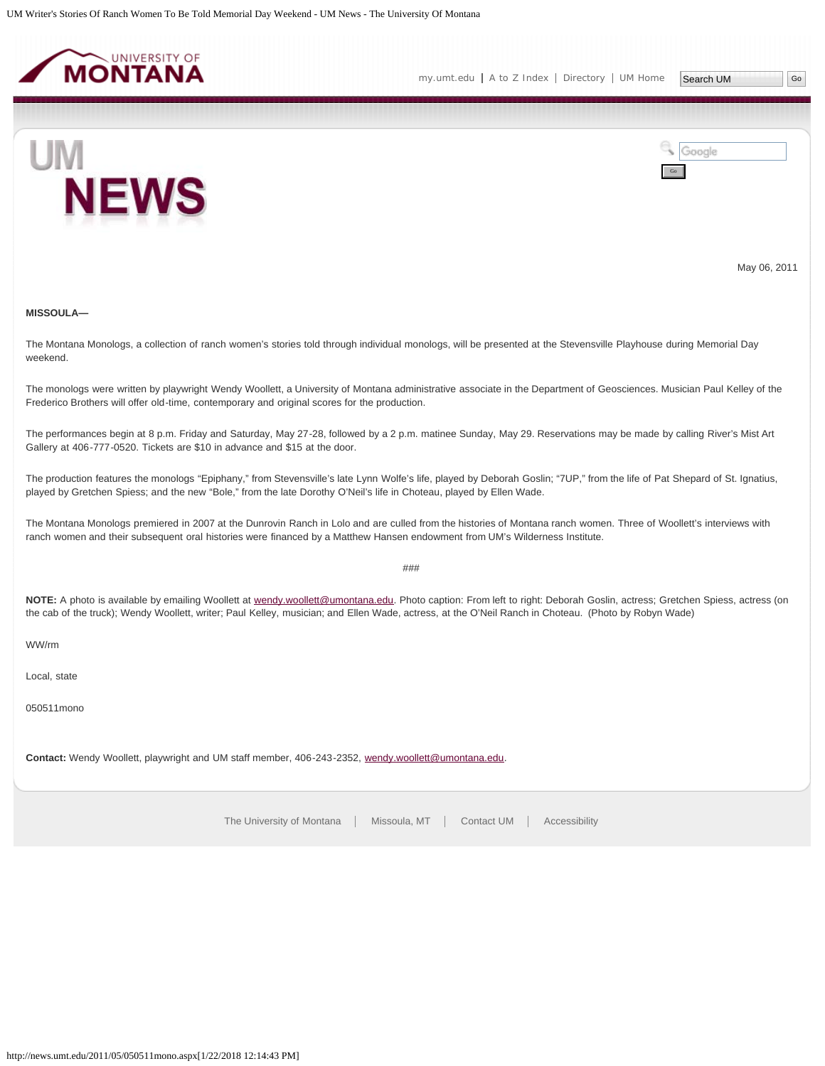May 06, 2011

**MISSOULA—**

The Montana Monologs, a collection of ranch women's stories told through individual monologs, will be presented at the Stevensville Playhouse during Memorial Day weekend.

The monologs were written by playwright Wendy Woollett, a University of Montana administrative associate in the Department of Geosciences. Musician Paul Kelley of the Frederico Brothers will offer old-time, contemporary and original scores for the production.

The performances begin at 8 p.m. Friday and Saturday, May 27-28, followed by a 2 p.m. matinee Sunday, May 29. Reservations may be made by calling River's Mist Art Gallery at 406-777-0520. Tickets are $10 in advance and $15 at the door.

The production features the monologs "Epiphany," from Stevensville's late Lynn Wolfe's life, played by Deborah Goslin; "7UP," from the life of Pat Shepard of St. Ignatius, played by Gretchen Spiess; and the new "Bole," from the late Dorothy O'Neil's life in Choteau, played by Ellen Wade.

The Montana Monologs premiered in 2007 at the Dunrovin Ranch in Lolo and are culled from the histories of Montana ranch women. Three of Woollett's interviews with ranch women and their subsequent oral histories were financed by a Matthew Hansen endowment from UM's Wilderness Institute.

###

**NOTE:** A photo is available by emailing Woollett at wendy.woollett@umontana.edu. Photo caption: From left to right: Deborah Goslin, actress; Gretchen Spiess, actress (on the cab of the truck); Wendy Woollett, writer; Paul Kelley, musician; and Ellen Wade, actress, at the O'Neil Ranch in Choteau. (Photo by Robyn Wade)

WW/rm

Local, state

050511mono

**Contact:** Wendy Woollett, playwright and UM staff member, 406-243-2352, wendy.woollett@umontana.edu.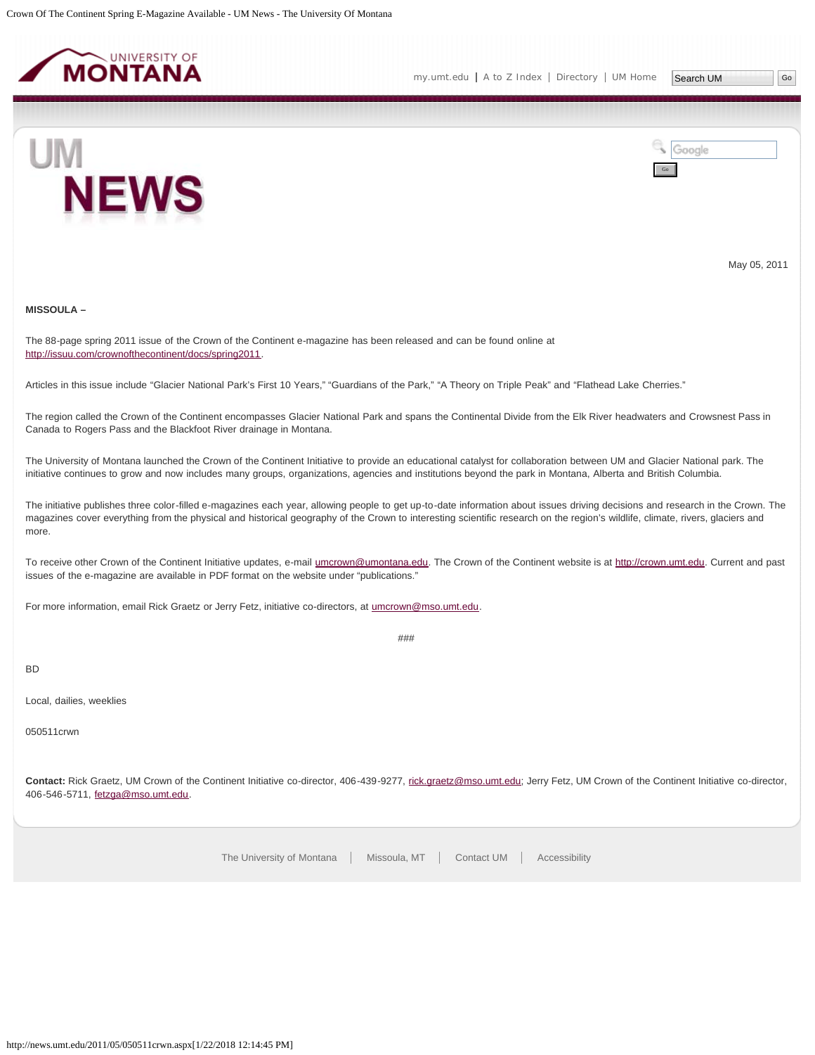May 05, 2011

**MISSOULA –**

The 88-page spring 2011 issue of the Crown of the Continent e-magazine has been released and can be found online at http://issuu.com/crownofthecontinent/docs/spring2011.

Articles in this issue include "Glacier National Park's First 10 Years," "Guardians of the Park," "A Theory on Triple Peak" and "Flathead Lake Cherries."

The region called the Crown of the Continent encompasses Glacier National Park and spans the Continental Divide from the Elk River headwaters and Crowsnest Pass in Canada to Rogers Pass and the Blackfoot River drainage in Montana.

The University of Montana launched the Crown of the Continent Initiative to provide an educational catalyst for collaboration between UM and Glacier National park. The initiative continues to grow and now includes many groups, organizations, agencies and institutions beyond the park in Montana, Alberta and British Columbia.

The initiative publishes three color-filled e-magazines each year, allowing people to get up-to-date information about issues driving decisions and research in the Crown. The magazines cover everything from the physical and historical geography of the Crown to interesting scientific research on the region's wildlife, climate, rivers, glaciers and more.

To receive other Crown of the Continent Initiative updates, e-mail umcrown@umontana.edu. The Crown of the Continent website is at http://crown.umt.edu. Current and past issues of the e-magazine are available in PDF format on the website under "publications."

For more information, email Rick Graetz or Jerry Fetz, initiative co-directors, at umcrown@mso.umt.edu.

###

BD

Local, dailies, weeklies

050511crwn

**Contact:** Rick Graetz, UM Crown of the Continent Initiative co-director, 406-439-9277, rick.graetz@mso.umt.edu; Jerry Fetz, UM Crown of the Continent Initiative co-director, 406-546-5711, fetzga@mso.umt.edu.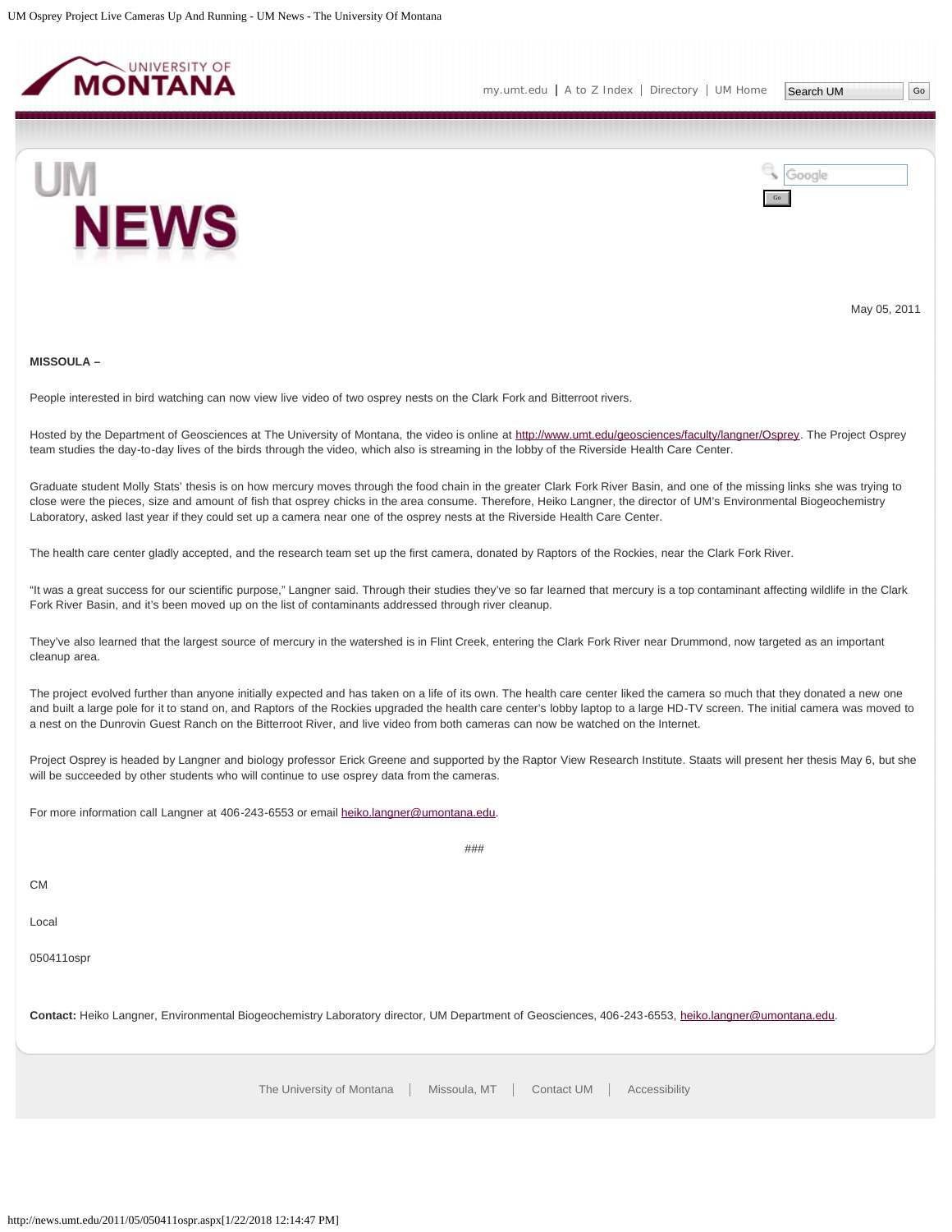May 05, 2011

**MISSOULA –**

People interested in bird watching can now view live video of two osprey nests on the Clark Fork and Bitterroot rivers.

Hosted by the Department of Geosciences at The University of Montana, the video is online at http://www.umt.edu/geosciences/faculty/langner/Osprey. The Project Osprey team studies the day-to-day lives of the birds through the video, which also is streaming in the lobby of the Riverside Health Care Center.

Graduate student Molly Stats' thesis is on how mercury moves through the food chain in the greater Clark Fork River Basin, and one of the missing links she was trying to close were the pieces, size and amount of fish that osprey chicks in the area consume. Therefore, Heiko Langner, the director of UM's Environmental Biogeochemistry Laboratory, asked last year if they could set up a camera near one of the osprey nests at the Riverside Health Care Center.

The health care center gladly accepted, and the research team set up the first camera, donated by Raptors of the Rockies, near the Clark Fork River.

"It was a great success for our scientific purpose," Langner said. Through their studies they've so far learned that mercury is a top contaminant affecting wildlife in the Clark Fork River Basin, and it's been moved up on the list of contaminants addressed through river cleanup.

They've also learned that the largest source of mercury in the watershed is in Flint Creek, entering the Clark Fork River near Drummond, now targeted as an important cleanup area.

The project evolved further than anyone initially expected and has taken on a life of its own. The health care center liked the camera so much that they donated a new one and built a large pole for it to stand on, and Raptors of the Rockies upgraded the health care center's lobby laptop to a large HD-TV screen. The initial camera was moved to a nest on the Dunrovin Guest Ranch on the Bitterroot River, and live video from both cameras can now be watched on the Internet.

Project Osprey is headed by Langner and biology professor Erick Greene and supported by the Raptor View Research Institute. Staats will present her thesis May 6, but she will be succeeded by other students who will continue to use osprey data from the cameras.

For more information call Langner at 406-243-6553 or email heiko.langner@umontana.edu.

###

CM

Local

050411ospr

**Contact:** Heiko Langner, Environmental Biogeochemistry Laboratory director, UM Department of Geosciences, 406-243-6553, heiko.langner@umontana.edu.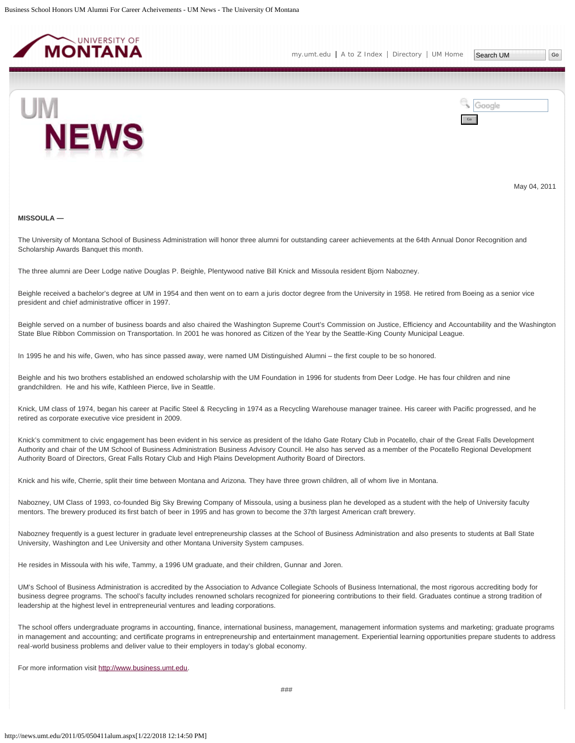May 04, 2011

**MISSOULA —**

The University of Montana School of Business Administration will honor three alumni for outstanding career achievements at the 64th Annual Donor Recognition and Scholarship Awards Banquet this month.

The three alumni are Deer Lodge native Douglas P. Beighle, Plentywood native Bill Knick and Missoula resident Bjorn Nabozney.

Beighle received a bachelor's degree at UM in 1954 and then went on to earn a juris doctor degree from the University in 1958. He retired from Boeing as a senior vice president and chief administrative officer in 1997.

Beighle served on a number of business boards and also chaired the Washington Supreme Court's Commission on Justice, Efficiency and Accountability and the Washington State Blue Ribbon Commission on Transportation. In 2001 he was honored as Citizen of the Year by the Seattle-King County Municipal League.

In 1995 he and his wife, Gwen, who has since passed away, were named UM Distinguished Alumni – the first couple to be so honored.

Beighle and his two brothers established an endowed scholarship with the UM Foundation in 1996 for students from Deer Lodge. He has four children and nine grandchildren. He and his wife, Kathleen Pierce, live in Seattle.

Knick, UM class of 1974, began his career at Pacific Steel & Recycling in 1974 as a Recycling Warehouse manager trainee. His career with Pacific progressed, and he retired as corporate executive vice president in 2009.

Knick's commitment to civic engagement has been evident in his service as president of the Idaho Gate Rotary Club in Pocatello, chair of the Great Falls Development Authority and chair of the UM School of Business Administration Business Advisory Council. He also has served as a member of the Pocatello Regional Development Authority Board of Directors, Great Falls Rotary Club and High Plains Development Authority Board of Directors.

Knick and his wife, Cherrie, split their time between Montana and Arizona. They have three grown children, all of whom live in Montana.

Nabozney, UM Class of 1993, co-founded Big Sky Brewing Company of Missoula, using a business plan he developed as a student with the help of University faculty mentors. The brewery produced its first batch of beer in 1995 and has grown to become the 37th largest American craft brewery.

Nabozney frequently is a guest lecturer in graduate level entrepreneurship classes at the School of Business Administration and also presents to students at Ball State University, Washington and Lee University and other Montana University System campuses.

He resides in Missoula with his wife, Tammy, a 1996 UM graduate, and their children, Gunnar and Joren.

UM's School of Business Administration is accredited by the Association to Advance Collegiate Schools of Business International, the most rigorous accrediting body for business degree programs. The school's faculty includes renowned scholars recognized for pioneering contributions to their field. Graduates continue a strong tradition of leadership at the highest level in entrepreneurial ventures and leading corporations.

The school offers undergraduate programs in accounting, finance, international business, management, management information systems and marketing; graduate programs in management and accounting; and certificate programs in entrepreneurship and entertainment management. Experiential learning opportunities prepare students to address real-world business problems and deliver value to their employers in today's global economy.

For more information visit http://www.business.umt.edu.

###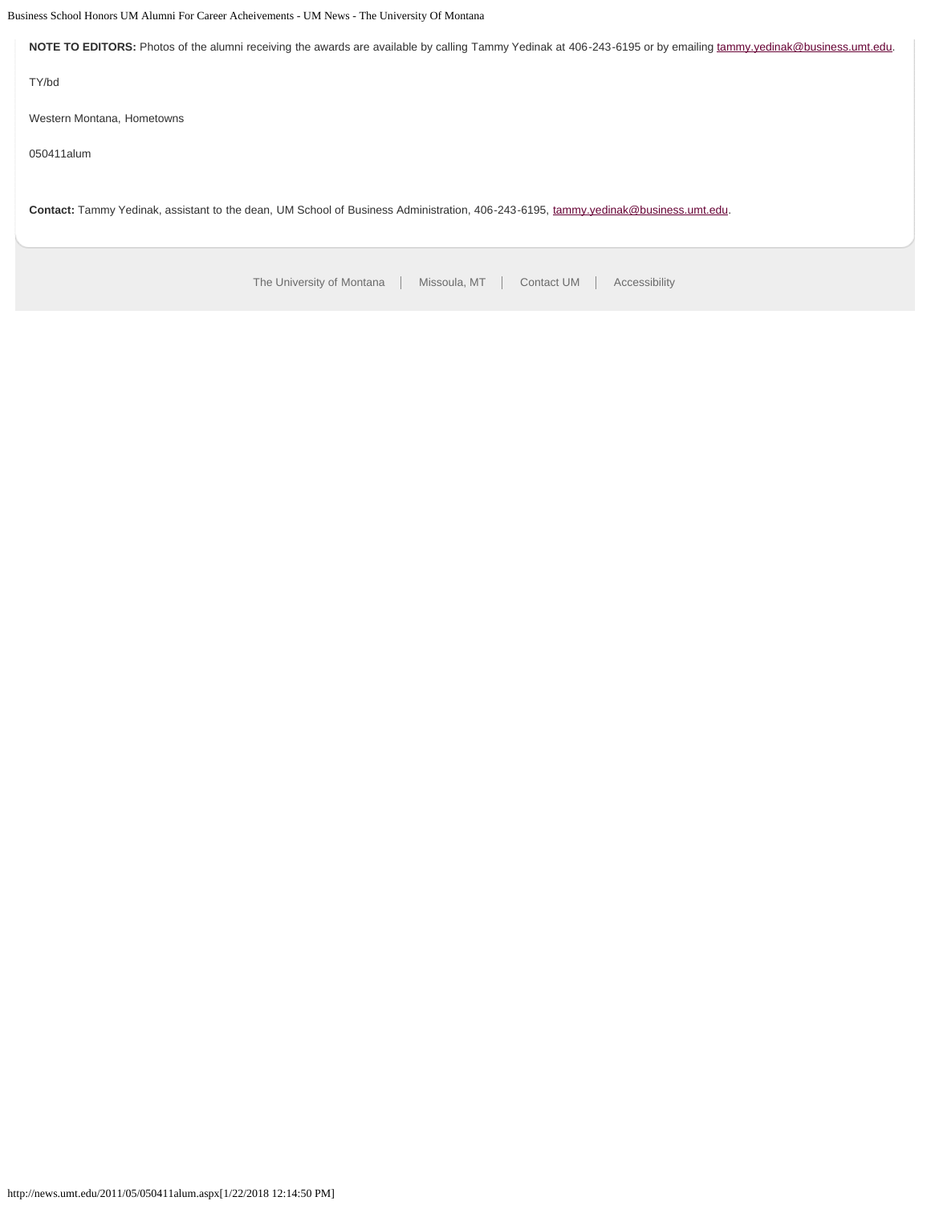**NOTE TO EDITORS:** Photos of the alumni receiving the awards are available by calling Tammy Yedinak at 406-243-6195 or by emailing tammy.yedinak@business.umt.edu.

TY/bd

Western Montana, Hometowns

050411alum

**Contact:** Tammy Yedinak, assistant to the dean, UM School of Business Administration, 406-243-6195, tammy.yedinak@business.umt.edu.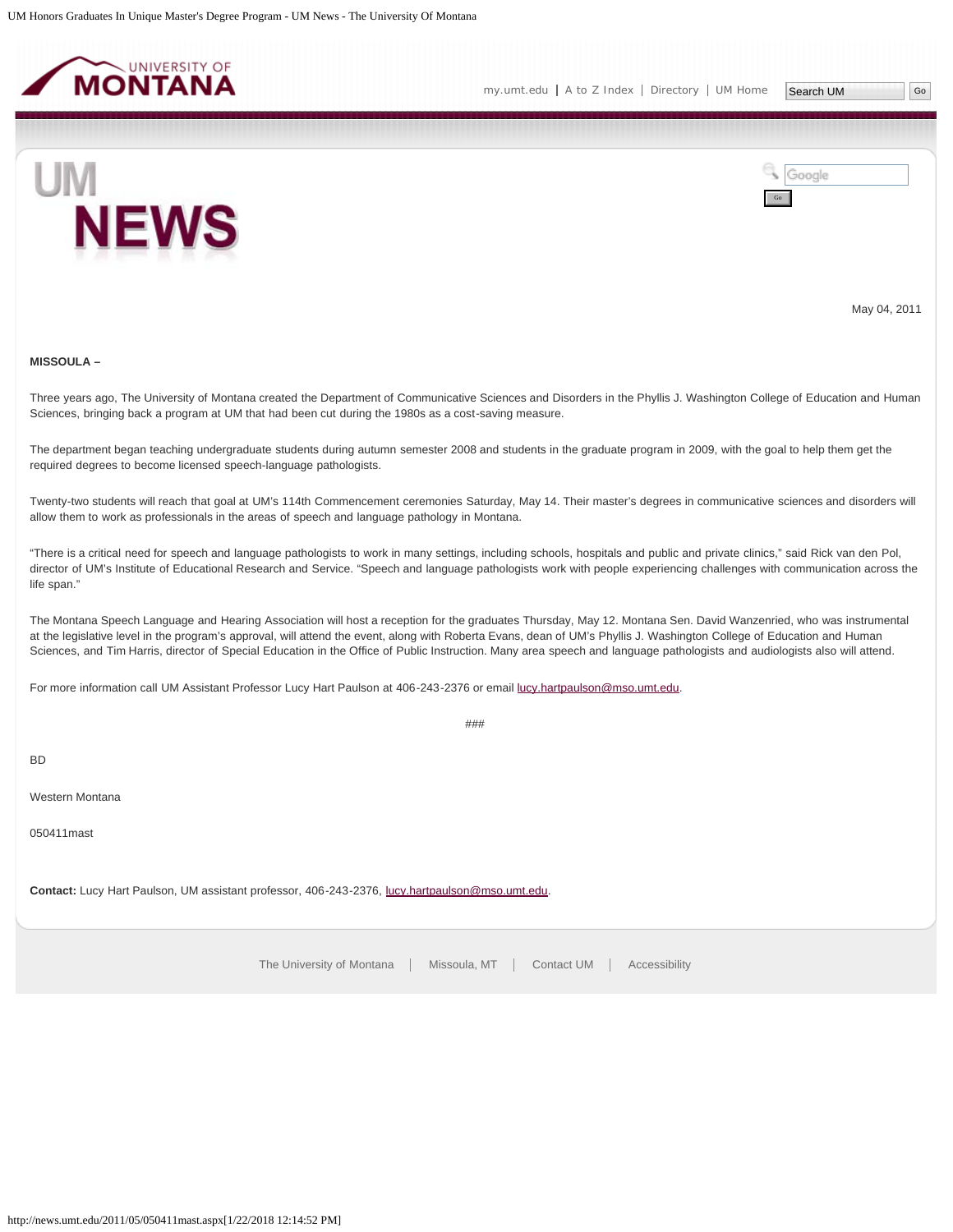May 04, 2011

**MISSOULA –**

Three years ago, The University of Montana created the Department of Communicative Sciences and Disorders in the Phyllis J. Washington College of Education and Human Sciences, bringing back a program at UM that had been cut during the 1980s as a cost-saving measure.

The department began teaching undergraduate students during autumn semester 2008 and students in the graduate program in 2009, with the goal to help them get the required degrees to become licensed speech-language pathologists.

Twenty-two students will reach that goal at UM's 114th Commencement ceremonies Saturday, May 14. Their master's degrees in communicative sciences and disorders will allow them to work as professionals in the areas of speech and language pathology in Montana.

"There is a critical need for speech and language pathologists to work in many settings, including schools, hospitals and public and private clinics," said Rick van den Pol, director of UM's Institute of Educational Research and Service. "Speech and language pathologists work with people experiencing challenges with communication across the life span."

The Montana Speech Language and Hearing Association will host a reception for the graduates Thursday, May 12. Montana Sen. David Wanzenried, who was instrumental at the legislative level in the program's approval, will attend the event, along with Roberta Evans, dean of UM's Phyllis J. Washington College of Education and Human Sciences, and Tim Harris, director of Special Education in the Office of Public Instruction. Many area speech and language pathologists and audiologists also will attend.

For more information call UM Assistant Professor Lucy Hart Paulson at 406-243-2376 or email lucy.hartpaulson@mso.umt.edu.

###

BD

Western Montana

050411mast

**Contact:** Lucy Hart Paulson, UM assistant professor, 406-243-2376, lucy.hartpaulson@mso.umt.edu.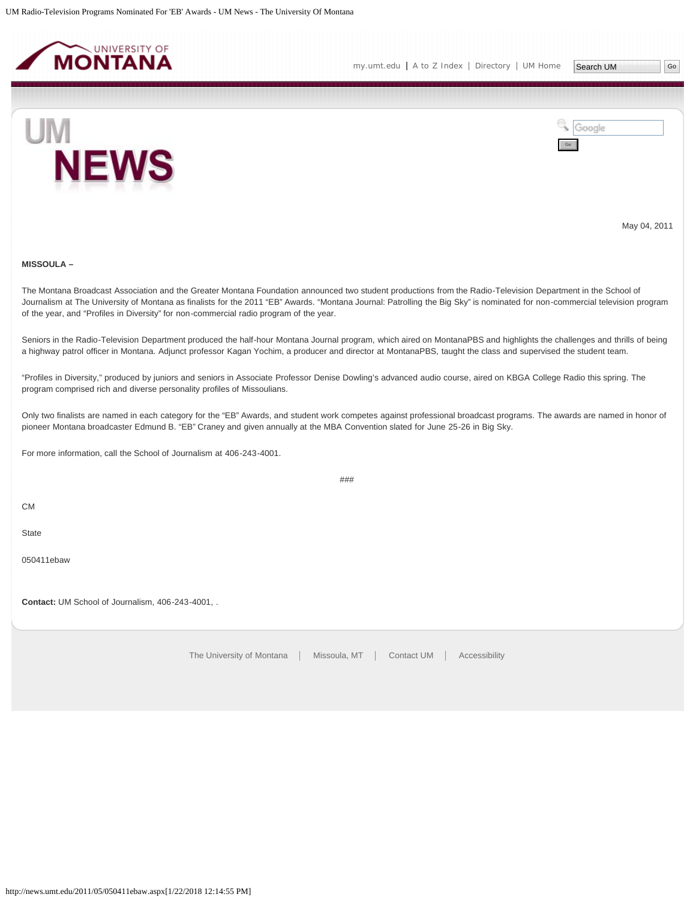May 04, 2011

**MISSOULA –**

The Montana Broadcast Association and the Greater Montana Foundation announced two student productions from the Radio-Television Department in the School of Journalism at The University of Montana as finalists for the 2011 “EB” Awards. “Montana Journal: Patrolling the Big Sky” is nominated for non-commercial television program of the year, and “Profiles in Diversity” for non-commercial radio program of the year.

Seniors in the Radio-Television Department produced the half-hour Montana Journal program, which aired on MontanaPBS and highlights the challenges and thrills of being a highway patrol officer in Montana. Adjunct professor Kagan Yochim, a producer and director at MontanaPBS, taught the class and supervised the student team.

“Profiles in Diversity,” produced by juniors and seniors in Associate Professor Denise Dowling's advanced audio course, aired on KBGA College Radio this spring. The program comprised rich and diverse personality profiles of Missoulians.

Only two finalists are named in each category for the “EB” Awards, and student work competes against professional broadcast programs. The awards are named in honor of pioneer Montana broadcaster Edmund B. “EB” Craney and given annually at the MBA Convention slated for June 25-26 in Big Sky.

For more information, call the School of Journalism at 406-243-4001.

###

CM

State

050411ebaw

**Contact:** UM School of Journalism, 406-243-4001, .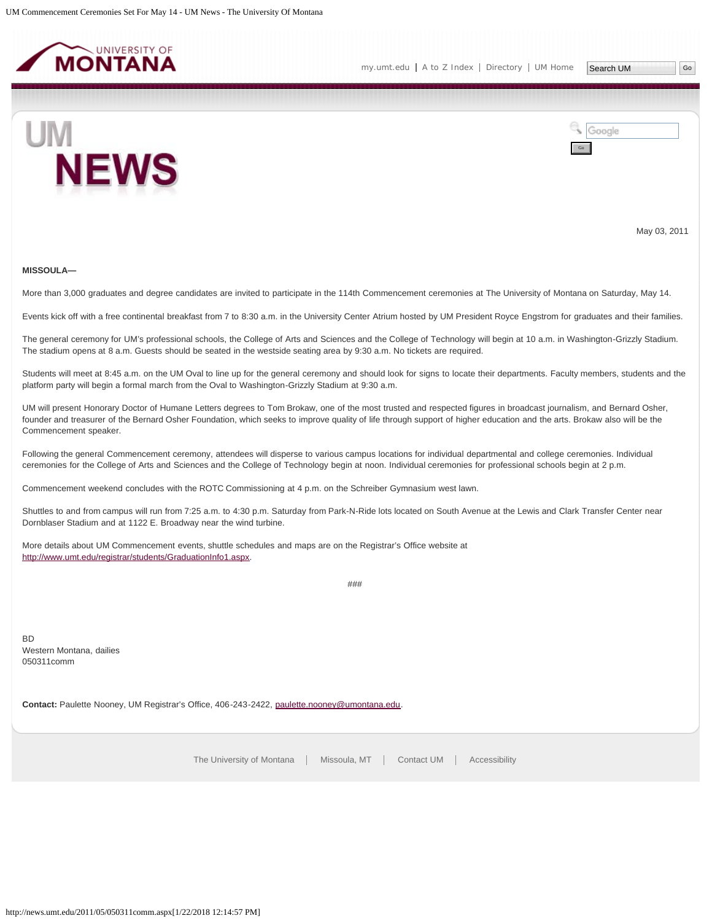May 03, 2011

**MISSOULA—**

More than 3,000 graduates and degree candidates are invited to participate in the 114th Commencement ceremonies at The University of Montana on Saturday, May 14.

Events kick off with a free continental breakfast from 7 to 8:30 a.m. in the University Center Atrium hosted by UM President Royce Engstrom for graduates and their families.

The general ceremony for UM's professional schools, the College of Arts and Sciences and the College of Technology will begin at 10 a.m. in Washington-Grizzly Stadium. The stadium opens at 8 a.m. Guests should be seated in the westside seating area by 9:30 a.m. No tickets are required.

Students will meet at 8:45 a.m. on the UM Oval to line up for the general ceremony and should look for signs to locate their departments. Faculty members, students and the platform party will begin a formal march from the Oval to Washington-Grizzly Stadium at 9:30 a.m.

UM will present Honorary Doctor of Humane Letters degrees to Tom Brokaw, one of the most trusted and respected figures in broadcast journalism, and Bernard Osher, founder and treasurer of the Bernard Osher Foundation, which seeks to improve quality of life through support of higher education and the arts. Brokaw also will be the Commencement speaker.

Following the general Commencement ceremony, attendees will disperse to various campus locations for individual departmental and college ceremonies. Individual ceremonies for the College of Arts and Sciences and the College of Technology begin at noon. Individual ceremonies for professional schools begin at 2 p.m.

Commencement weekend concludes with the ROTC Commissioning at 4 p.m. on the Schreiber Gymnasium west lawn.

Shuttles to and from campus will run from 7:25 a.m. to 4:30 p.m. Saturday from Park-N-Ride lots located on South Avenue at the Lewis and Clark Transfer Center near Dornblaser Stadium and at 1122 E. Broadway near the wind turbine.

More details about UM Commencement events, shuttle schedules and maps are on the Registrar's Office website at http://www.umt.edu/registrar/students/GraduationInfo1.aspx.

###

BD
Western Montana, dailies
050311comm

**Contact:** Paulette Nooney, UM Registrar's Office, 406-243-2422, paulette.nooney@umontana.edu.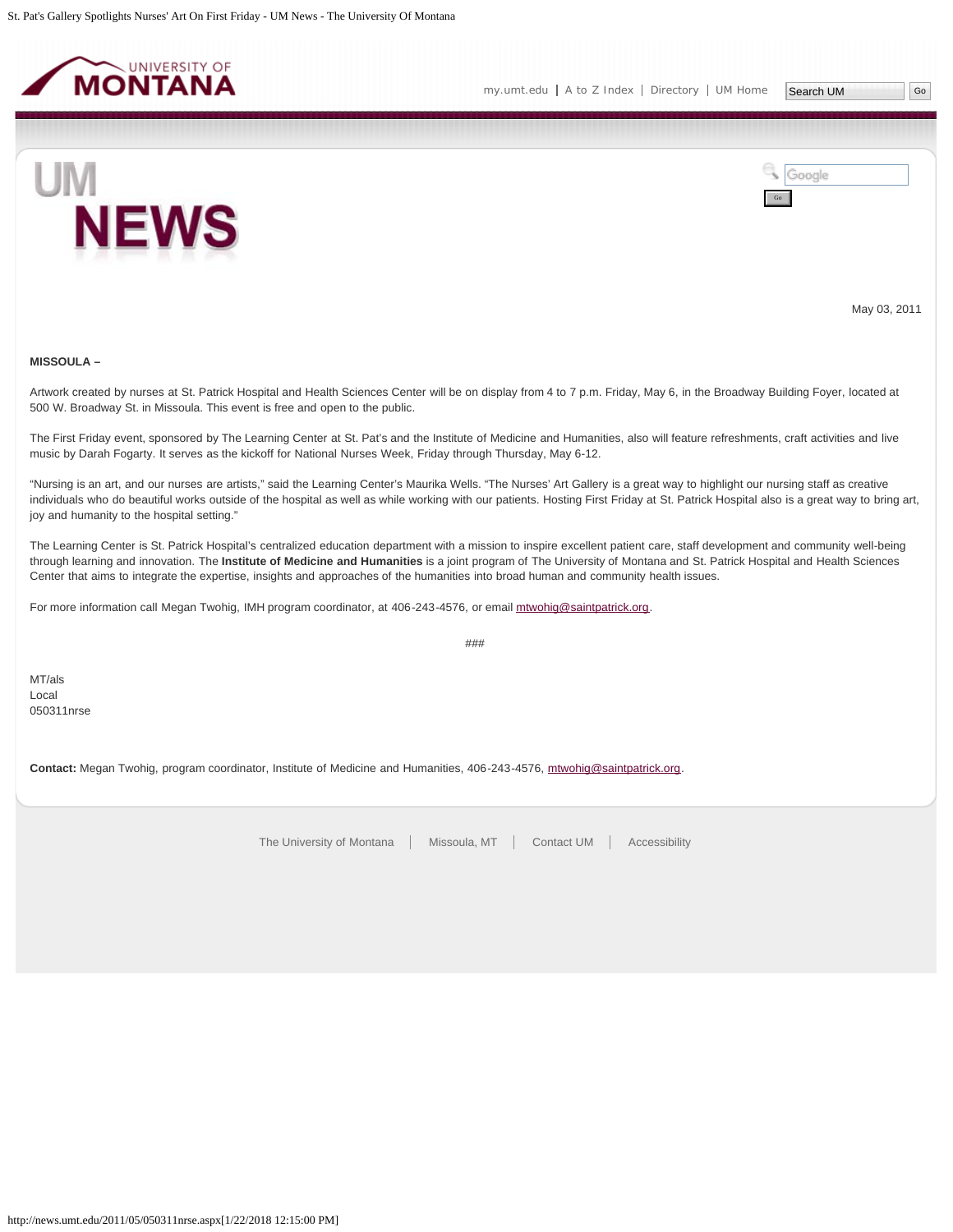May 03, 2011

**MISSOULA –**

Artwork created by nurses at St. Patrick Hospital and Health Sciences Center will be on display from 4 to 7 p.m. Friday, May 6, in the Broadway Building Foyer, located at 500 W. Broadway St. in Missoula. This event is free and open to the public.

The First Friday event, sponsored by The Learning Center at St. Pat's and the Institute of Medicine and Humanities, also will feature refreshments, craft activities and live music by Darah Fogarty. It serves as the kickoff for National Nurses Week, Friday through Thursday, May 6-12.

"Nursing is an art, and our nurses are artists," said the Learning Center's Maurika Wells. "The Nurses' Art Gallery is a great way to highlight our nursing staff as creative individuals who do beautiful works outside of the hospital as well as while working with our patients. Hosting First Friday at St. Patrick Hospital also is a great way to bring art, joy and humanity to the hospital setting."

The Learning Center is St. Patrick Hospital's centralized education department with a mission to inspire excellent patient care, staff development and community well-being through learning and innovation. The **Institute of Medicine and Humanities** is a joint program of The University of Montana and St. Patrick Hospital and Health Sciences Center that aims to integrate the expertise, insights and approaches of the humanities into broad human and community health issues.

For more information call Megan Twohig, IMH program coordinator, at 406-243-4576, or email mtwohig@saintpatrick.org.

###

MT/als
Local
050311nrse

**Contact:** Megan Twohig, program coordinator, Institute of Medicine and Humanities, 406-243-4576, mtwohig@saintpatrick.org.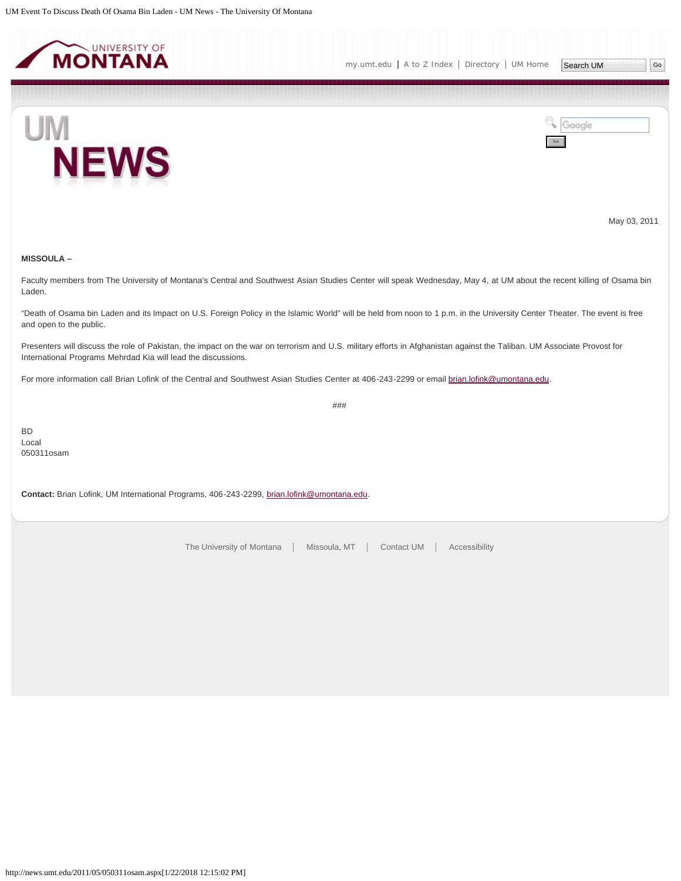May 03, 2011

**MISSOULA –**

Faculty members from The University of Montana's Central and Southwest Asian Studies Center will speak Wednesday, May 4, at UM about the recent killing of Osama bin Laden.

"Death of Osama bin Laden and its Impact on U.S. Foreign Policy in the Islamic World" will be held from noon to 1 p.m. in the University Center Theater. The event is free and open to the public.

Presenters will discuss the role of Pakistan, the impact on the war on terrorism and U.S. military efforts in Afghanistan against the Taliban. UM Associate Provost for International Programs Mehrdad Kia will lead the discussions.

For more information call Brian Lofink of the Central and Southwest Asian Studies Center at 406-243-2299 or email brian.lofink@umontana.edu.

###

BD
Local
050311osam

**Contact:** Brian Lofink, UM International Programs, 406-243-2299, brian.lofink@umontana.edu.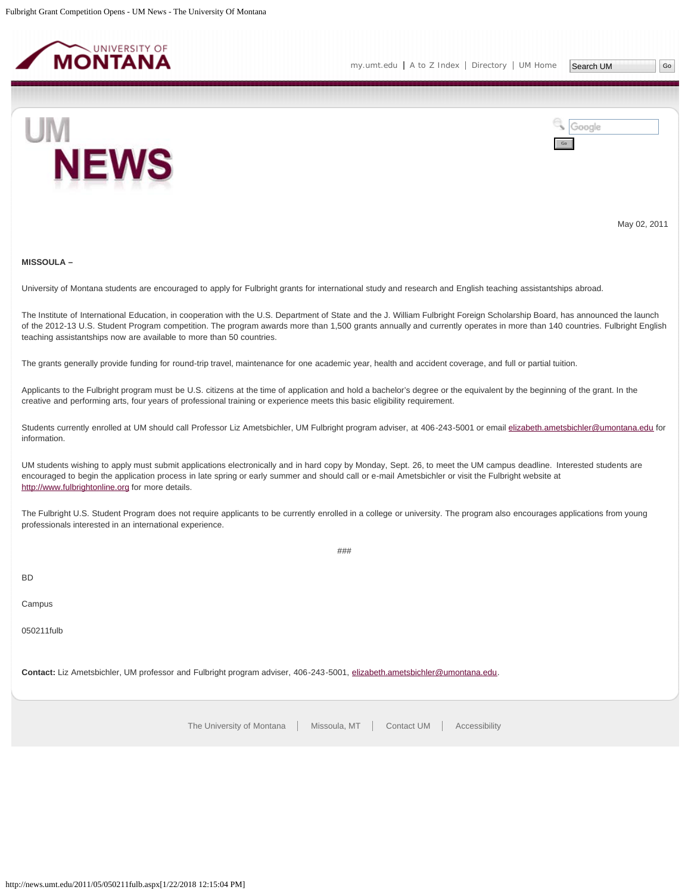May 02, 2011

**MISSOULA –**

University of Montana students are encouraged to apply for Fulbright grants for international study and research and English teaching assistantships abroad.

The Institute of International Education, in cooperation with the U.S. Department of State and the J. William Fulbright Foreign Scholarship Board, has announced the launch of the 2012-13 U.S. Student Program competition. The program awards more than 1,500 grants annually and currently operates in more than 140 countries. Fulbright English teaching assistantships now are available to more than 50 countries.

The grants generally provide funding for round-trip travel, maintenance for one academic year, health and accident coverage, and full or partial tuition.

Applicants to the Fulbright program must be U.S. citizens at the time of application and hold a bachelor's degree or the equivalent by the beginning of the grant. In the creative and performing arts, four years of professional training or experience meets this basic eligibility requirement.

Students currently enrolled at UM should call Professor Liz Ametsbichler, UM Fulbright program adviser, at 406-243-5001 or email elizabeth.ametsbichler@umontana.edu for information.

UM students wishing to apply must submit applications electronically and in hard copy by Monday, Sept. 26, to meet the UM campus deadline. Interested students are encouraged to begin the application process in late spring or early summer and should call or e-mail Ametsbichler or visit the Fulbright website at http://www.fulbrightonline.org for more details.

The Fulbright U.S. Student Program does not require applicants to be currently enrolled in a college or university. The program also encourages applications from young professionals interested in an international experience.

###

BD

Campus

050211fulb

**Contact:** Liz Ametsbichler, UM professor and Fulbright program adviser, 406-243-5001, elizabeth.ametsbichler@umontana.edu.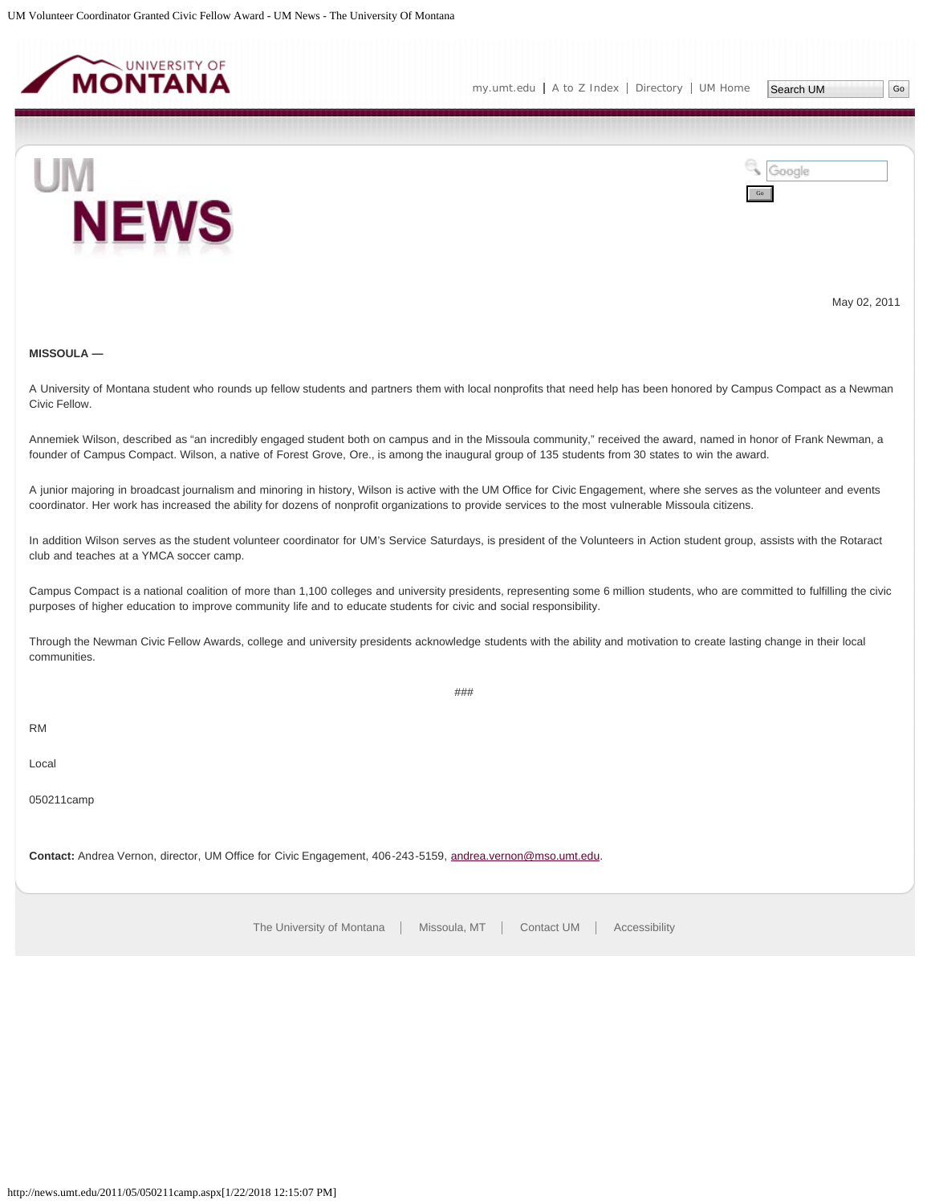May 02, 2011

**MISSOULA —**

A University of Montana student who rounds up fellow students and partners them with local nonprofits that need help has been honored by Campus Compact as a Newman Civic Fellow.

Annemiek Wilson, described as “an incredibly engaged student both on campus and in the Missoula community,” received the award, named in honor of Frank Newman, a founder of Campus Compact. Wilson, a native of Forest Grove, Ore., is among the inaugural group of 135 students from 30 states to win the award.

A junior majoring in broadcast journalism and minoring in history, Wilson is active with the UM Office for Civic Engagement, where she serves as the volunteer and events coordinator. Her work has increased the ability for dozens of nonprofit organizations to provide services to the most vulnerable Missoula citizens.

In addition Wilson serves as the student volunteer coordinator for UM's Service Saturdays, is president of the Volunteers in Action student group, assists with the Rotaract club and teaches at a YMCA soccer camp.

Campus Compact is a national coalition of more than 1,100 colleges and university presidents, representing some 6 million students, who are committed to fulfilling the civic purposes of higher education to improve community life and to educate students for civic and social responsibility.

Through the Newman Civic Fellow Awards, college and university presidents acknowledge students with the ability and motivation to create lasting change in their local communities.

###

RM

Local

050211camp

**Contact:** Andrea Vernon, director, UM Office for Civic Engagement, 406-243-5159, andrea.vernon@mso.umt.edu.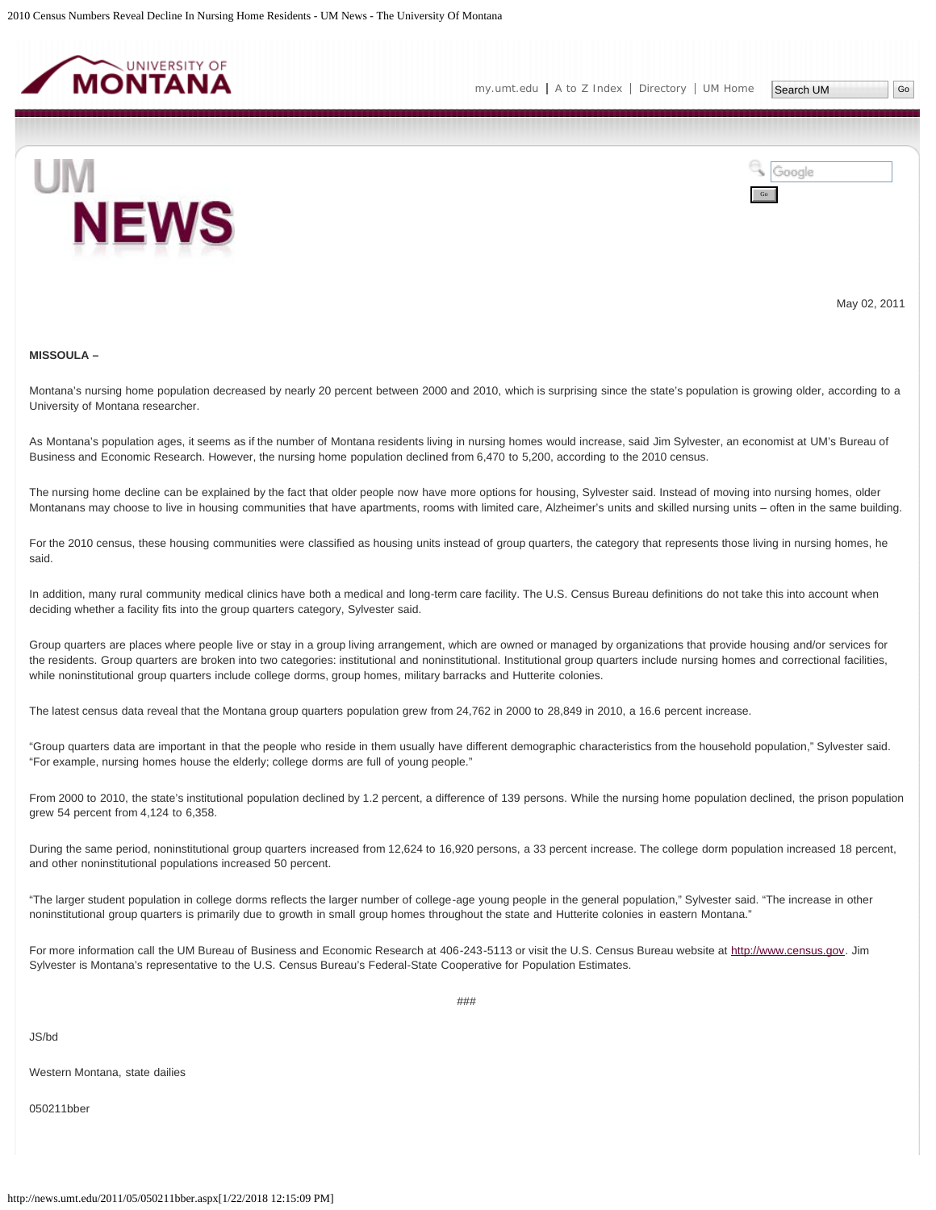May 02, 2011

**MISSOULA –**

Montana's nursing home population decreased by nearly 20 percent between 2000 and 2010, which is surprising since the state's population is growing older, according to a University of Montana researcher.

As Montana's population ages, it seems as if the number of Montana residents living in nursing homes would increase, said Jim Sylvester, an economist at UM's Bureau of Business and Economic Research. However, the nursing home population declined from 6,470 to 5,200, according to the 2010 census.

The nursing home decline can be explained by the fact that older people now have more options for housing, Sylvester said. Instead of moving into nursing homes, older Montanans may choose to live in housing communities that have apartments, rooms with limited care, Alzheimer's units and skilled nursing units – often in the same building.

For the 2010 census, these housing communities were classified as housing units instead of group quarters, the category that represents those living in nursing homes, he said.

In addition, many rural community medical clinics have both a medical and long-term care facility. The U.S. Census Bureau definitions do not take this into account when deciding whether a facility fits into the group quarters category, Sylvester said.

Group quarters are places where people live or stay in a group living arrangement, which are owned or managed by organizations that provide housing and/or services for the residents. Group quarters are broken into two categories: institutional and noninstitutional. Institutional group quarters include nursing homes and correctional facilities, while noninstitutional group quarters include college dorms, group homes, military barracks and Hutterite colonies.

The latest census data reveal that the Montana group quarters population grew from 24,762 in 2000 to 28,849 in 2010, a 16.6 percent increase.

"Group quarters data are important in that the people who reside in them usually have different demographic characteristics from the household population," Sylvester said. "For example, nursing homes house the elderly; college dorms are full of young people."

From 2000 to 2010, the state's institutional population declined by 1.2 percent, a difference of 139 persons. While the nursing home population declined, the prison population grew 54 percent from 4,124 to 6,358.

During the same period, noninstitutional group quarters increased from 12,624 to 16,920 persons, a 33 percent increase. The college dorm population increased 18 percent, and other noninstitutional populations increased 50 percent.

"The larger student population in college dorms reflects the larger number of college-age young people in the general population," Sylvester said. "The increase in other noninstitutional group quarters is primarily due to growth in small group homes throughout the state and Hutterite colonies in eastern Montana."

For more information call the UM Bureau of Business and Economic Research at 406-243-5113 or visit the U.S. Census Bureau website at http://www.census.gov. Jim Sylvester is Montana's representative to the U.S. Census Bureau's Federal-State Cooperative for Population Estimates.

###

JS/bd

Western Montana, state dailies

050211bber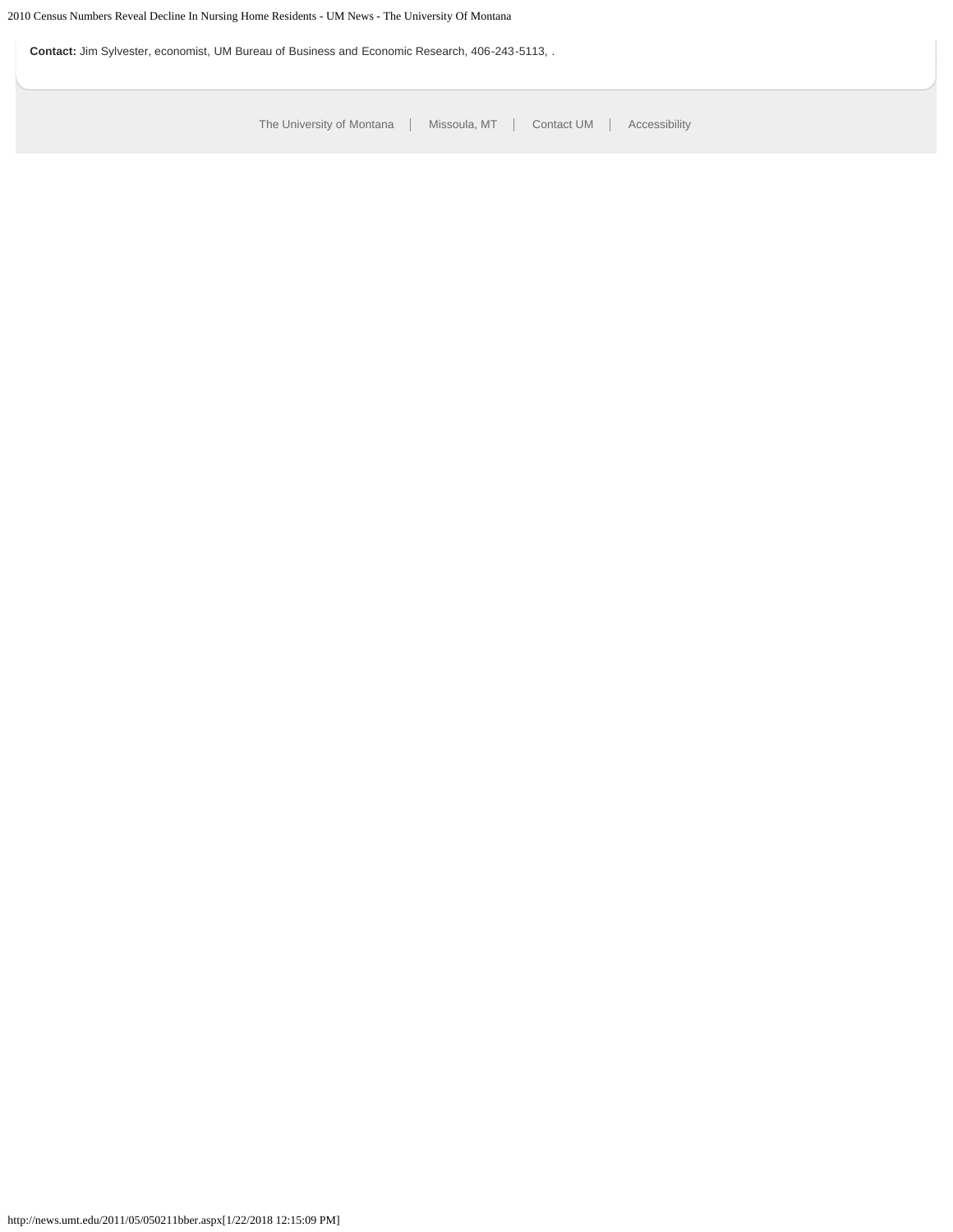**Contact:** Jim Sylvester, economist, UM Bureau of Business and Economic Research, 406-243-5113, .

The University of Montana | Missoula, MT | Contact UM | Accessibility